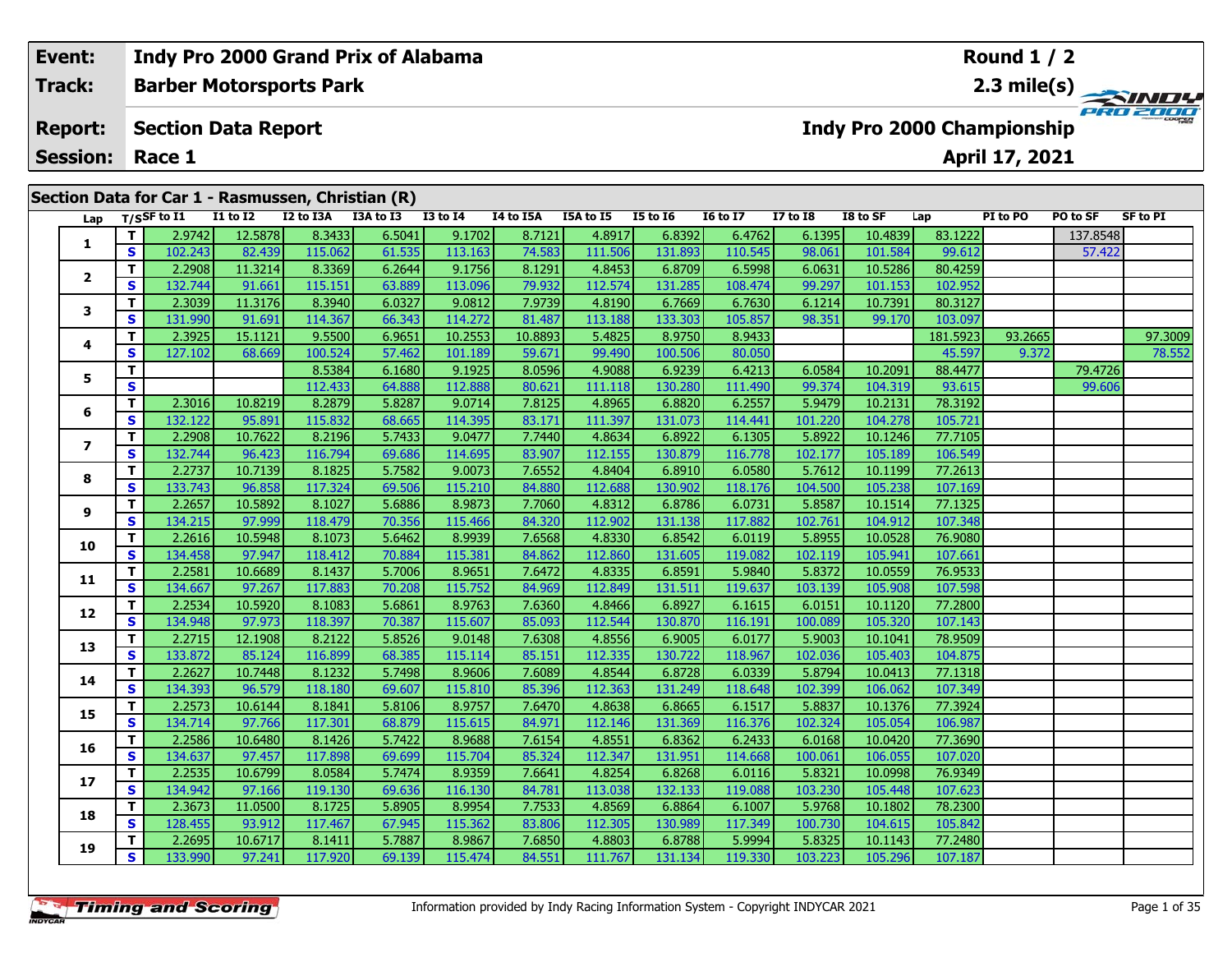| Event: | Indy Pro 2000 Grand Prix of Alabama | Round 1 / 2 |
|---|---|---|
| Track: | Barber Motorsports Park | 2.3 mile(s) |
| Report: | Section Data Report | Indy Pro 2000 Championship |
| Session: | Race 1 | April 17, 2021 |

## Section Data for Car 1 - Rasmussen, Christian (R)

| Lap | T/S | SF to I1 | I1 to I2 | I2 to I3A | I3A to I3 | I3 to I4 | I4 to I5A | I5A to I5 | I5 to I6 | I6 to I7 | I7 to I8 | I8 to SF | Lap | PI to PO | PO to SF | SF to PI |
|---|---|---|---|---|---|---|---|---|---|---|---|---|---|---|---|---|
| 1 | T | 2.9742 | 12.5878 | 8.3433 | 6.5041 | 9.1702 | 8.7121 | 4.8917 | 6.8392 | 6.4762 | 6.1395 | 10.4839 | 83.1222 | | 137.8548 | |
| | S | 102.243 | 82.439 | 115.062 | 61.535 | 113.163 | 74.583 | 111.506 | 131.893 | 110.545 | 98.061 | 101.584 | 99.612 | | 57.422 | |
| 2 | T | 2.2908 | 11.3214 | 8.3369 | 6.2644 | 9.1756 | 8.1291 | 4.8453 | 6.8709 | 6.5998 | 6.0631 | 10.5286 | 80.4259 | | | |
| | S | 132.744 | 91.661 | 115.151 | 63.889 | 113.096 | 79.932 | 112.574 | 131.285 | 108.474 | 99.297 | 101.153 | 102.952 | | | |
| 3 | T | 2.3039 | 11.3176 | 8.3940 | 6.0327 | 9.0812 | 7.9739 | 4.8190 | 6.7669 | 6.7630 | 6.1214 | 10.7391 | 80.3127 | | | |
| | S | 131.990 | 91.691 | 114.367 | 66.343 | 114.272 | 81.487 | 113.188 | 133.303 | 105.857 | 98.351 | 99.170 | 103.097 | | | |
| 4 | T | 2.3925 | 15.1121 | 9.5500 | 6.9651 | 10.2553 | 10.8893 | 5.4825 | 8.9750 | 8.9433 | | | 181.5923 | 93.2665 | | 97.3009 |
| | S | 127.102 | 68.669 | 100.524 | 57.462 | 101.189 | 59.671 | 99.490 | 100.506 | 80.050 | | | 45.597 | 9.372 | | 78.552 |
| 5 | T | | | 8.5384 | 6.1680 | 9.1925 | 8.0596 | 4.9088 | 6.9239 | 6.4213 | 6.0584 | 10.2091 | 88.4477 | | 79.4726 | |
| | S | | | 112.433 | 64.888 | 112.888 | 80.621 | 111.118 | 130.280 | 111.490 | 99.374 | 104.319 | 93.615 | | 99.606 | |
| 6 | T | 2.3016 | 10.8219 | 8.2879 | 5.8287 | 9.0714 | 7.8125 | 4.8965 | 6.8820 | 6.2557 | 5.9479 | 10.2131 | 78.3192 | | | |
| | S | 132.122 | 95.891 | 115.832 | 68.665 | 114.395 | 83.171 | 111.397 | 131.073 | 114.441 | 101.220 | 104.278 | 105.721 | | | |
| 7 | T | 2.2908 | 10.7622 | 8.2196 | 5.7433 | 9.0477 | 7.7440 | 4.8634 | 6.8922 | 6.1305 | 5.8922 | 10.1246 | 77.7105 | | | |
| | S | 132.744 | 96.423 | 116.794 | 69.686 | 114.695 | 83.907 | 112.155 | 130.879 | 116.778 | 102.177 | 105.189 | 106.549 | | | |
| 8 | T | 2.2737 | 10.7139 | 8.1825 | 5.7582 | 9.0073 | 7.6552 | 4.8404 | 6.8910 | 6.0580 | 5.7612 | 10.1199 | 77.2613 | | | |
| | S | 133.743 | 96.858 | 117.324 | 69.506 | 115.210 | 84.880 | 112.688 | 130.902 | 118.176 | 104.500 | 105.238 | 107.169 | | | |
| 9 | T | 2.2657 | 10.5892 | 8.1027 | 5.6886 | 8.9873 | 7.7060 | 4.8312 | 6.8786 | 6.0731 | 5.8587 | 10.1514 | 77.1325 | | | |
| | S | 134.215 | 97.999 | 118.479 | 70.356 | 115.466 | 84.320 | 112.902 | 131.138 | 117.882 | 102.761 | 104.912 | 107.348 | | | |
| 10 | T | 2.2616 | 10.5948 | 8.1073 | 5.6462 | 8.9939 | 7.6568 | 4.8330 | 6.8542 | 6.0119 | 5.8955 | 10.0528 | 76.9080 | | | |
| | S | 134.458 | 97.947 | 118.412 | 70.884 | 115.381 | 84.862 | 112.860 | 131.605 | 119.082 | 102.119 | 105.941 | 107.661 | | | |
| 11 | T | 2.2581 | 10.6689 | 8.1437 | 5.7006 | 8.9651 | 7.6472 | 4.8335 | 6.8591 | 5.9840 | 5.8372 | 10.0559 | 76.9533 | | | |
| | S | 134.667 | 97.267 | 117.883 | 70.208 | 115.752 | 84.969 | 112.849 | 131.511 | 119.637 | 103.139 | 105.908 | 107.598 | | | |
| 12 | T | 2.2534 | 10.5920 | 8.1083 | 5.6861 | 8.9763 | 7.6360 | 4.8466 | 6.8927 | 6.1615 | 6.0151 | 10.1120 | 77.2800 | | | |
| | S | 134.948 | 97.973 | 118.397 | 70.387 | 115.607 | 85.093 | 112.544 | 130.870 | 116.191 | 100.089 | 105.320 | 107.143 | | | |
| 13 | T | 2.2715 | 12.1908 | 8.2122 | 5.8526 | 9.0148 | 7.6308 | 4.8556 | 6.9005 | 6.0177 | 5.9003 | 10.1041 | 78.9509 | | | |
| | S | 133.872 | 85.124 | 116.899 | 68.385 | 115.114 | 85.151 | 112.335 | 130.722 | 118.967 | 102.036 | 105.403 | 104.875 | | | |
| 14 | T | 2.2627 | 10.7448 | 8.1232 | 5.7498 | 8.9606 | 7.6089 | 4.8544 | 6.8728 | 6.0339 | 5.8794 | 10.0413 | 77.1318 | | | |
| | S | 134.393 | 96.579 | 118.180 | 69.607 | 115.810 | 85.396 | 112.363 | 131.249 | 118.648 | 102.399 | 106.062 | 107.349 | | | |
| 15 | T | 2.2573 | 10.6144 | 8.1841 | 5.8106 | 8.9757 | 7.6470 | 4.8638 | 6.8665 | 6.1517 | 5.8837 | 10.1376 | 77.3924 | | | |
| | S | 134.714 | 97.766 | 117.301 | 68.879 | 115.615 | 84.971 | 112.146 | 131.369 | 116.376 | 102.324 | 105.054 | 106.987 | | | |
| 16 | T | 2.2586 | 10.6480 | 8.1426 | 5.7422 | 8.9688 | 7.6154 | 4.8551 | 6.8362 | 6.2433 | 6.0168 | 10.0420 | 77.3690 | | | |
| | S | 134.637 | 97.457 | 117.898 | 69.699 | 115.704 | 85.324 | 112.347 | 131.951 | 114.668 | 100.061 | 106.055 | 107.020 | | | |
| 17 | T | 2.2535 | 10.6799 | 8.0584 | 5.7474 | 8.9359 | 7.6641 | 4.8254 | 6.8268 | 6.0116 | 5.8321 | 10.0998 | 76.9349 | | | |
| | S | 134.942 | 97.166 | 119.130 | 69.636 | 116.130 | 84.781 | 113.038 | 132.133 | 119.088 | 103.230 | 105.448 | 107.623 | | | |
| 18 | T | 2.3673 | 11.0500 | 8.1725 | 5.8905 | 8.9954 | 7.7533 | 4.8569 | 6.8864 | 6.1007 | 5.9768 | 10.1802 | 78.2300 | | | |
| | S | 128.455 | 93.912 | 117.467 | 67.945 | 115.362 | 83.806 | 112.305 | 130.989 | 117.349 | 100.730 | 104.615 | 105.842 | | | |
| 19 | T | 2.2695 | 10.6717 | 8.1411 | 5.7887 | 8.9867 | 7.6850 | 4.8803 | 6.8788 | 5.9994 | 5.8325 | 10.1143 | 77.2480 | | | |
| | S | 133.990 | 97.241 | 117.920 | 69.139 | 115.474 | 84.551 | 111.767 | 131.134 | 119.330 | 103.223 | 105.296 | 107.187 | | | |

Information provided by Indy Racing Information System - Copyright INDYCAR 2021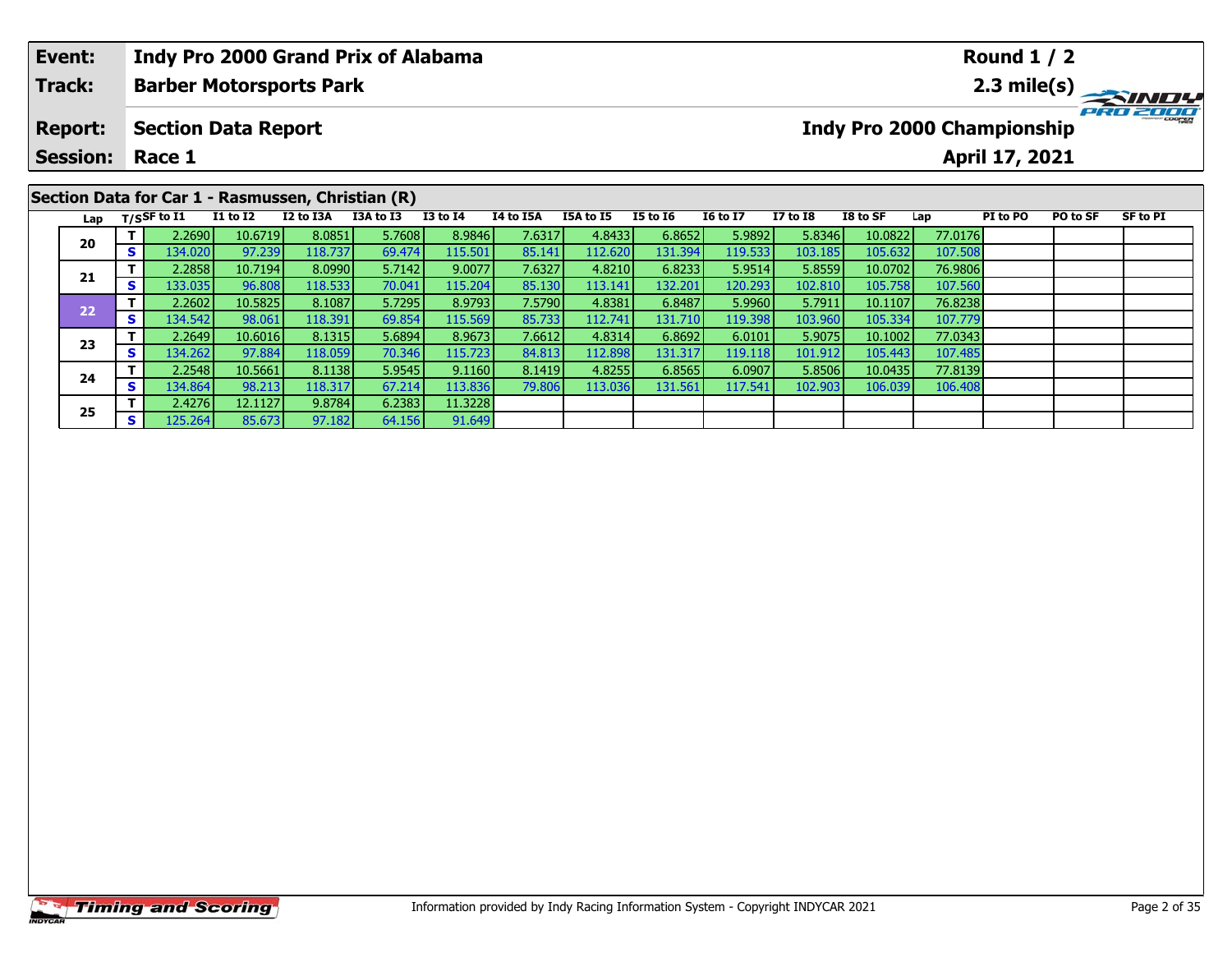| Event: | Indy Pro 2000 Grand Prix of Alabama | Round 1 / 2 |
|---|---|---|
| Track: | Barber Motorsports Park | 2.3 mile(s) |
| Report: | Section Data Report | Indy Pro 2000 Championship |
| Session: | Race 1 | April 17, 2021 |

## Section Data for Car 1 - Rasmussen, Christian (R)

| Lap | T/S | SF to I1 | I1 to I2 | I2 to I3A | I3A to I3 | I3 to I4 | I4 to I5A | I5A to I5 | I5 to I6 | I6 to I7 | I7 to I8 | I8 to SF | Lap | PI to PO | PO to SF | SF to PI |
|---|---|---|---|---|---|---|---|---|---|---|---|---|---|---|---|---|
| 20 | T | 2.2690 | 10.6719 | 8.0851 | 5.7608 | 8.9846 | 7.6317 | 4.8433 | 6.8652 | 5.9892 | 5.8346 | 10.0822 | 77.0176 | | | |
| | S | 134.020 | 97.239 | 118.737 | 69.474 | 115.501 | 85.141 | 112.620 | 131.394 | 119.533 | 103.185 | 105.632 | 107.508 | | | |
| 21 | T | 2.2858 | 10.7194 | 8.0990 | 5.7142 | 9.0077 | 7.6327 | 4.8210 | 6.8233 | 5.9514 | 5.8559 | 10.0702 | 76.9806 | | | |
| | S | 133.035 | 96.808 | 118.533 | 70.041 | 115.204 | 85.130 | 113.141 | 132.201 | 120.293 | 102.810 | 105.758 | 107.560 | | | |
| 22 | T | 2.2602 | 10.5825 | 8.1087 | 5.7295 | 8.9793 | 7.5790 | 4.8381 | 6.8487 | 5.9960 | 5.7911 | 10.1107 | 76.8238 | | | |
| | S | 134.542 | 98.061 | 118.391 | 69.854 | 115.569 | 85.733 | 112.741 | 131.710 | 119.398 | 103.960 | 105.334 | 107.779 | | | |
| 23 | T | 2.2649 | 10.6016 | 8.1315 | 5.6894 | 8.9673 | 7.6612 | 4.8314 | 6.8692 | 6.0101 | 5.9075 | 10.1002 | 77.0343 | | | |
| | S | 134.262 | 97.884 | 118.059 | 70.346 | 115.723 | 84.813 | 112.898 | 131.317 | 119.118 | 101.912 | 105.443 | 107.485 | | | |
| 24 | T | 2.2548 | 10.5661 | 8.1138 | 5.9545 | 9.1160 | 8.1419 | 4.8255 | 6.8565 | 6.0907 | 5.8506 | 10.0435 | 77.8139 | | | |
| | S | 134.864 | 98.213 | 118.317 | 67.214 | 113.836 | 79.806 | 113.036 | 131.561 | 117.541 | 102.903 | 106.039 | 106.408 | | | |
| 25 | T | 2.4276 | 12.1127 | 9.8784 | 6.2383 | 11.3228 | | | | | | | | | | |
| | S | 125.264 | 85.673 | 97.182 | 64.156 | 91.649 | | | | | | | | | | |

Information provided by Indy Racing Information System - Copyright INDYCAR 2021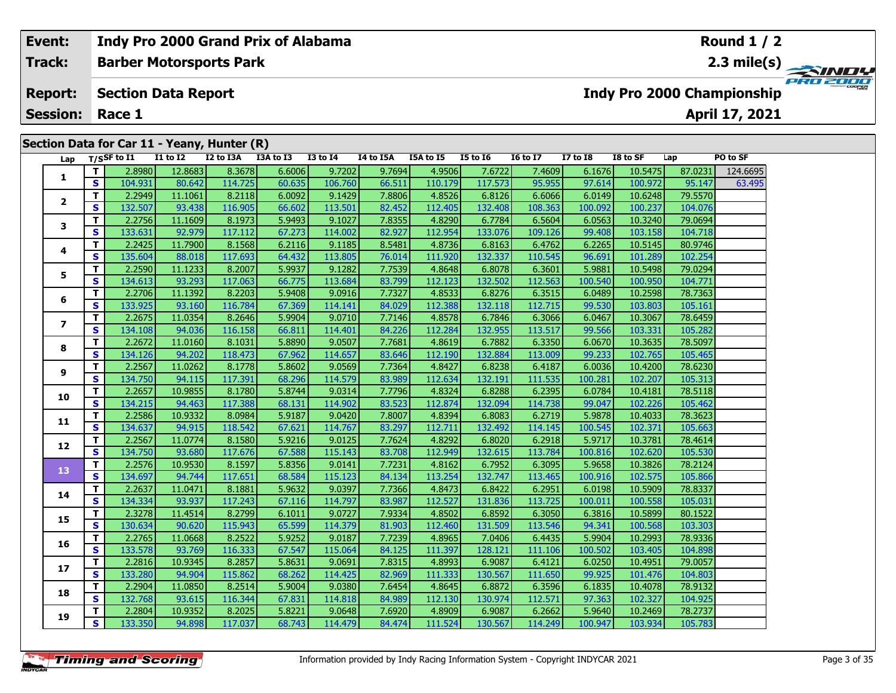| Event: | Indy Pro 2000 Grand Prix of Alabama | Round 1 / 2 |
|---|---|---|
| Track: | Barber Motorsports Park | 2.3 mile(s) |
| Report: | Section Data Report | Indy Pro 2000 Championship |
| Session: | Race 1 | April 17, 2021 |

## Section Data for Car 11 - Yeany, Hunter (R)

| Lap | T/S | SF to I1 | I1 to I2 | I2 to I3A | I3A to I3 | I3 to I4 | I4 to I5A | I5A to I5 | I5 to I6 | I6 to I7 | I7 to I8 | I8 to SF | Lap | PO to SF |
|---|---|---|---|---|---|---|---|---|---|---|---|---|---|---|
| 1 | T | 2.8980 | 12.8683 | 8.3678 | 6.6006 | 9.7202 | 9.7694 | 4.9506 | 7.6722 | 7.4609 | 6.1676 | 10.5475 | 87.0231 | 124.6695 |
| | S | 104.931 | 80.642 | 114.725 | 60.635 | 106.760 | 66.511 | 110.179 | 117.573 | 95.955 | 97.614 | 100.972 | 95.147 | 63.495 |
| 2 | T | 2.2949 | 11.1061 | 8.2118 | 6.0092 | 9.1429 | 7.8806 | 4.8526 | 6.8126 | 6.6066 | 6.0149 | 10.6248 | 79.5570 | |
| | S | 132.507 | 93.438 | 116.905 | 66.602 | 113.501 | 82.452 | 112.405 | 132.408 | 108.363 | 100.092 | 100.237 | 104.076 | |
| 3 | T | 2.2756 | 11.1609 | 8.1973 | 5.9493 | 9.1027 | 7.8355 | 4.8290 | 6.7784 | 6.5604 | 6.0563 | 10.3240 | 79.0694 | |
| | S | 133.631 | 92.979 | 117.112 | 67.273 | 114.002 | 82.927 | 112.954 | 133.076 | 109.126 | 99.408 | 103.158 | 104.718 | |
| 4 | T | 2.2425 | 11.7900 | 8.1568 | 6.2116 | 9.1185 | 8.5481 | 4.8736 | 6.8163 | 6.4762 | 6.2265 | 10.5145 | 80.9746 | |
| | S | 135.604 | 88.018 | 117.693 | 64.432 | 113.805 | 76.014 | 111.920 | 132.337 | 110.545 | 96.691 | 101.289 | 102.254 | |
| 5 | T | 2.2590 | 11.1233 | 8.2007 | 5.9937 | 9.1282 | 7.7539 | 4.8648 | 6.8078 | 6.3601 | 5.9881 | 10.5498 | 79.0294 | |
| | S | 134.613 | 93.293 | 117.063 | 66.775 | 113.684 | 83.799 | 112.123 | 132.502 | 112.563 | 100.540 | 100.950 | 104.771 | |
| 6 | T | 2.2706 | 11.1392 | 8.2203 | 5.9408 | 9.0916 | 7.7327 | 4.8533 | 6.8276 | 6.3515 | 6.0489 | 10.2598 | 78.7363 | |
| | S | 133.925 | 93.160 | 116.784 | 67.369 | 114.141 | 84.029 | 112.388 | 132.118 | 112.715 | 99.530 | 103.803 | 105.161 | |
| 7 | T | 2.2675 | 11.0354 | 8.2646 | 5.9904 | 9.0710 | 7.7146 | 4.8578 | 6.7846 | 6.3066 | 6.0467 | 10.3067 | 78.6459 | |
| | S | 134.108 | 94.036 | 116.158 | 66.811 | 114.401 | 84.226 | 112.284 | 132.955 | 113.517 | 99.566 | 103.331 | 105.282 | |
| 8 | T | 2.2672 | 11.0160 | 8.1031 | 5.8890 | 9.0507 | 7.7681 | 4.8619 | 6.7882 | 6.3350 | 6.0670 | 10.3635 | 78.5097 | |
| | S | 134.126 | 94.202 | 118.473 | 67.962 | 114.657 | 83.646 | 112.190 | 132.884 | 113.009 | 99.233 | 102.765 | 105.465 | |
| 9 | T | 2.2567 | 11.0262 | 8.1778 | 5.8602 | 9.0569 | 7.7364 | 4.8427 | 6.8238 | 6.4187 | 6.0036 | 10.4200 | 78.6230 | |
| | S | 134.750 | 94.115 | 117.391 | 68.296 | 114.579 | 83.989 | 112.634 | 132.191 | 111.535 | 100.281 | 102.207 | 105.313 | |
| 10 | T | 2.2657 | 10.9855 | 8.1780 | 5.8744 | 9.0314 | 7.7796 | 4.8324 | 6.8288 | 6.2395 | 6.0784 | 10.4181 | 78.5118 | |
| | S | 134.215 | 94.463 | 117.388 | 68.131 | 114.902 | 83.523 | 112.874 | 132.094 | 114.738 | 99.047 | 102.226 | 105.462 | |
| 11 | T | 2.2586 | 10.9332 | 8.0984 | 5.9187 | 9.0420 | 7.8007 | 4.8394 | 6.8083 | 6.2719 | 5.9878 | 10.4033 | 78.3623 | |
| | S | 134.637 | 94.915 | 118.542 | 67.621 | 114.767 | 83.297 | 112.711 | 132.492 | 114.145 | 100.545 | 102.371 | 105.663 | |
| 12 | T | 2.2567 | 11.0774 | 8.1580 | 5.9216 | 9.0125 | 7.7624 | 4.8292 | 6.8020 | 6.2918 | 5.9717 | 10.3781 | 78.4614 | |
| | S | 134.750 | 93.680 | 117.676 | 67.588 | 115.143 | 83.708 | 112.949 | 132.615 | 113.784 | 100.816 | 102.620 | 105.530 | |
| 13 | T | 2.2576 | 10.9530 | 8.1597 | 5.8356 | 9.0141 | 7.7231 | 4.8162 | 6.7952 | 6.3095 | 5.9658 | 10.3826 | 78.2124 | |
| | S | 134.697 | 94.744 | 117.651 | 68.584 | 115.123 | 84.134 | 113.254 | 132.747 | 113.465 | 100.916 | 102.575 | 105.866 | |
| 14 | T | 2.2637 | 11.0471 | 8.1881 | 5.9632 | 9.0397 | 7.7366 | 4.8473 | 6.8422 | 6.2951 | 6.0198 | 10.5909 | 78.8337 | |
| | S | 134.334 | 93.937 | 117.243 | 67.116 | 114.797 | 83.987 | 112.527 | 131.836 | 113.725 | 100.011 | 100.558 | 105.031 | |
| 15 | T | 2.3278 | 11.4514 | 8.2799 | 6.1011 | 9.0727 | 7.9334 | 4.8502 | 6.8592 | 6.3050 | 6.3816 | 10.5899 | 80.1522 | |
| | S | 130.634 | 90.620 | 115.943 | 65.599 | 114.379 | 81.903 | 112.460 | 131.509 | 113.546 | 94.341 | 100.568 | 103.303 | |
| 16 | T | 2.2765 | 11.0668 | 8.2522 | 5.9252 | 9.0187 | 7.7239 | 4.8965 | 7.0406 | 6.4435 | 5.9904 | 10.2993 | 78.9336 | |
| | S | 133.578 | 93.769 | 116.333 | 67.547 | 115.064 | 84.125 | 111.397 | 128.121 | 111.106 | 100.502 | 103.405 | 104.898 | |
| 17 | T | 2.2816 | 10.9345 | 8.2857 | 5.8631 | 9.0691 | 7.8315 | 4.8993 | 6.9087 | 6.4121 | 6.0250 | 10.4951 | 79.0057 | |
| | S | 133.280 | 94.904 | 115.862 | 68.262 | 114.425 | 82.969 | 111.333 | 130.567 | 111.650 | 99.925 | 101.476 | 104.803 | |
| 18 | T | 2.2904 | 11.0850 | 8.2514 | 5.9004 | 9.0380 | 7.6454 | 4.8645 | 6.8872 | 6.3596 | 6.1835 | 10.4078 | 78.9132 | |
| | S | 132.768 | 93.615 | 116.344 | 67.831 | 114.818 | 84.989 | 112.130 | 130.974 | 112.571 | 97.363 | 102.327 | 104.925 | |
| 19 | T | 2.2804 | 10.9352 | 8.2025 | 5.8221 | 9.0648 | 7.6920 | 4.8909 | 6.9087 | 6.2662 | 5.9640 | 10.2469 | 78.2737 | |
| | S | 133.350 | 94.898 | 117.037 | 68.743 | 114.479 | 84.474 | 111.524 | 130.567 | 114.249 | 100.947 | 103.934 | 105.783 | |

Information provided by Indy Racing Information System - Copyright INDYCAR 2021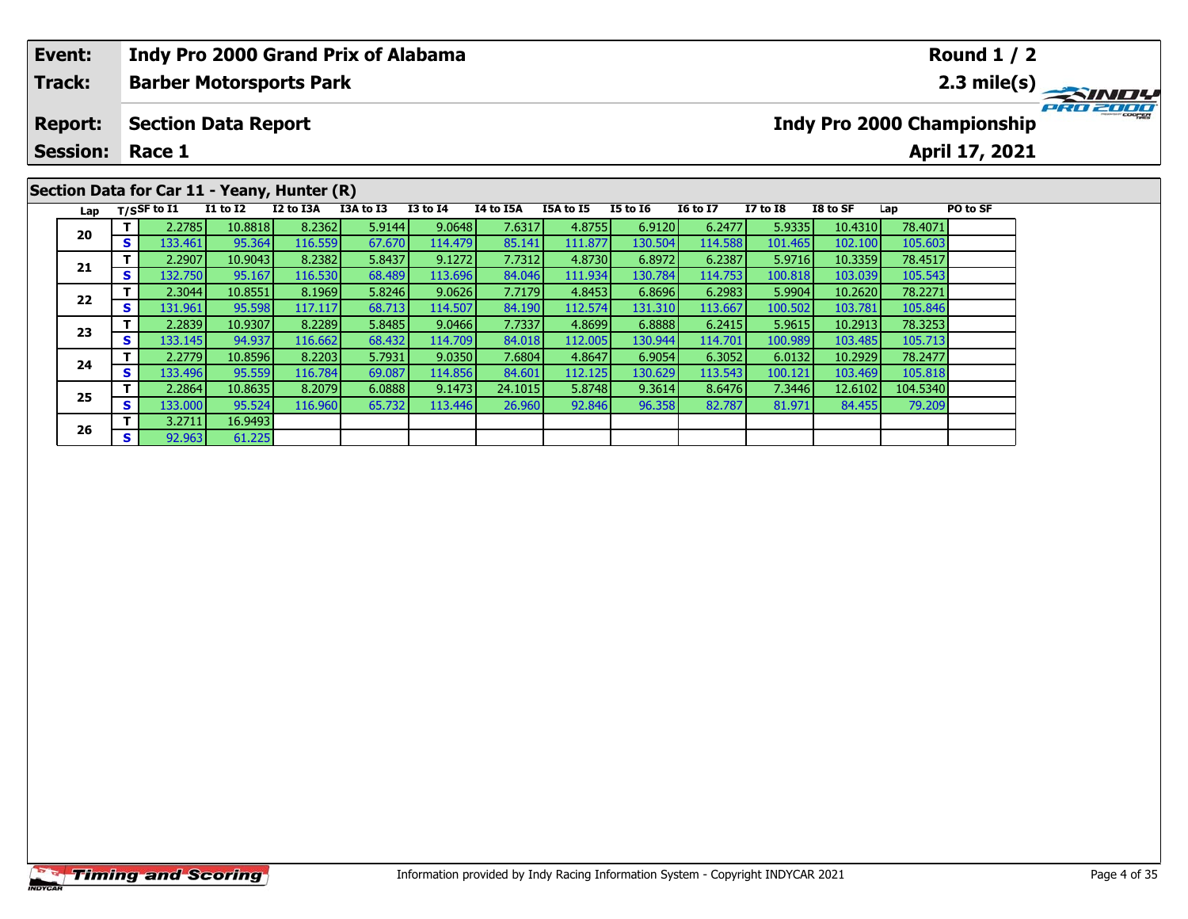| Event: | Indy Pro 2000 Grand Prix of Alabama | Round 1 / 2 |
|---|---|---|
| Track: | Barber Motorsports Park | 2.3 mile(s) |
| Report: | Section Data Report | Indy Pro 2000 Championship |
| Session: | Race 1 | April 17, 2021 |

## Section Data for Car 11 - Yeany, Hunter (R)

| Lap | T/S | SF to I1 | I1 to I2 | I2 to I3A | I3A to I3 | I3 to I4 | I4 to I5A | I5A to I5 | I5 to I6 | I6 to I7 | I7 to I8 | I8 to SF | Lap | PO to SF |
|---|---|---|---|---|---|---|---|---|---|---|---|---|---|---|
| 20 | T | 2.2785 | 10.8818 | 8.2362 | 5.9144 | 9.0648 | 7.6317 | 4.8755 | 6.9120 | 6.2477 | 5.9335 | 10.4310 | 78.4071 | |
| | S | 133.461 | 95.364 | 116.559 | 67.670 | 114.479 | 85.141 | 111.877 | 130.504 | 114.588 | 101.465 | 102.100 | 105.603 | |
| 21 | T | 2.2907 | 10.9043 | 8.2382 | 5.8437 | 9.1272 | 7.7312 | 4.8730 | 6.8972 | 6.2387 | 5.9716 | 10.3359 | 78.4517 | |
| | S | 132.750 | 95.167 | 116.530 | 68.489 | 113.696 | 84.046 | 111.934 | 130.784 | 114.753 | 100.818 | 103.039 | 105.543 | |
| 22 | T | 2.3044 | 10.8551 | 8.1969 | 5.8246 | 9.0626 | 7.7179 | 4.8453 | 6.8696 | 6.2983 | 5.9904 | 10.2620 | 78.2271 | |
| | S | 131.961 | 95.598 | 117.117 | 68.713 | 114.507 | 84.190 | 112.574 | 131.310 | 113.667 | 100.502 | 103.781 | 105.846 | |
| 23 | T | 2.2839 | 10.9307 | 8.2289 | 5.8485 | 9.0466 | 7.7337 | 4.8699 | 6.8888 | 6.2415 | 5.9615 | 10.2913 | 78.3253 | |
| | S | 133.145 | 94.937 | 116.662 | 68.432 | 114.709 | 84.018 | 112.005 | 130.944 | 114.701 | 100.989 | 103.485 | 105.713 | |
| 24 | T | 2.2779 | 10.8596 | 8.2203 | 5.7931 | 9.0350 | 7.6804 | 4.8647 | 6.9054 | 6.3052 | 6.0132 | 10.2929 | 78.2477 | |
| | S | 133.496 | 95.559 | 116.784 | 69.087 | 114.856 | 84.601 | 112.125 | 130.629 | 113.543 | 100.121 | 103.469 | 105.818 | |
| 25 | T | 2.2864 | 10.8635 | 8.2079 | 6.0888 | 9.1473 | 24.1015 | 5.8748 | 9.3614 | 8.6476 | 7.3446 | 12.6102 | 104.5340 | |
| | S | 133.000 | 95.524 | 116.960 | 65.732 | 113.446 | 26.960 | 92.846 | 96.358 | 82.787 | 81.971 | 84.455 | 79.209 | |
| 26 | T | 3.2711 | 16.9493 | | | | | | | | | | | |
| | S | 92.963 | 61.225 | | | | | | | | | | | |

Information provided by Indy Racing Information System - Copyright INDYCAR 2021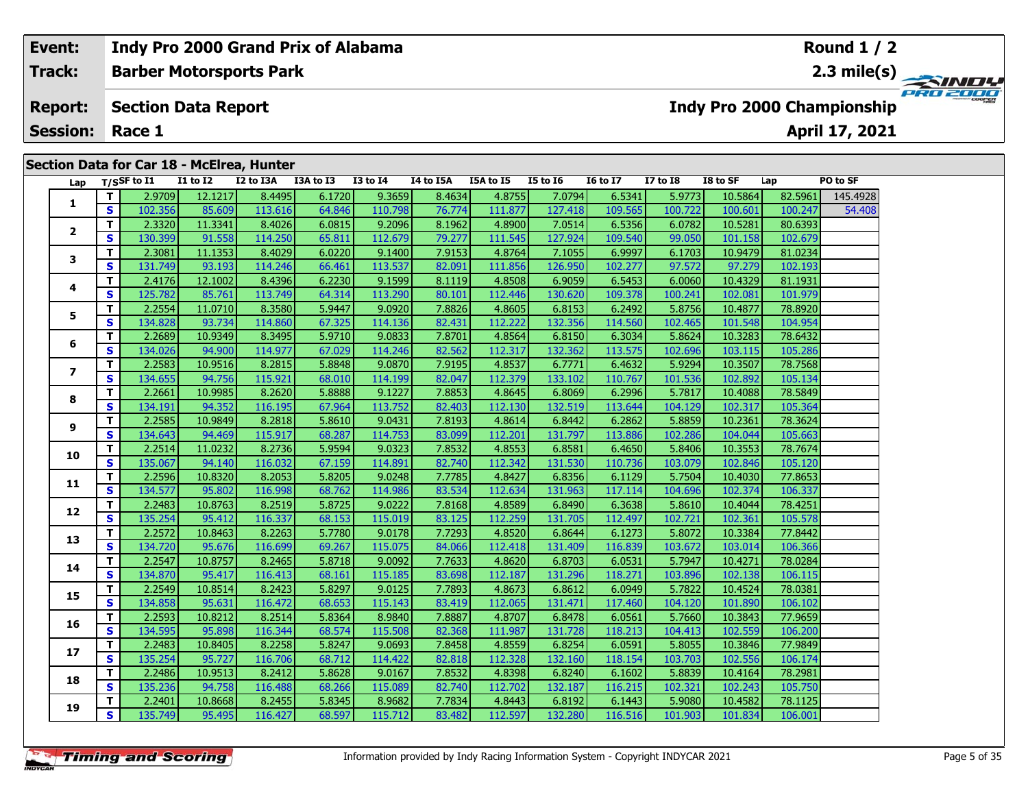| Event: | Indy Pro 2000 Grand Prix of Alabama | Round 1 / 2 |
|---|---|---|
| Track: | Barber Motorsports Park | 2.3 mile(s) |
| Report: | Section Data Report | Indy Pro 2000 Championship |
| Session: | Race 1 | April 17, 2021 |

## Section Data for Car 18 - McElrea, Hunter

| Lap | T/S | SF to I1 | I1 to I2 | I2 to I3A | I3A to I3 | I3 to I4 | I4 to I5A | I5A to I5 | I5 to I6 | I6 to I7 | I7 to I8 | I8 to SF | Lap | PO to SF |
|---|---|---|---|---|---|---|---|---|---|---|---|---|---|---|
| 1 | T | 2.9709 | 12.1217 | 8.4495 | 6.1720 | 9.3659 | 8.4634 | 4.8755 | 7.0794 | 6.5341 | 5.9773 | 10.5864 | 82.5961 | 145.4928 |
| | S | 102.356 | 85.609 | 113.616 | 64.846 | 110.798 | 76.774 | 111.877 | 127.418 | 109.565 | 100.722 | 100.601 | 100.247 | 54.408 |
| 2 | T | 2.3320 | 11.3341 | 8.4026 | 6.0815 | 9.2096 | 8.1962 | 4.8900 | 7.0514 | 6.5356 | 6.0782 | 10.5281 | 80.6393 | |
| | S | 130.399 | 91.558 | 114.250 | 65.811 | 112.679 | 79.277 | 111.545 | 127.924 | 109.540 | 99.050 | 101.158 | 102.679 | |
| 3 | T | 2.3081 | 11.1353 | 8.4029 | 6.0220 | 9.1400 | 7.9153 | 4.8764 | 7.1055 | 6.9997 | 6.1703 | 10.9479 | 81.0234 | |
| | S | 131.749 | 93.193 | 114.246 | 66.461 | 113.537 | 82.091 | 111.856 | 126.950 | 102.277 | 97.572 | 97.279 | 102.193 | |
| 4 | T | 2.4176 | 12.1002 | 8.4396 | 6.2230 | 9.1599 | 8.1119 | 4.8508 | 6.9059 | 6.5453 | 6.0060 | 10.4329 | 81.1931 | |
| | S | 125.782 | 85.761 | 113.749 | 64.314 | 113.290 | 80.101 | 112.446 | 130.620 | 109.378 | 100.241 | 102.081 | 101.979 | |
| 5 | T | 2.2554 | 11.0710 | 8.3580 | 5.9447 | 9.0920 | 7.8826 | 4.8605 | 6.8153 | 6.2492 | 5.8756 | 10.4877 | 78.8920 | |
| | S | 134.828 | 93.734 | 114.860 | 67.325 | 114.136 | 82.431 | 112.222 | 132.356 | 114.560 | 102.465 | 101.548 | 104.954 | |
| 6 | T | 2.2689 | 10.9349 | 8.3495 | 5.9710 | 9.0833 | 7.8701 | 4.8564 | 6.8150 | 6.3034 | 5.8624 | 10.3283 | 78.6432 | |
| | S | 134.026 | 94.900 | 114.977 | 67.029 | 114.246 | 82.562 | 112.317 | 132.362 | 113.575 | 102.696 | 103.115 | 105.286 | |
| 7 | T | 2.2583 | 10.9516 | 8.2815 | 5.8848 | 9.0870 | 7.9195 | 4.8537 | 6.7771 | 6.4632 | 5.9294 | 10.3507 | 78.7568 | |
| | S | 134.655 | 94.756 | 115.921 | 68.010 | 114.199 | 82.047 | 112.379 | 133.102 | 110.767 | 101.536 | 102.892 | 105.134 | |
| 8 | T | 2.2661 | 10.9985 | 8.2620 | 5.8888 | 9.1227 | 7.8853 | 4.8645 | 6.8069 | 6.2996 | 5.7817 | 10.4088 | 78.5849 | |
| | S | 134.191 | 94.352 | 116.195 | 67.964 | 113.752 | 82.403 | 112.130 | 132.519 | 113.644 | 104.129 | 102.317 | 105.364 | |
| 9 | T | 2.2585 | 10.9849 | 8.2818 | 5.8610 | 9.0431 | 7.8193 | 4.8614 | 6.8442 | 6.2862 | 5.8859 | 10.2361 | 78.3624 | |
| | S | 134.643 | 94.469 | 115.917 | 68.287 | 114.753 | 83.099 | 112.201 | 131.797 | 113.886 | 102.286 | 104.044 | 105.663 | |
| 10 | T | 2.2514 | 11.0232 | 8.2736 | 5.9594 | 9.0323 | 7.8532 | 4.8553 | 6.8581 | 6.4650 | 5.8406 | 10.3553 | 78.7674 | |
| | S | 135.067 | 94.140 | 116.032 | 67.159 | 114.891 | 82.740 | 112.342 | 131.530 | 110.736 | 103.079 | 102.846 | 105.120 | |
| 11 | T | 2.2596 | 10.8320 | 8.2053 | 5.8205 | 9.0248 | 7.7785 | 4.8427 | 6.8356 | 6.1129 | 5.7504 | 10.4030 | 77.8653 | |
| | S | 134.577 | 95.802 | 116.998 | 68.762 | 114.986 | 83.534 | 112.634 | 131.963 | 117.114 | 104.696 | 102.374 | 106.337 | |
| 12 | T | 2.2483 | 10.8763 | 8.2519 | 5.8725 | 9.0222 | 7.8168 | 4.8589 | 6.8490 | 6.3638 | 5.8610 | 10.4044 | 78.4251 | |
| | S | 135.254 | 95.412 | 116.337 | 68.153 | 115.019 | 83.125 | 112.259 | 131.705 | 112.497 | 102.721 | 102.361 | 105.578 | |
| 13 | T | 2.2572 | 10.8463 | 8.2263 | 5.7780 | 9.0178 | 7.7293 | 4.8520 | 6.8644 | 6.1273 | 5.8072 | 10.3384 | 77.8442 | |
| | S | 134.720 | 95.676 | 116.699 | 69.267 | 115.075 | 84.066 | 112.418 | 131.409 | 116.839 | 103.672 | 103.014 | 106.366 | |
| 14 | T | 2.2547 | 10.8757 | 8.2465 | 5.8718 | 9.0092 | 7.7633 | 4.8620 | 6.8703 | 6.0531 | 5.7947 | 10.4271 | 78.0284 | |
| | S | 134.870 | 95.417 | 116.413 | 68.161 | 115.185 | 83.698 | 112.187 | 131.296 | 118.271 | 103.896 | 102.138 | 106.115 | |
| 15 | T | 2.2549 | 10.8514 | 8.2423 | 5.8297 | 9.0125 | 7.7893 | 4.8673 | 6.8612 | 6.0949 | 5.7822 | 10.4524 | 78.0381 | |
| | S | 134.858 | 95.631 | 116.472 | 68.653 | 115.143 | 83.419 | 112.065 | 131.471 | 117.460 | 104.120 | 101.890 | 106.102 | |
| 16 | T | 2.2593 | 10.8212 | 8.2514 | 5.8364 | 8.9840 | 7.8887 | 4.8707 | 6.8478 | 6.0561 | 5.7660 | 10.3843 | 77.9659 | |
| | S | 134.595 | 95.898 | 116.344 | 68.574 | 115.508 | 82.368 | 111.987 | 131.728 | 118.213 | 104.413 | 102.559 | 106.200 | |
| 17 | T | 2.2483 | 10.8405 | 8.2258 | 5.8247 | 9.0693 | 7.8458 | 4.8559 | 6.8254 | 6.0591 | 5.8055 | 10.3846 | 77.9849 | |
| | S | 135.254 | 95.727 | 116.706 | 68.712 | 114.422 | 82.818 | 112.328 | 132.160 | 118.154 | 103.703 | 102.556 | 106.174 | |
| 18 | T | 2.2486 | 10.9513 | 8.2412 | 5.8628 | 9.0167 | 7.8532 | 4.8398 | 6.8240 | 6.1602 | 5.8839 | 10.4164 | 78.2981 | |
| | S | 135.236 | 94.758 | 116.488 | 68.266 | 115.089 | 82.740 | 112.702 | 132.187 | 116.215 | 102.321 | 102.243 | 105.750 | |
| 19 | T | 2.2401 | 10.8668 | 8.2455 | 5.8345 | 8.9682 | 7.7834 | 4.8443 | 6.8192 | 6.1443 | 5.9080 | 10.4582 | 78.1125 | |
| | S | 135.749 | 95.495 | 116.427 | 68.597 | 115.712 | 83.482 | 112.597 | 132.280 | 116.516 | 101.903 | 101.834 | 106.001 | |

Information provided by Indy Racing Information System - Copyright INDYCAR 2021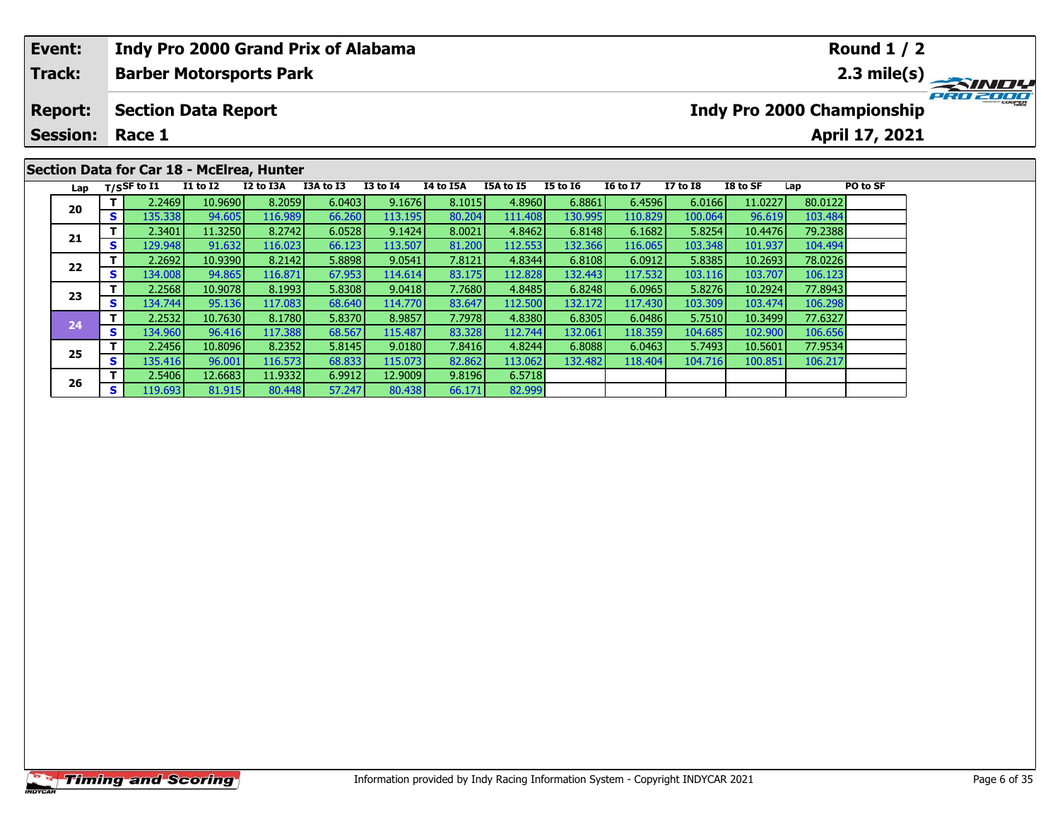| Event: | Indy Pro 2000 Grand Prix of Alabama | Round 1 / 2 |
|---|---|---|
| Track: | Barber Motorsports Park | 2.3 mile(s) |
| Report: | Section Data Report | Indy Pro 2000 Championship |
| Session: | Race 1 | April 17, 2021 |

## Section Data for Car 18 - McElrea, Hunter

| Lap | T/S | SF to I1 | I1 to I2 | I2 to I3A | I3A to I3 | I3 to I4 | I4 to I5A | I5A to I5 | I5 to I6 | I6 to I7 | I7 to I8 | I8 to SF | Lap | PO to SF |
|---|---|---|---|---|---|---|---|---|---|---|---|---|---|---|
| 20 | T | 2.2469 | 10.9690 | 8.2059 | 6.0403 | 9.1676 | 8.1015 | 4.8960 | 6.8861 | 6.4596 | 6.0166 | 11.0227 | 80.0122 | |
| | S | 135.338 | 94.605 | 116.989 | 66.260 | 113.195 | 80.204 | 111.408 | 130.995 | 110.829 | 100.064 | 96.619 | 103.484 | |
| 21 | T | 2.3401 | 11.3250 | 8.2742 | 6.0528 | 9.1424 | 8.0021 | 4.8462 | 6.8148 | 6.1682 | 5.8254 | 10.4476 | 79.2388 | |
| | S | 129.948 | 91.632 | 116.023 | 66.123 | 113.507 | 81.200 | 112.553 | 132.366 | 116.065 | 103.348 | 101.937 | 104.494 | |
| 22 | T | 2.2692 | 10.9390 | 8.2142 | 5.8898 | 9.0541 | 7.8121 | 4.8344 | 6.8108 | 6.0912 | 5.8385 | 10.2693 | 78.0226 | |
| | S | 134.008 | 94.865 | 116.871 | 67.953 | 114.614 | 83.175 | 112.828 | 132.443 | 117.532 | 103.116 | 103.707 | 106.123 | |
| 23 | T | 2.2568 | 10.9078 | 8.1993 | 5.8308 | 9.0418 | 7.7680 | 4.8485 | 6.8248 | 6.0965 | 5.8276 | 10.2924 | 77.8943 | |
| | S | 134.744 | 95.136 | 117.083 | 68.640 | 114.770 | 83.647 | 112.500 | 132.172 | 117.430 | 103.309 | 103.474 | 106.298 | |
| 24 | T | 2.2532 | 10.7630 | 8.1780 | 5.8370 | 8.9857 | 7.7978 | 4.8380 | 6.8305 | 6.0486 | 5.7510 | 10.3499 | 77.6327 | |
| | S | 134.960 | 96.416 | 117.388 | 68.567 | 115.487 | 83.328 | 112.744 | 132.061 | 118.359 | 104.685 | 102.900 | 106.656 | |
| 25 | T | 2.2456 | 10.8096 | 8.2352 | 5.8145 | 9.0180 | 7.8416 | 4.8244 | 6.8088 | 6.0463 | 5.7493 | 10.5601 | 77.9534 | |
| | S | 135.416 | 96.001 | 116.573 | 68.833 | 115.073 | 82.862 | 113.062 | 132.482 | 118.404 | 104.716 | 100.851 | 106.217 | |
| 26 | T | 2.5406 | 12.6683 | 11.9332 | 6.9912 | 12.9009 | 9.8196 | 6.5718 | | | | | | |
| | S | 119.693 | 81.915 | 80.448 | 57.247 | 80.438 | 66.171 | 82.999 | | | | | | |

Information provided by Indy Racing Information System - Copyright INDYCAR 2021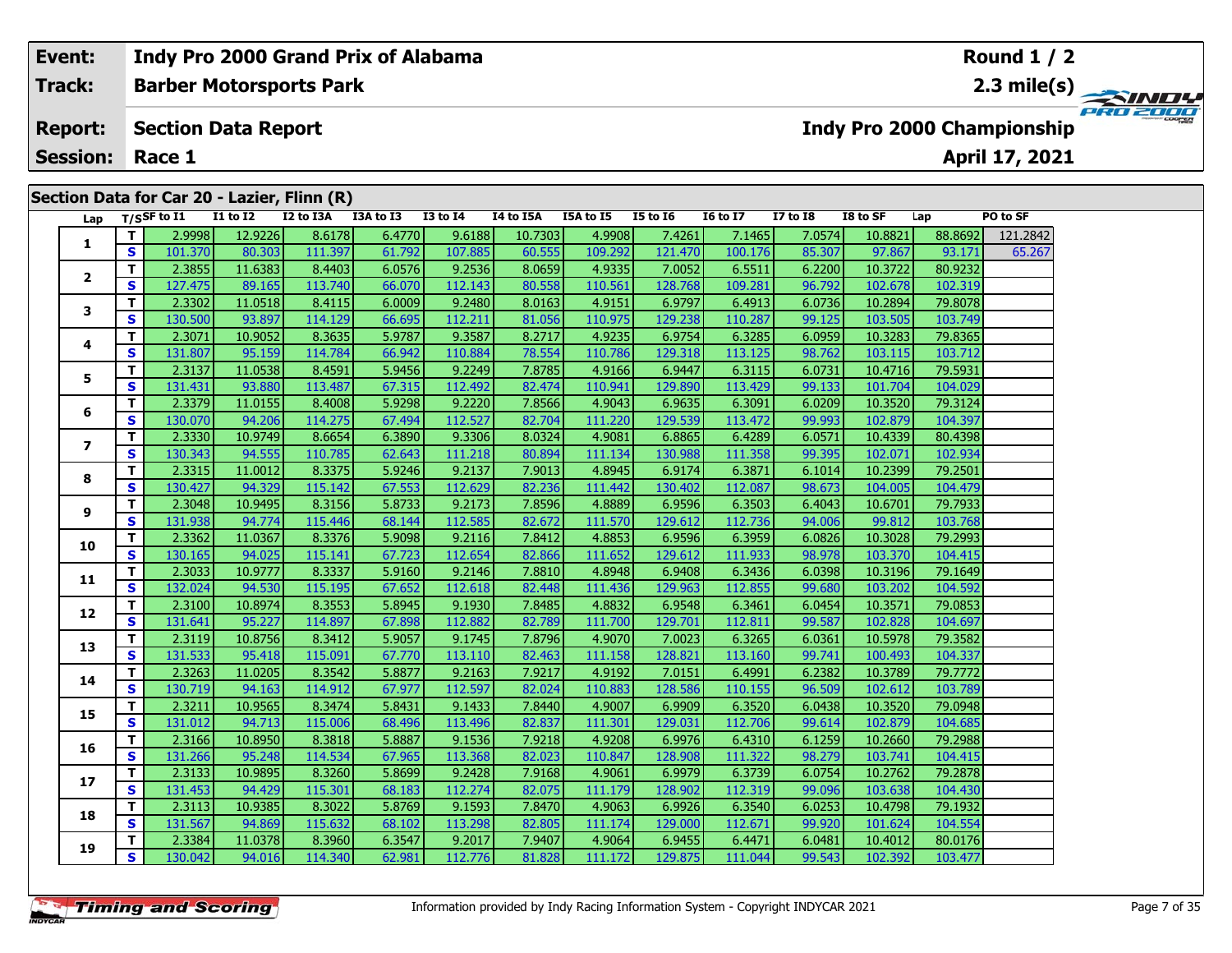| Event: | Indy Pro 2000 Grand Prix of Alabama | Round 1 / 2 |
|---|---|---|
| Track: | Barber Motorsports Park | 2.3 mile(s) |
| Report: | Section Data Report | Indy Pro 2000 Championship |
| Session: | Race 1 | April 17, 2021 |

## Section Data for Car 20 - Lazier, Flinn (R)

| Lap | T/S | SF to I1 | I1 to I2 | I2 to I3A | I3A to I3 | I3 to I4 | I4 to I5A | I5A to I5 | I5 to I6 | I6 to I7 | I7 to I8 | I8 to SF | Lap | PO to SF |
|---|---|---|---|---|---|---|---|---|---|---|---|---|---|---|
| 1 | T | 2.9998 | 12.9226 | 8.6178 | 6.4770 | 9.6188 | 10.7303 | 4.9908 | 7.4261 | 7.1465 | 7.0574 | 10.8821 | 88.8692 | 121.2842 |
| | S | 101.370 | 80.303 | 111.397 | 61.792 | 107.885 | 60.555 | 109.292 | 121.470 | 100.176 | 85.307 | 97.867 | 93.171 | 65.267 |
| 2 | T | 2.3855 | 11.6383 | 8.4403 | 6.0576 | 9.2536 | 8.0659 | 4.9335 | 7.0052 | 6.5511 | 6.2200 | 10.3722 | 80.9232 | |
| | S | 127.475 | 89.165 | 113.740 | 66.070 | 112.143 | 80.558 | 110.561 | 128.768 | 109.281 | 96.792 | 102.678 | 102.319 | |
| 3 | T | 2.3302 | 11.0518 | 8.4115 | 6.0009 | 9.2480 | 8.0163 | 4.9151 | 6.9797 | 6.4913 | 6.0736 | 10.2894 | 79.8078 | |
| | S | 130.500 | 93.897 | 114.129 | 66.695 | 112.211 | 81.056 | 110.975 | 129.238 | 110.287 | 99.125 | 103.505 | 103.749 | |
| 4 | T | 2.3071 | 10.9052 | 8.3635 | 5.9787 | 9.3587 | 8.2717 | 4.9235 | 6.9754 | 6.3285 | 6.0959 | 10.3283 | 79.8365 | |
| | S | 131.807 | 95.159 | 114.784 | 66.942 | 110.884 | 78.554 | 110.786 | 129.318 | 113.125 | 98.762 | 103.115 | 103.712 | |
| 5 | T | 2.3137 | 11.0538 | 8.4591 | 5.9456 | 9.2249 | 7.8785 | 4.9166 | 6.9447 | 6.3115 | 6.0731 | 10.4716 | 79.5931 | |
| | S | 131.431 | 93.880 | 113.487 | 67.315 | 112.492 | 82.474 | 110.941 | 129.890 | 113.429 | 99.133 | 101.704 | 104.029 | |
| 6 | T | 2.3379 | 11.0155 | 8.4008 | 5.9298 | 9.2220 | 7.8566 | 4.9043 | 6.9635 | 6.3091 | 6.0209 | 10.3520 | 79.3124 | |
| | S | 130.070 | 94.206 | 114.275 | 67.494 | 112.527 | 82.704 | 111.220 | 129.539 | 113.472 | 99.993 | 102.879 | 104.397 | |
| 7 | T | 2.3330 | 10.9749 | 8.6654 | 6.3890 | 9.3306 | 8.0324 | 4.9081 | 6.8865 | 6.4289 | 6.0571 | 10.4339 | 80.4398 | |
| | S | 130.343 | 94.555 | 110.785 | 62.643 | 111.218 | 80.894 | 111.134 | 130.988 | 111.358 | 99.395 | 102.071 | 102.934 | |
| 8 | T | 2.3315 | 11.0012 | 8.3375 | 5.9246 | 9.2137 | 7.9013 | 4.8945 | 6.9174 | 6.3871 | 6.1014 | 10.2399 | 79.2501 | |
| | S | 130.427 | 94.329 | 115.142 | 67.553 | 112.629 | 82.236 | 111.442 | 130.402 | 112.087 | 98.673 | 104.005 | 104.479 | |
| 9 | T | 2.3048 | 10.9495 | 8.3156 | 5.8733 | 9.2173 | 7.8596 | 4.8889 | 6.9596 | 6.3503 | 6.4043 | 10.6701 | 79.7933 | |
| | S | 131.938 | 94.774 | 115.446 | 68.144 | 112.585 | 82.672 | 111.570 | 129.612 | 112.736 | 94.006 | 99.812 | 103.768 | |
| 10 | T | 2.3362 | 11.0367 | 8.3376 | 5.9098 | 9.2116 | 7.8412 | 4.8853 | 6.9596 | 6.3959 | 6.0826 | 10.3028 | 79.2993 | |
| | S | 130.165 | 94.025 | 115.141 | 67.723 | 112.654 | 82.866 | 111.652 | 129.612 | 111.933 | 98.978 | 103.370 | 104.415 | |
| 11 | T | 2.3033 | 10.9777 | 8.3337 | 5.9160 | 9.2146 | 7.8810 | 4.8948 | 6.9408 | 6.3436 | 6.0398 | 10.3196 | 79.1649 | |
| | S | 132.024 | 94.530 | 115.195 | 67.652 | 112.618 | 82.448 | 111.436 | 129.963 | 112.855 | 99.680 | 103.202 | 104.592 | |
| 12 | T | 2.3100 | 10.8974 | 8.3553 | 5.8945 | 9.1930 | 7.8485 | 4.8832 | 6.9548 | 6.3461 | 6.0454 | 10.3571 | 79.0853 | |
| | S | 131.641 | 95.227 | 114.897 | 67.898 | 112.882 | 82.789 | 111.700 | 129.701 | 112.811 | 99.587 | 102.828 | 104.697 | |
| 13 | T | 2.3119 | 10.8756 | 8.3412 | 5.9057 | 9.1745 | 7.8796 | 4.9070 | 7.0023 | 6.3265 | 6.0361 | 10.5978 | 79.3582 | |
| | S | 131.533 | 95.418 | 115.091 | 67.770 | 113.110 | 82.463 | 111.158 | 128.821 | 113.160 | 99.741 | 100.493 | 104.337 | |
| 14 | T | 2.3263 | 11.0205 | 8.3542 | 5.8877 | 9.2163 | 7.9217 | 4.9192 | 7.0151 | 6.4991 | 6.2382 | 10.3789 | 79.7772 | |
| | S | 130.719 | 94.163 | 114.912 | 67.977 | 112.597 | 82.024 | 110.883 | 128.586 | 110.155 | 96.509 | 102.612 | 103.789 | |
| 15 | T | 2.3211 | 10.9565 | 8.3474 | 5.8431 | 9.1433 | 7.8440 | 4.9007 | 6.9909 | 6.3520 | 6.0438 | 10.3520 | 79.0948 | |
| | S | 131.012 | 94.713 | 115.006 | 68.496 | 113.496 | 82.837 | 111.301 | 129.031 | 112.706 | 99.614 | 102.879 | 104.685 | |
| 16 | T | 2.3166 | 10.8950 | 8.3818 | 5.8887 | 9.1536 | 7.9218 | 4.9208 | 6.9976 | 6.4310 | 6.1259 | 10.2660 | 79.2988 | |
| | S | 131.266 | 95.248 | 114.534 | 67.965 | 113.368 | 82.023 | 110.847 | 128.908 | 111.322 | 98.279 | 103.741 | 104.415 | |
| 17 | T | 2.3133 | 10.9895 | 8.3260 | 5.8699 | 9.2428 | 7.9168 | 4.9061 | 6.9979 | 6.3739 | 6.0754 | 10.2762 | 79.2878 | |
| | S | 131.453 | 94.429 | 115.301 | 68.183 | 112.274 | 82.075 | 111.179 | 128.902 | 112.319 | 99.096 | 103.638 | 104.430 | |
| 18 | T | 2.3113 | 10.9385 | 8.3022 | 5.8769 | 9.1593 | 7.8470 | 4.9063 | 6.9926 | 6.3540 | 6.0253 | 10.4798 | 79.1932 | |
| | S | 131.567 | 94.869 | 115.632 | 68.102 | 113.298 | 82.805 | 111.174 | 129.000 | 112.671 | 99.920 | 101.624 | 104.554 | |
| 19 | T | 2.3384 | 11.0378 | 8.3960 | 6.3547 | 9.2017 | 7.9407 | 4.9064 | 6.9455 | 6.4471 | 6.0481 | 10.4012 | 80.0176 | |
| | S | 130.042 | 94.016 | 114.340 | 62.981 | 112.776 | 81.828 | 111.172 | 129.875 | 111.044 | 99.543 | 102.392 | 103.477 | |

Information provided by Indy Racing Information System - Copyright INDYCAR 2021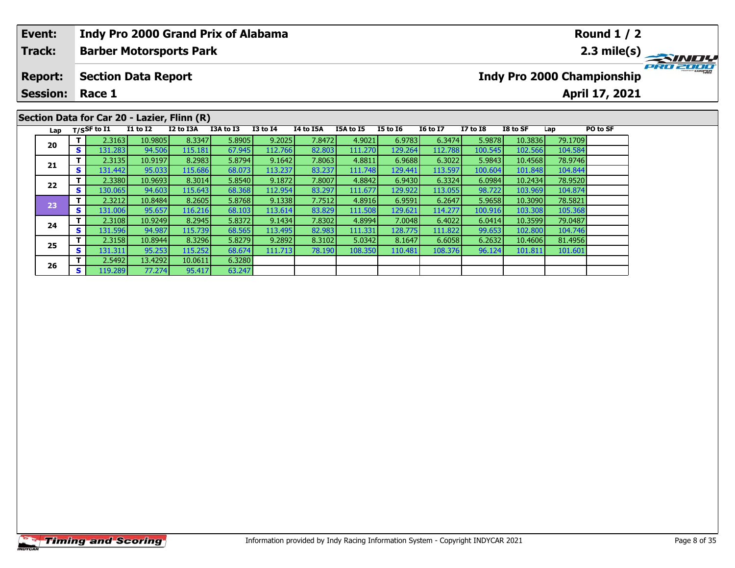| Event: | Indy Pro 2000 Grand Prix of Alabama | Round 1 / 2 |
|---|---|---|
| Track: | Barber Motorsports Park | 2.3 mile(s) |
| Report: | Section Data Report | Indy Pro 2000 Championship |
| Session: | Race 1 | April 17, 2021 |

## Section Data for Car 20 - Lazier, Flinn (R)

| Lap | T/S | SF to I1 | I1 to I2 | I2 to I3A | I3A to I3 | I3 to I4 | I4 to I5A | I5A to I5 | I5 to I6 | I6 to I7 | I7 to I8 | I8 to SF | Lap | PO to SF |
|---|---|---|---|---|---|---|---|---|---|---|---|---|---|---|
| 20 | T | 2.3163 | 10.9805 | 8.3347 | 5.8905 | 9.2025 | 7.8472 | 4.9021 | 6.9783 | 6.3474 | 5.9878 | 10.3836 | 79.1709 | |
| | S | 131.283 | 94.506 | 115.181 | 67.945 | 112.766 | 82.803 | 111.270 | 129.264 | 112.788 | 100.545 | 102.566 | 104.584 | |
| 21 | T | 2.3135 | 10.9197 | 8.2983 | 5.8794 | 9.1642 | 7.8063 | 4.8811 | 6.9688 | 6.3022 | 5.9843 | 10.4568 | 78.9746 | |
| | S | 131.442 | 95.033 | 115.686 | 68.073 | 113.237 | 83.237 | 111.748 | 129.441 | 113.597 | 100.604 | 101.848 | 104.844 | |
| 22 | T | 2.3380 | 10.9693 | 8.3014 | 5.8540 | 9.1872 | 7.8007 | 4.8842 | 6.9430 | 6.3324 | 6.0984 | 10.2434 | 78.9520 | |
| | S | 130.065 | 94.603 | 115.643 | 68.368 | 112.954 | 83.297 | 111.677 | 129.922 | 113.055 | 98.722 | 103.969 | 104.874 | |
| 23 | T | 2.3212 | 10.8484 | 8.2605 | 5.8768 | 9.1338 | 7.7512 | 4.8916 | 6.9591 | 6.2647 | 5.9658 | 10.3090 | 78.5821 | |
| | S | 131.006 | 95.657 | 116.216 | 68.103 | 113.614 | 83.829 | 111.508 | 129.621 | 114.277 | 100.916 | 103.308 | 105.368 | |
| 24 | T | 2.3108 | 10.9249 | 8.2945 | 5.8372 | 9.1434 | 7.8302 | 4.8994 | 7.0048 | 6.4022 | 6.0414 | 10.3599 | 79.0487 | |
| | S | 131.596 | 94.987 | 115.739 | 68.565 | 113.495 | 82.983 | 111.331 | 128.775 | 111.822 | 99.653 | 102.800 | 104.746 | |
| 25 | T | 2.3158 | 10.8944 | 8.3296 | 5.8279 | 9.2892 | 8.3102 | 5.0342 | 8.1647 | 6.6058 | 6.2632 | 10.4606 | 81.4956 | |
| | S | 131.311 | 95.253 | 115.252 | 68.674 | 111.713 | 78.190 | 108.350 | 110.481 | 108.376 | 96.124 | 101.811 | 101.601 | |
| 26 | T | 2.5492 | 13.4292 | 10.0611 | 6.3280 | | | | | | | | | |
| | S | 119.289 | 77.274 | 95.417 | 63.247 | | | | | | | | | |

Information provided by Indy Racing Information System - Copyright INDYCAR 2021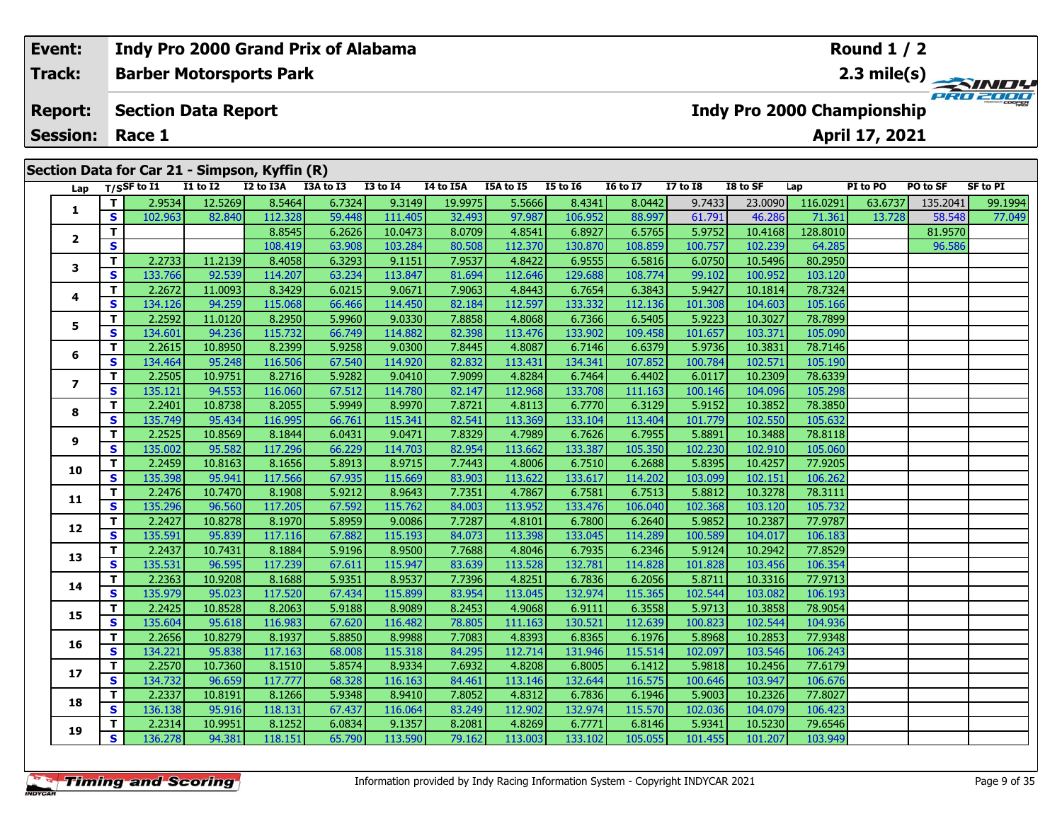| Event: | Indy Pro 2000 Grand Prix of Alabama | Round 1 / 2 |
|---|---|---|
| Track: | Barber Motorsports Park | 2.3 mile(s) |
| Report: | Section Data Report | Indy Pro 2000 Championship |
| Session: | Race 1 | April 17, 2021 |

## Section Data for Car 21 - Simpson, Kyffin (R)

| Lap | T/S | SF to I1 | I1 to I2 | I2 to I3A | I3A to I3 | I3 to I4 | I4 to I5A | I5A to I5 | I5 to I6 | I6 to I7 | I7 to I8 | I8 to SF | Lap | PI to PO | PO to SF | SF to PI |
|---|---|---|---|---|---|---|---|---|---|---|---|---|---|---|---|---|
| 1 | T | 2.9534 | 12.5269 | 8.5464 | 6.7324 | 9.3149 | 19.9975 | 5.5666 | 8.4341 | 8.0442 | 9.7433 | 23.0090 | 116.0291 | 63.6737 | 135.2041 | 99.1994 |
| | S | 102.963 | 82.840 | 112.328 | 59.448 | 111.405 | 32.493 | 97.987 | 106.952 | 88.997 | 61.791 | 46.286 | 71.361 | 13.728 | 58.548 | 77.049 |
| 2 | T | | | 8.8545 | 6.2626 | 10.0473 | 8.0709 | 4.8541 | 6.8927 | 6.5765 | 5.9752 | 10.4168 | 128.8010 | | 81.9570 | |
| | S | | | 108.419 | 63.908 | 103.284 | 80.508 | 112.370 | 130.870 | 108.859 | 100.757 | 102.239 | 64.285 | | 96.586 | |
| 3 | T | 2.2733 | 11.2139 | 8.4058 | 6.3293 | 9.1151 | 7.9537 | 4.8422 | 6.9555 | 6.5816 | 6.0750 | 10.5496 | 80.2950 | | | |
| | S | 133.766 | 92.539 | 114.207 | 63.234 | 113.847 | 81.694 | 112.646 | 129.688 | 108.774 | 99.102 | 100.952 | 103.120 | | | |
| 4 | T | 2.2672 | 11.0093 | 8.3429 | 6.0215 | 9.0671 | 7.9063 | 4.8443 | 6.7654 | 6.3843 | 5.9427 | 10.1814 | 78.7324 | | | |
| | S | 134.126 | 94.259 | 115.068 | 66.466 | 114.450 | 82.184 | 112.597 | 133.332 | 112.136 | 101.308 | 104.603 | 105.166 | | | |
| 5 | T | 2.2592 | 11.0120 | 8.2950 | 5.9960 | 9.0330 | 7.8858 | 4.8068 | 6.7366 | 6.5405 | 5.9223 | 10.3027 | 78.7899 | | | |
| | S | 134.601 | 94.236 | 115.732 | 66.749 | 114.882 | 82.398 | 113.476 | 133.902 | 109.458 | 101.657 | 103.371 | 105.090 | | | |
| 6 | T | 2.2615 | 10.8950 | 8.2399 | 5.9258 | 9.0300 | 7.8445 | 4.8087 | 6.7146 | 6.6379 | 5.9736 | 10.3831 | 78.7146 | | | |
| | S | 134.464 | 95.248 | 116.506 | 67.540 | 114.920 | 82.832 | 113.431 | 134.341 | 107.852 | 100.784 | 102.571 | 105.190 | | | |
| 7 | T | 2.2505 | 10.9751 | 8.2716 | 5.9282 | 9.0410 | 7.9099 | 4.8284 | 6.7464 | 6.4402 | 6.0117 | 10.2309 | 78.6339 | | | |
| | S | 135.121 | 94.553 | 116.060 | 67.512 | 114.780 | 82.147 | 112.968 | 133.708 | 111.163 | 100.146 | 104.096 | 105.298 | | | |
| 8 | T | 2.2401 | 10.8738 | 8.2055 | 5.9949 | 8.9970 | 7.8721 | 4.8113 | 6.7770 | 6.3129 | 5.9152 | 10.3852 | 78.3850 | | | |
| | S | 135.749 | 95.434 | 116.995 | 66.761 | 115.341 | 82.541 | 113.369 | 133.104 | 113.404 | 101.779 | 102.550 | 105.632 | | | |
| 9 | T | 2.2525 | 10.8569 | 8.1844 | 6.0431 | 9.0471 | 7.8329 | 4.7989 | 6.7626 | 6.7955 | 5.8891 | 10.3488 | 78.8118 | | | |
| | S | 135.002 | 95.582 | 117.296 | 66.229 | 114.703 | 82.954 | 113.662 | 133.387 | 105.350 | 102.230 | 102.910 | 105.060 | | | |
| 10 | T | 2.2459 | 10.8163 | 8.1656 | 5.8913 | 8.9715 | 7.7443 | 4.8006 | 6.7510 | 6.2688 | 5.8395 | 10.4257 | 77.9205 | | | |
| | S | 135.398 | 95.941 | 117.566 | 67.935 | 115.669 | 83.903 | 113.622 | 133.617 | 114.202 | 103.099 | 102.151 | 106.262 | | | |
| 11 | T | 2.2476 | 10.7470 | 8.1908 | 5.9212 | 8.9643 | 7.7351 | 4.7867 | 6.7581 | 6.7513 | 5.8812 | 10.3278 | 78.3111 | | | |
| | S | 135.296 | 96.560 | 117.205 | 67.592 | 115.762 | 84.003 | 113.952 | 133.476 | 106.040 | 102.368 | 103.120 | 105.732 | | | |
| 12 | T | 2.2427 | 10.8278 | 8.1970 | 5.8959 | 9.0086 | 7.7287 | 4.8101 | 6.7800 | 6.2640 | 5.9852 | 10.2387 | 77.9787 | | | |
| | S | 135.591 | 95.839 | 117.116 | 67.882 | 115.193 | 84.073 | 113.398 | 133.045 | 114.289 | 100.589 | 104.017 | 106.183 | | | |
| 13 | T | 2.2437 | 10.7431 | 8.1884 | 5.9196 | 8.9500 | 7.7688 | 4.8046 | 6.7935 | 6.2346 | 5.9124 | 10.2942 | 77.8529 | | | |
| | S | 135.531 | 96.595 | 117.239 | 67.611 | 115.947 | 83.639 | 113.528 | 132.781 | 114.828 | 101.828 | 103.456 | 106.354 | | | |
| 14 | T | 2.2363 | 10.9208 | 8.1688 | 5.9351 | 8.9537 | 7.7396 | 4.8251 | 6.7836 | 6.2056 | 5.8711 | 10.3316 | 77.9713 | | | |
| | S | 135.979 | 95.023 | 117.520 | 67.434 | 115.899 | 83.954 | 113.045 | 132.974 | 115.365 | 102.544 | 103.082 | 106.193 | | | |
| 15 | T | 2.2425 | 10.8528 | 8.2063 | 5.9188 | 8.9089 | 8.2453 | 4.9068 | 6.9111 | 6.3558 | 5.9713 | 10.3858 | 78.9054 | | | |
| | S | 135.604 | 95.618 | 116.983 | 67.620 | 116.482 | 78.805 | 111.163 | 130.521 | 112.639 | 100.823 | 102.544 | 104.936 | | | |
| 16 | T | 2.2656 | 10.8279 | 8.1937 | 5.8850 | 8.9988 | 7.7083 | 4.8393 | 6.8365 | 6.1976 | 5.8968 | 10.2853 | 77.9348 | | | |
| | S | 134.221 | 95.838 | 117.163 | 68.008 | 115.318 | 84.295 | 112.714 | 131.946 | 115.514 | 102.097 | 103.546 | 106.243 | | | |
| 17 | T | 2.2570 | 10.7360 | 8.1510 | 5.8574 | 8.9334 | 7.6932 | 4.8208 | 6.8005 | 6.1412 | 5.9818 | 10.2456 | 77.6179 | | | |
| | S | 134.732 | 96.659 | 117.777 | 68.328 | 116.163 | 84.461 | 113.146 | 132.644 | 116.575 | 100.646 | 103.947 | 106.676 | | | |
| 18 | T | 2.2337 | 10.8191 | 8.1266 | 5.9348 | 8.9410 | 7.8052 | 4.8312 | 6.7836 | 6.1946 | 5.9003 | 10.2326 | 77.8027 | | | |
| | S | 136.138 | 95.916 | 118.131 | 67.437 | 116.064 | 83.249 | 112.902 | 132.974 | 115.570 | 102.036 | 104.079 | 106.423 | | | |
| 19 | T | 2.2314 | 10.9951 | 8.1252 | 6.0834 | 9.1357 | 8.2081 | 4.8269 | 6.7771 | 6.8146 | 5.9341 | 10.5230 | 79.6546 | | | |
| | S | 136.278 | 94.381 | 118.151 | 65.790 | 113.590 | 79.162 | 113.003 | 133.102 | 105.055 | 101.455 | 101.207 | 103.949 | | | |

Information provided by Indy Racing Information System - Copyright INDYCAR 2021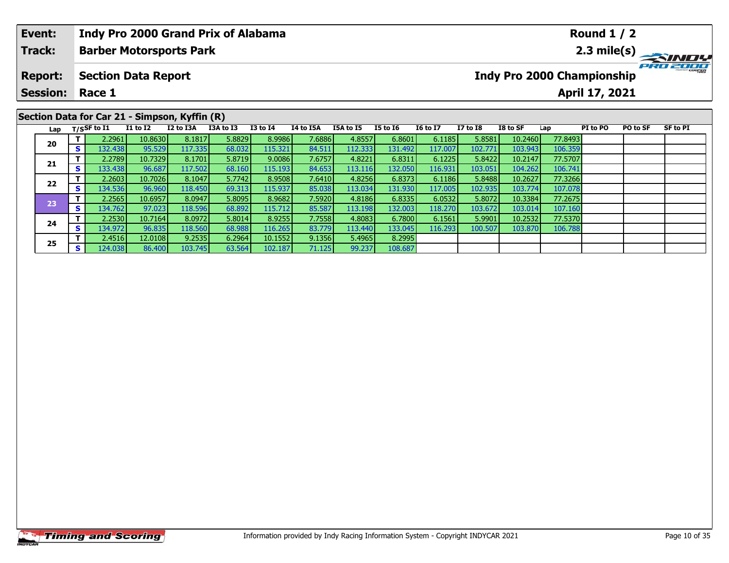| Event: | Indy Pro 2000 Grand Prix of Alabama | Round 1 / 2 |
|---|---|---|
| Track: | Barber Motorsports Park | 2.3 mile(s) |
| Report: | Section Data Report | Indy Pro 2000 Championship |
| Session: | Race 1 | April 17, 2021 |

## Section Data for Car 21 - Simpson, Kyffin (R)

| Lap | T/S | SF to I1 | I1 to I2 | I2 to I3A | I3A to I3 | I3 to I4 | I4 to I5A | I5A to I5 | I5 to I6 | I6 to I7 | I7 to I8 | I8 to SF | Lap | PI to PO | PO to SF | SF to PI |
|---|---|---|---|---|---|---|---|---|---|---|---|---|---|---|---|---|
| 20 | T | 2.2961 | 10.8630 | 8.1817 | 5.8829 | 8.9986 | 7.6886 | 4.8557 | 6.8601 | 6.1185 | 5.8581 | 10.2460 | 77.8493 | | | |
| | S | 132.438 | 95.529 | 117.335 | 68.032 | 115.321 | 84.511 | 112.333 | 131.492 | 117.007 | 102.771 | 103.943 | 106.359 | | | |
| 21 | T | 2.2789 | 10.7329 | 8.1701 | 5.8719 | 9.0086 | 7.6757 | 4.8221 | 6.8311 | 6.1225 | 5.8422 | 10.2147 | 77.5707 | | | |
| | S | 133.438 | 96.687 | 117.502 | 68.160 | 115.193 | 84.653 | 113.116 | 132.050 | 116.931 | 103.051 | 104.262 | 106.741 | | | |
| 22 | T | 2.2603 | 10.7026 | 8.1047 | 5.7742 | 8.9508 | 7.6410 | 4.8256 | 6.8373 | 6.1186 | 5.8488 | 10.2627 | 77.3266 | | | |
| | S | 134.536 | 96.960 | 118.450 | 69.313 | 115.937 | 85.038 | 113.034 | 131.930 | 117.005 | 102.935 | 103.774 | 107.078 | | | |
| 23 | T | 2.2565 | 10.6957 | 8.0947 | 5.8095 | 8.9682 | 7.5920 | 4.8186 | 6.8335 | 6.0532 | 5.8072 | 10.3384 | 77.2675 | | | |
| | S | 134.762 | 97.023 | 118.596 | 68.892 | 115.712 | 85.587 | 113.198 | 132.003 | 118.270 | 103.672 | 103.014 | 107.160 | | | |
| 24 | T | 2.2530 | 10.7164 | 8.0972 | 5.8014 | 8.9255 | 7.7558 | 4.8083 | 6.7800 | 6.1561 | 5.9901 | 10.2532 | 77.5370 | | | |
| | S | 134.972 | 96.835 | 118.560 | 68.988 | 116.265 | 83.779 | 113.440 | 133.045 | 116.293 | 100.507 | 103.870 | 106.788 | | | |
| 25 | T | 2.4516 | 12.0108 | 9.2535 | 6.2964 | 10.1552 | 9.1356 | 5.4965 | 8.2995 | | | | | | | |
| | S | 124.038 | 86.400 | 103.745 | 63.564 | 102.187 | 71.125 | 99.237 | 108.687 | | | | | | | |

Information provided by Indy Racing Information System - Copyright INDYCAR 2021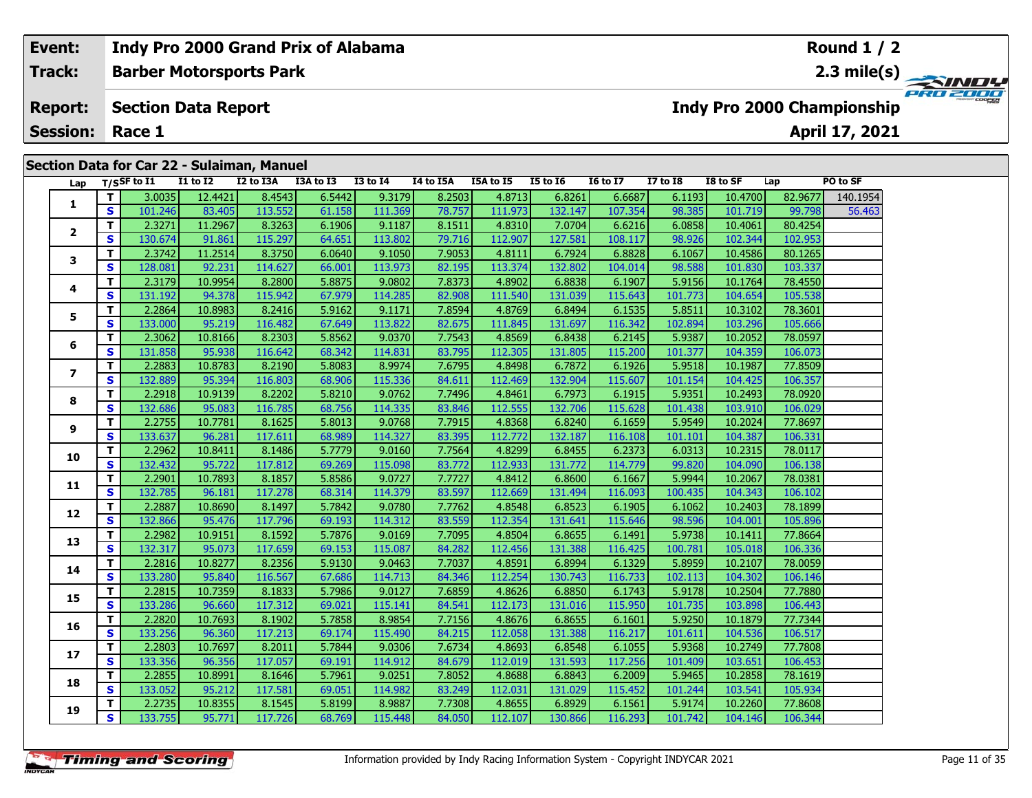| Event: | Indy Pro 2000 Grand Prix of Alabama | Round 1 / 2 |
|---|---|---|
| Track: | Barber Motorsports Park | 2.3 mile(s) |
| Report: | Section Data Report | Indy Pro 2000 Championship |
| Session: | Race 1 | April 17, 2021 |

## Section Data for Car 22 - Sulaiman, Manuel

| Lap | T/S | SF to I1 | I1 to I2 | I2 to I3A | I3A to I3 | I3 to I4 | I4 to I5A | I5A to I5 | I5 to I6 | I6 to I7 | I7 to I8 | I8 to SF | Lap | PO to SF |
|---|---|---|---|---|---|---|---|---|---|---|---|---|---|---|
| 1 | T | 3.0035 | 12.4421 | 8.4543 | 6.5442 | 9.3179 | 8.2503 | 4.8713 | 6.8261 | 6.6687 | 6.1193 | 10.4700 | 82.9677 | 140.1954 |
| | S | 101.246 | 83.405 | 113.552 | 61.158 | 111.369 | 78.757 | 111.973 | 132.147 | 107.354 | 98.385 | 101.719 | 99.798 | 56.463 |
| 2 | T | 2.3271 | 11.2967 | 8.3263 | 6.1906 | 9.1187 | 8.1511 | 4.8310 | 7.0704 | 6.6216 | 6.0858 | 10.4061 | 80.4254 | |
| | S | 130.674 | 91.861 | 115.297 | 64.651 | 113.802 | 79.716 | 112.907 | 127.581 | 108.117 | 98.926 | 102.344 | 102.953 | |
| 3 | T | 2.3742 | 11.2514 | 8.3750 | 6.0640 | 9.1050 | 7.9053 | 4.8111 | 6.7924 | 6.8828 | 6.1067 | 10.4586 | 80.1265 | |
| | S | 128.081 | 92.231 | 114.627 | 66.001 | 113.973 | 82.195 | 113.374 | 132.802 | 104.014 | 98.588 | 101.830 | 103.337 | |
| 4 | T | 2.3179 | 10.9954 | 8.2800 | 5.8875 | 9.0802 | 7.8373 | 4.8902 | 6.8838 | 6.1907 | 5.9156 | 10.1764 | 78.4550 | |
| | S | 131.192 | 94.378 | 115.942 | 67.979 | 114.285 | 82.908 | 111.540 | 131.039 | 115.643 | 101.773 | 104.654 | 105.538 | |
| 5 | T | 2.2864 | 10.8983 | 8.2416 | 5.9162 | 9.1171 | 7.8594 | 4.8769 | 6.8494 | 6.1535 | 5.8511 | 10.3102 | 78.3601 | |
| | S | 133.000 | 95.219 | 116.482 | 67.649 | 113.822 | 82.675 | 111.845 | 131.697 | 116.342 | 102.894 | 103.296 | 105.666 | |
| 6 | T | 2.3062 | 10.8166 | 8.2303 | 5.8562 | 9.0370 | 7.7543 | 4.8569 | 6.8438 | 6.2145 | 5.9387 | 10.2052 | 78.0597 | |
| | S | 131.858 | 95.938 | 116.642 | 68.342 | 114.831 | 83.795 | 112.305 | 131.805 | 115.200 | 101.377 | 104.359 | 106.073 | |
| 7 | T | 2.2883 | 10.8783 | 8.2190 | 5.8083 | 8.9974 | 7.6795 | 4.8498 | 6.7872 | 6.1926 | 5.9518 | 10.1987 | 77.8509 | |
| | S | 132.889 | 95.394 | 116.803 | 68.906 | 115.336 | 84.611 | 112.469 | 132.904 | 115.607 | 101.154 | 104.425 | 106.357 | |
| 8 | T | 2.2918 | 10.9139 | 8.2202 | 5.8210 | 9.0762 | 7.7496 | 4.8461 | 6.7973 | 6.1915 | 5.9351 | 10.2493 | 78.0920 | |
| | S | 132.686 | 95.083 | 116.785 | 68.756 | 114.335 | 83.846 | 112.555 | 132.706 | 115.628 | 101.438 | 103.910 | 106.029 | |
| 9 | T | 2.2755 | 10.7781 | 8.1625 | 5.8013 | 9.0768 | 7.7915 | 4.8368 | 6.8240 | 6.1659 | 5.9549 | 10.2024 | 77.8697 | |
| | S | 133.637 | 96.281 | 117.611 | 68.989 | 114.327 | 83.395 | 112.772 | 132.187 | 116.108 | 101.101 | 104.387 | 106.331 | |
| 10 | T | 2.2962 | 10.8411 | 8.1486 | 5.7779 | 9.0160 | 7.7564 | 4.8299 | 6.8455 | 6.2373 | 6.0313 | 10.2315 | 78.0117 | |
| | S | 132.432 | 95.722 | 117.812 | 69.269 | 115.098 | 83.772 | 112.933 | 131.772 | 114.779 | 99.820 | 104.090 | 106.138 | |
| 11 | T | 2.2901 | 10.7893 | 8.1857 | 5.8586 | 9.0727 | 7.7727 | 4.8412 | 6.8600 | 6.1667 | 5.9944 | 10.2067 | 78.0381 | |
| | S | 132.785 | 96.181 | 117.278 | 68.314 | 114.379 | 83.597 | 112.669 | 131.494 | 116.093 | 100.435 | 104.343 | 106.102 | |
| 12 | T | 2.2887 | 10.8690 | 8.1497 | 5.7842 | 9.0780 | 7.7762 | 4.8548 | 6.8523 | 6.1905 | 6.1062 | 10.2403 | 78.1899 | |
| | S | 132.866 | 95.476 | 117.796 | 69.193 | 114.312 | 83.559 | 112.354 | 131.641 | 115.646 | 98.596 | 104.001 | 105.896 | |
| 13 | T | 2.2982 | 10.9151 | 8.1592 | 5.7876 | 9.0169 | 7.7095 | 4.8504 | 6.8655 | 6.1491 | 5.9738 | 10.1411 | 77.8664 | |
| | S | 132.317 | 95.073 | 117.659 | 69.153 | 115.087 | 84.282 | 112.456 | 131.388 | 116.425 | 100.781 | 105.018 | 106.336 | |
| 14 | T | 2.2816 | 10.8277 | 8.2356 | 5.9130 | 9.0463 | 7.7037 | 4.8591 | 6.8994 | 6.1329 | 5.8959 | 10.2107 | 78.0059 | |
| | S | 133.280 | 95.840 | 116.567 | 67.686 | 114.713 | 84.346 | 112.254 | 130.743 | 116.733 | 102.113 | 104.302 | 106.146 | |
| 15 | T | 2.2815 | 10.7359 | 8.1833 | 5.7986 | 9.0127 | 7.6859 | 4.8626 | 6.8850 | 6.1743 | 5.9178 | 10.2504 | 77.7880 | |
| | S | 133.286 | 96.660 | 117.312 | 69.021 | 115.141 | 84.541 | 112.173 | 131.016 | 115.950 | 101.735 | 103.898 | 106.443 | |
| 16 | T | 2.2820 | 10.7693 | 8.1902 | 5.7858 | 8.9854 | 7.7156 | 4.8676 | 6.8655 | 6.1601 | 5.9250 | 10.1879 | 77.7344 | |
| | S | 133.256 | 96.360 | 117.213 | 69.174 | 115.490 | 84.215 | 112.058 | 131.388 | 116.217 | 101.611 | 104.536 | 106.517 | |
| 17 | T | 2.2803 | 10.7697 | 8.2011 | 5.7844 | 9.0306 | 7.6734 | 4.8693 | 6.8548 | 6.1055 | 5.9368 | 10.2749 | 77.7808 | |
| | S | 133.356 | 96.356 | 117.057 | 69.191 | 114.912 | 84.679 | 112.019 | 131.593 | 117.256 | 101.409 | 103.651 | 106.453 | |
| 18 | T | 2.2855 | 10.8991 | 8.1646 | 5.7961 | 9.0251 | 7.8052 | 4.8688 | 6.8843 | 6.2009 | 5.9465 | 10.2858 | 78.1619 | |
| | S | 133.052 | 95.212 | 117.581 | 69.051 | 114.982 | 83.249 | 112.031 | 131.029 | 115.452 | 101.244 | 103.541 | 105.934 | |
| 19 | T | 2.2735 | 10.8355 | 8.1545 | 5.8199 | 8.9887 | 7.7308 | 4.8655 | 6.8929 | 6.1561 | 5.9174 | 10.2260 | 77.8608 | |
| | S | 133.755 | 95.771 | 117.726 | 68.769 | 115.448 | 84.050 | 112.107 | 130.866 | 116.293 | 101.742 | 104.146 | 106.344 | |

Information provided by Indy Racing Information System - Copyright INDYCAR 2021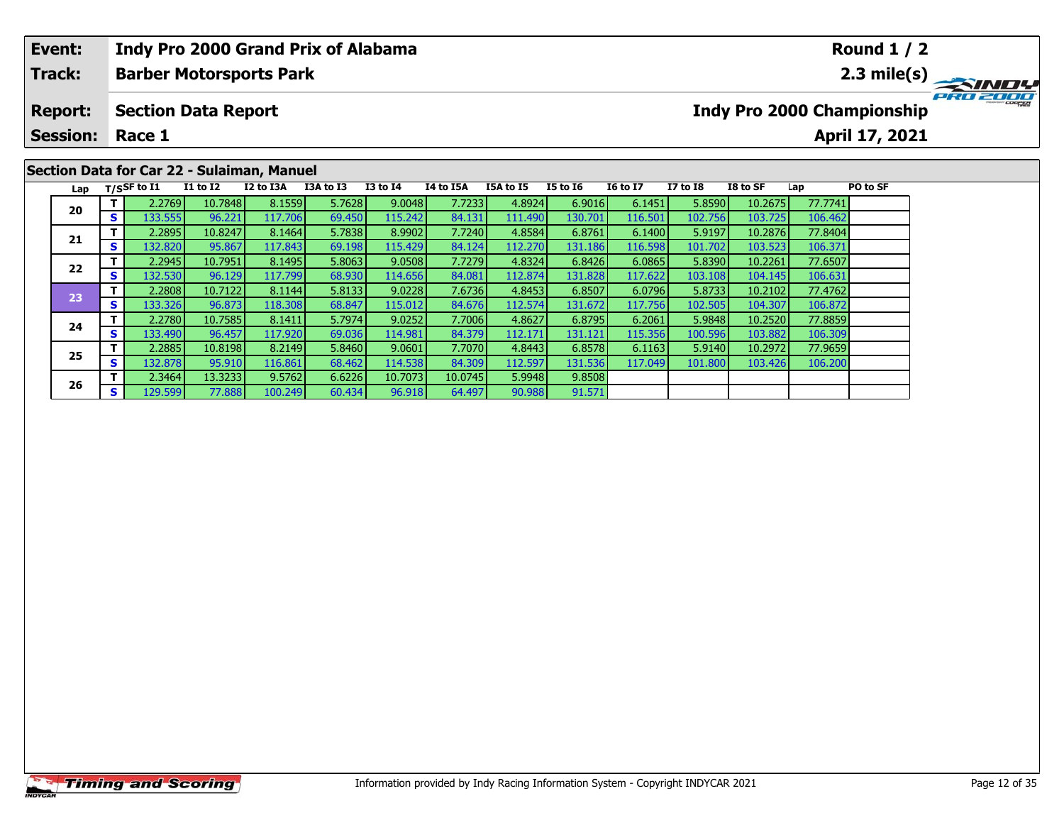| Event: | Indy Pro 2000 Grand Prix of Alabama | Round 1 / 2 |
|---|---|---|
| Track: | Barber Motorsports Park | 2.3 mile(s) |
| Report: | Section Data Report | Indy Pro 2000 Championship |
| Session: | Race 1 | April 17, 2021 |

## Section Data for Car 22 - Sulaiman, Manuel

| Lap | T/S | SF to I1 | I1 to I2 | I2 to I3A | I3A to I3 | I3 to I4 | I4 to I5A | I5A to I5 | I5 to I6 | I6 to I7 | I7 to I8 | I8 to SF | Lap | PO to SF |
|---|---|---|---|---|---|---|---|---|---|---|---|---|---|---|
| 20 | T | 2.2769 | 10.7848 | 8.1559 | 5.7628 | 9.0048 | 7.7233 | 4.8924 | 6.9016 | 6.1451 | 5.8590 | 10.2675 | 77.7741 | |
| | S | 133.555 | 96.221 | 117.706 | 69.450 | 115.242 | 84.131 | 111.490 | 130.701 | 116.501 | 102.756 | 103.725 | 106.462 | |
| 21 | T | 2.2895 | 10.8247 | 8.1464 | 5.7838 | 8.9902 | 7.7240 | 4.8584 | 6.8761 | 6.1400 | 5.9197 | 10.2876 | 77.8404 | |
| | S | 132.820 | 95.867 | 117.843 | 69.198 | 115.429 | 84.124 | 112.270 | 131.186 | 116.598 | 101.702 | 103.523 | 106.371 | |
| 22 | T | 2.2945 | 10.7951 | 8.1495 | 5.8063 | 9.0508 | 7.7279 | 4.8324 | 6.8426 | 6.0865 | 5.8390 | 10.2261 | 77.6507 | |
| | S | 132.530 | 96.129 | 117.799 | 68.930 | 114.656 | 84.081 | 112.874 | 131.828 | 117.622 | 103.108 | 104.145 | 106.631 | |
| 23 | T | 2.2808 | 10.7122 | 8.1144 | 5.8133 | 9.0228 | 7.6736 | 4.8453 | 6.8507 | 6.0796 | 5.8733 | 10.2102 | 77.4762 | |
| | S | 133.326 | 96.873 | 118.308 | 68.847 | 115.012 | 84.676 | 112.574 | 131.672 | 117.756 | 102.505 | 104.307 | 106.872 | |
| 24 | T | 2.2780 | 10.7585 | 8.1411 | 5.7974 | 9.0252 | 7.7006 | 4.8627 | 6.8795 | 6.2061 | 5.9848 | 10.2520 | 77.8859 | |
| | S | 133.490 | 96.457 | 117.920 | 69.036 | 114.981 | 84.379 | 112.171 | 131.121 | 115.356 | 100.596 | 103.882 | 106.309 | |
| 25 | T | 2.2885 | 10.8198 | 8.2149 | 5.8460 | 9.0601 | 7.7070 | 4.8443 | 6.8578 | 6.1163 | 5.9140 | 10.2972 | 77.9659 | |
| | S | 132.878 | 95.910 | 116.861 | 68.462 | 114.538 | 84.309 | 112.597 | 131.536 | 117.049 | 101.800 | 103.426 | 106.200 | |
| 26 | T | 2.3464 | 13.3233 | 9.5762 | 6.6226 | 10.7073 | 10.0745 | 5.9948 | 9.8508 | | | | | |
| | S | 129.599 | 77.888 | 100.249 | 60.434 | 96.918 | 64.497 | 90.988 | 91.571 | | | | | |

Information provided by Indy Racing Information System - Copyright INDYCAR 2021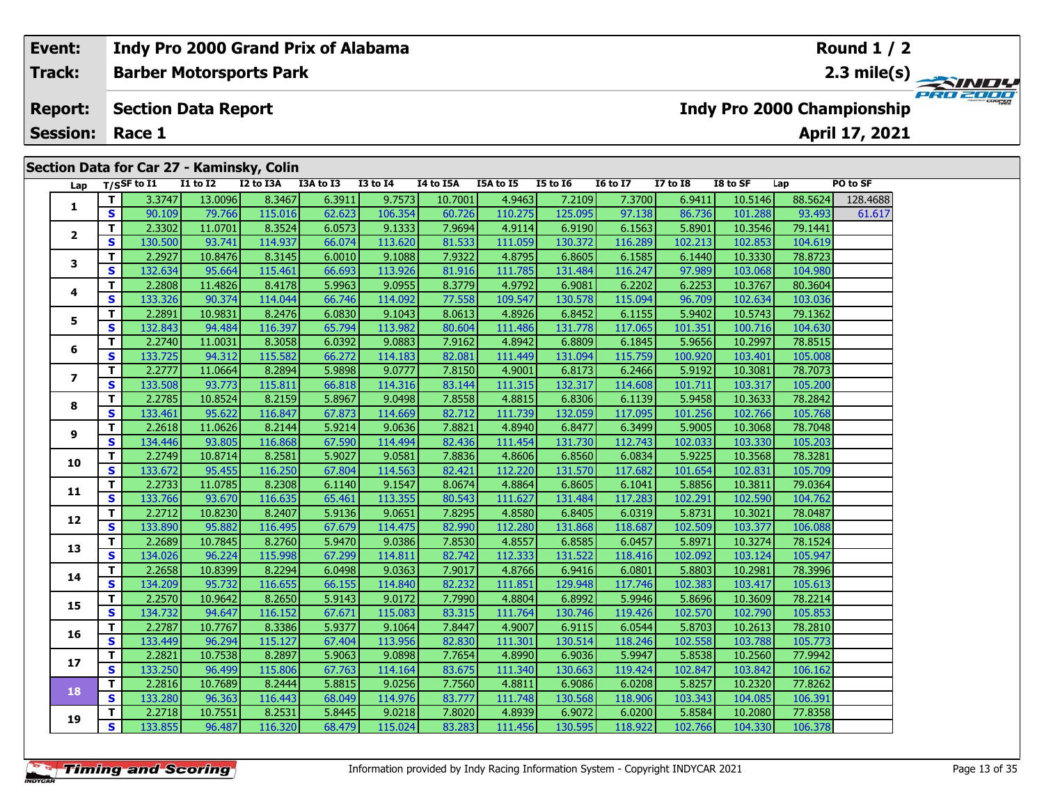| Event: | Indy Pro 2000 Grand Prix of Alabama | Round 1 / 2 |
|---|---|---|
| Track: | Barber Motorsports Park | 2.3 mile(s) |
| Report: | Section Data Report | Indy Pro 2000 Championship |
| Session: | Race 1 | April 17, 2021 |

## Section Data for Car 27 - Kaminsky, Colin

| Lap | T/S | SF to I1 | I1 to I2 | I2 to I3A | I3A to I3 | I3 to I4 | I4 to I5A | I5A to I5 | I5 to I6 | I6 to I7 | I7 to I8 | I8 to SF | Lap | PO to SF |
|---|---|---|---|---|---|---|---|---|---|---|---|---|---|---|
| 1 | T | 3.3747 | 13.0096 | 8.3467 | 6.3911 | 9.7573 | 10.7001 | 4.9463 | 7.2109 | 7.3700 | 6.9411 | 10.5146 | 88.5624 | 128.4688 |
| | S | 90.109 | 79.766 | 115.016 | 62.623 | 106.354 | 60.726 | 110.275 | 125.095 | 97.138 | 86.736 | 101.288 | 93.493 | 61.617 |
| 2 | T | 2.3302 | 11.0701 | 8.3524 | 6.0573 | 9.1333 | 7.9694 | 4.9114 | 6.9190 | 6.1563 | 5.8901 | 10.3546 | 79.1441 | |
| | S | 130.500 | 93.741 | 114.937 | 66.074 | 113.620 | 81.533 | 111.059 | 130.372 | 116.289 | 102.213 | 102.853 | 104.619 | |
| 3 | T | 2.2927 | 10.8476 | 8.3145 | 6.0010 | 9.1088 | 7.9322 | 4.8795 | 6.8605 | 6.1585 | 6.1440 | 10.3330 | 78.8723 | |
| | S | 132.634 | 95.664 | 115.461 | 66.693 | 113.926 | 81.916 | 111.785 | 131.484 | 116.247 | 97.989 | 103.068 | 104.980 | |
| 4 | T | 2.2808 | 11.4826 | 8.4178 | 5.9963 | 9.0955 | 8.3779 | 4.9792 | 6.9081 | 6.2202 | 6.2253 | 10.3767 | 80.3604 | |
| | S | 133.326 | 90.374 | 114.044 | 66.746 | 114.092 | 77.558 | 109.547 | 130.578 | 115.094 | 96.709 | 102.634 | 103.036 | |
| 5 | T | 2.2891 | 10.9831 | 8.2476 | 6.0830 | 9.1043 | 8.0613 | 4.8926 | 6.8452 | 6.1155 | 5.9402 | 10.5743 | 79.1362 | |
| | S | 132.843 | 94.484 | 116.397 | 65.794 | 113.982 | 80.604 | 111.486 | 131.778 | 117.065 | 101.351 | 100.716 | 104.630 | |
| 6 | T | 2.2740 | 11.0031 | 8.3058 | 6.0392 | 9.0883 | 7.9162 | 4.8942 | 6.8809 | 6.1845 | 5.9656 | 10.2997 | 78.8515 | |
| | S | 133.725 | 94.312 | 115.582 | 66.272 | 114.183 | 82.081 | 111.449 | 131.094 | 115.759 | 100.920 | 103.401 | 105.008 | |
| 7 | T | 2.2777 | 11.0664 | 8.2894 | 5.9898 | 9.0777 | 7.8150 | 4.9001 | 6.8173 | 6.2466 | 5.9192 | 10.3081 | 78.7073 | |
| | S | 133.508 | 93.773 | 115.811 | 66.818 | 114.316 | 83.144 | 111.315 | 132.317 | 114.608 | 101.711 | 103.317 | 105.200 | |
| 8 | T | 2.2785 | 10.8524 | 8.2159 | 5.8967 | 9.0498 | 7.8558 | 4.8815 | 6.8306 | 6.1139 | 5.9458 | 10.3633 | 78.2842 | |
| | S | 133.461 | 95.622 | 116.847 | 67.873 | 114.669 | 82.712 | 111.739 | 132.059 | 117.095 | 101.256 | 102.766 | 105.768 | |
| 9 | T | 2.2618 | 11.0626 | 8.2144 | 5.9214 | 9.0636 | 7.8821 | 4.8940 | 6.8477 | 6.3499 | 5.9005 | 10.3068 | 78.7048 | |
| | S | 134.446 | 93.805 | 116.868 | 67.590 | 114.494 | 82.436 | 111.454 | 131.730 | 112.743 | 102.033 | 103.330 | 105.203 | |
| 10 | T | 2.2749 | 10.8714 | 8.2581 | 5.9027 | 9.0581 | 7.8836 | 4.8606 | 6.8560 | 6.0834 | 5.9225 | 10.3568 | 78.3281 | |
| | S | 133.672 | 95.455 | 116.250 | 67.804 | 114.563 | 82.421 | 112.220 | 131.570 | 117.682 | 101.654 | 102.831 | 105.709 | |
| 11 | T | 2.2733 | 11.0785 | 8.2308 | 6.1140 | 9.1547 | 8.0674 | 4.8864 | 6.8605 | 6.1041 | 5.8856 | 10.3811 | 79.0364 | |
| | S | 133.766 | 93.670 | 116.635 | 65.461 | 113.355 | 80.543 | 111.627 | 131.484 | 117.283 | 102.291 | 102.590 | 104.762 | |
| 12 | T | 2.2712 | 10.8230 | 8.2407 | 5.9136 | 9.0651 | 7.8295 | 4.8580 | 6.8405 | 6.0319 | 5.8731 | 10.3021 | 78.0487 | |
| | S | 133.890 | 95.882 | 116.495 | 67.679 | 114.475 | 82.990 | 112.280 | 131.868 | 118.687 | 102.509 | 103.377 | 106.088 | |
| 13 | T | 2.2689 | 10.7845 | 8.2760 | 5.9470 | 9.0386 | 7.8530 | 4.8557 | 6.8585 | 6.0457 | 5.8971 | 10.3274 | 78.1524 | |
| | S | 134.026 | 96.224 | 115.998 | 67.299 | 114.811 | 82.742 | 112.333 | 131.522 | 118.416 | 102.092 | 103.124 | 105.947 | |
| 14 | T | 2.2658 | 10.8399 | 8.2294 | 6.0498 | 9.0363 | 7.9017 | 4.8766 | 6.9416 | 6.0801 | 5.8803 | 10.2981 | 78.3996 | |
| | S | 134.209 | 95.732 | 116.655 | 66.155 | 114.840 | 82.232 | 111.851 | 129.948 | 117.746 | 102.383 | 103.417 | 105.613 | |
| 15 | T | 2.2570 | 10.9642 | 8.2650 | 5.9143 | 9.0172 | 7.7990 | 4.8804 | 6.8992 | 5.9946 | 5.8696 | 10.3609 | 78.2214 | |
| | S | 134.732 | 94.647 | 116.152 | 67.671 | 115.083 | 83.315 | 111.764 | 130.746 | 119.426 | 102.570 | 102.790 | 105.853 | |
| 16 | T | 2.2787 | 10.7767 | 8.3386 | 5.9377 | 9.1064 | 7.8447 | 4.9007 | 6.9115 | 6.0544 | 5.8703 | 10.2613 | 78.2810 | |
| | S | 133.449 | 96.294 | 115.127 | 67.404 | 113.956 | 82.830 | 111.301 | 130.514 | 118.246 | 102.558 | 103.788 | 105.773 | |
| 17 | T | 2.2821 | 10.7538 | 8.2897 | 5.9063 | 9.0898 | 7.7654 | 4.8990 | 6.9036 | 5.9947 | 5.8538 | 10.2560 | 77.9942 | |
| | S | 133.250 | 96.499 | 115.806 | 67.763 | 114.164 | 83.675 | 111.340 | 130.663 | 119.424 | 102.847 | 103.842 | 106.162 | |
| 18 | T | 2.2816 | 10.7689 | 8.2444 | 5.8815 | 9.0256 | 7.7560 | 4.8811 | 6.9086 | 6.0208 | 5.8257 | 10.2320 | 77.8262 | |
| | S | 133.280 | 96.363 | 116.443 | 68.049 | 114.976 | 83.777 | 111.748 | 130.568 | 118.906 | 103.343 | 104.085 | 106.391 | |
| 19 | T | 2.2718 | 10.7551 | 8.2531 | 5.8445 | 9.0218 | 7.8020 | 4.8939 | 6.9072 | 6.0200 | 5.8584 | 10.2080 | 77.8358 | |
| | S | 133.855 | 96.487 | 116.320 | 68.479 | 115.024 | 83.283 | 111.456 | 130.595 | 118.922 | 102.766 | 104.330 | 106.378 | |

Information provided by Indy Racing Information System - Copyright INDYCAR 2021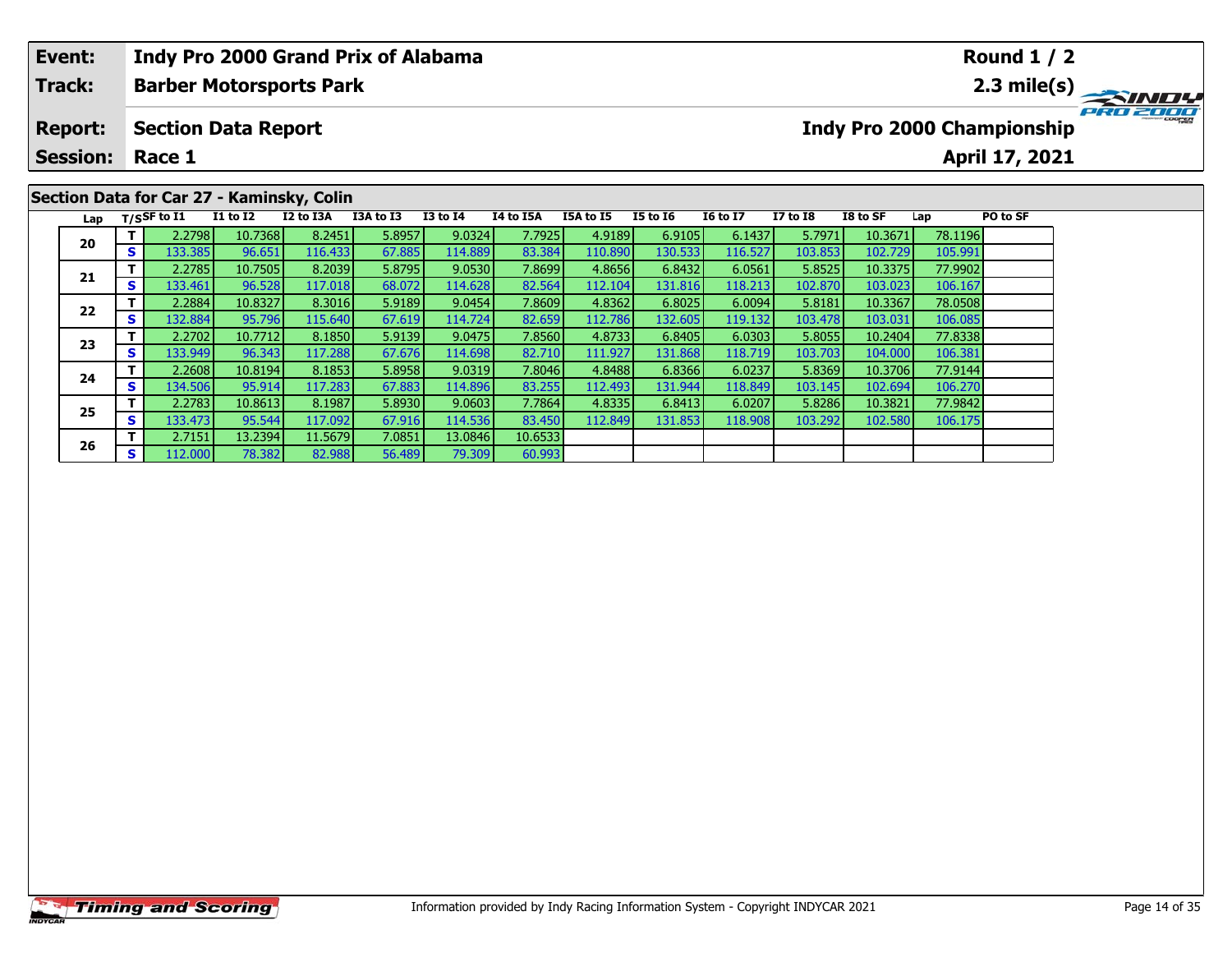| Event: | Indy Pro 2000 Grand Prix of Alabama | Round 1 / 2 |
|---|---|---|
| Track: | Barber Motorsports Park | 2.3 mile(s) |
| Report: | Section Data Report | Indy Pro 2000 Championship |
| Session: | Race 1 | April 17, 2021 |

## Section Data for Car 27 - Kaminsky, Colin

| Lap | T/S | SF to I1 | I1 to I2 | I2 to I3A | I3A to I3 | I3 to I4 | I4 to I5A | I5A to I5 | I5 to I6 | I6 to I7 | I7 to I8 | I8 to SF | Lap | PO to SF |
|---|---|---|---|---|---|---|---|---|---|---|---|---|---|---|
| 20 | T | 2.2798 | 10.7368 | 8.2451 | 5.8957 | 9.0324 | 7.7925 | 4.9189 | 6.9105 | 6.1437 | 5.7971 | 10.3671 | 78.1196 | |
| | S | 133.385 | 96.651 | 116.433 | 67.885 | 114.889 | 83.384 | 110.890 | 130.533 | 116.527 | 103.853 | 102.729 | 105.991 | |
| 21 | T | 2.2785 | 10.7505 | 8.2039 | 5.8795 | 9.0530 | 7.8699 | 4.8656 | 6.8432 | 6.0561 | 5.8525 | 10.3375 | 77.9902 | |
| | S | 133.461 | 96.528 | 117.018 | 68.072 | 114.628 | 82.564 | 112.104 | 131.816 | 118.213 | 102.870 | 103.023 | 106.167 | |
| 22 | T | 2.2884 | 10.8327 | 8.3016 | 5.9189 | 9.0454 | 7.8609 | 4.8362 | 6.8025 | 6.0094 | 5.8181 | 10.3367 | 78.0508 | |
| | S | 132.884 | 95.796 | 115.640 | 67.619 | 114.724 | 82.659 | 112.786 | 132.605 | 119.132 | 103.478 | 103.031 | 106.085 | |
| 23 | T | 2.2702 | 10.7712 | 8.1850 | 5.9139 | 9.0475 | 7.8560 | 4.8733 | 6.8405 | 6.0303 | 5.8055 | 10.2404 | 77.8338 | |
| | S | 133.949 | 96.343 | 117.288 | 67.676 | 114.698 | 82.710 | 111.927 | 131.868 | 118.719 | 103.703 | 104.000 | 106.381 | |
| 24 | T | 2.2608 | 10.8194 | 8.1853 | 5.8958 | 9.0319 | 7.8046 | 4.8488 | 6.8366 | 6.0237 | 5.8369 | 10.3706 | 77.9144 | |
| | S | 134.506 | 95.914 | 117.283 | 67.883 | 114.896 | 83.255 | 112.493 | 131.944 | 118.849 | 103.145 | 102.694 | 106.270 | |
| 25 | T | 2.2783 | 10.8613 | 8.1987 | 5.8930 | 9.0603 | 7.7864 | 4.8335 | 6.8413 | 6.0207 | 5.8286 | 10.3821 | 77.9842 | |
| | S | 133.473 | 95.544 | 117.092 | 67.916 | 114.536 | 83.450 | 112.849 | 131.853 | 118.908 | 103.292 | 102.580 | 106.175 | |
| 26 | T | 2.7151 | 13.2394 | 11.5679 | 7.0851 | 13.0846 | 10.6533 | | | | | | | |
| | S | 112.000 | 78.382 | 82.988 | 56.489 | 79.309 | 60.993 | | | | | | | |

Information provided by Indy Racing Information System - Copyright INDYCAR 2021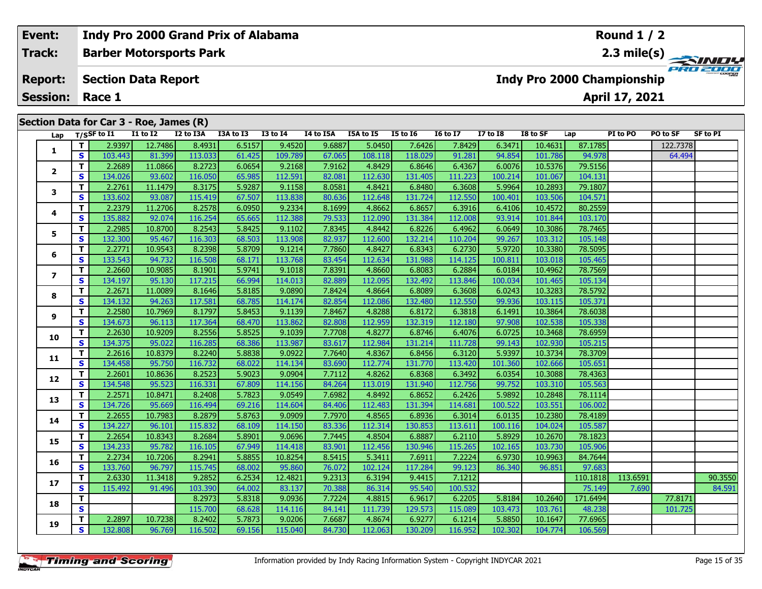**Event:** Indy Pro 2000 Grand Prix of Alabama — Round 1 / 2

**Track:** Barber Motorsports Park — 2.3 mile(s)

**Report:** Section Data Report — Indy Pro 2000 Championship

**Session:** Race 1 — April 17, 2021

## Section Data for Car 3 - Roe, James (R)

| Lap | T/S | SF to I1 | I1 to I2 | I2 to I3A | I3A to I3 | I3 to I4 | I4 to I5A | I5A to I5 | I5 to I6 | I6 to I7 | I7 to I8 | I8 to SF | Lap | PI to PO | PO to SF | SF to PI |
|---|---|---|---|---|---|---|---|---|---|---|---|---|---|---|---|---|
| 1 | T | 2.9397 | 12.7486 | 8.4931 | 6.5157 | 9.4520 | 9.6887 | 5.0450 | 7.6426 | 7.8429 | 6.3471 | 10.4631 | 87.1785 | | 122.7378 | |
| | S | 103.443 | 81.399 | 113.033 | 61.425 | 109.789 | 67.065 | 108.118 | 118.029 | 91.281 | 94.854 | 101.786 | 94.978 | | 64.494 | |
| 2 | T | 2.2689 | 11.0866 | 8.2723 | 6.0654 | 9.2168 | 7.9162 | 4.8429 | 6.8646 | 6.4367 | 6.0076 | 10.5376 | 79.5156 | | | |
| | S | 134.026 | 93.602 | 116.050 | 65.985 | 112.591 | 82.081 | 112.630 | 131.405 | 111.223 | 100.214 | 101.067 | 104.131 | | | |
| 3 | T | 2.2761 | 11.1479 | 8.3175 | 5.9287 | 9.1158 | 8.0581 | 4.8421 | 6.8480 | 6.3608 | 5.9964 | 10.2893 | 79.1807 | | | |
| | S | 133.602 | 93.087 | 115.419 | 67.507 | 113.838 | 80.636 | 112.648 | 131.724 | 112.550 | 100.401 | 103.506 | 104.571 | | | |
| 4 | T | 2.2379 | 11.2706 | 8.2578 | 6.0950 | 9.2334 | 8.1699 | 4.8662 | 6.8657 | 6.3916 | 6.4106 | 10.4572 | 80.2559 | | | |
| | S | 135.882 | 92.074 | 116.254 | 65.665 | 112.388 | 79.533 | 112.090 | 131.384 | 112.008 | 93.914 | 101.844 | 103.170 | | | |
| 5 | T | 2.2985 | 10.8700 | 8.2543 | 5.8425 | 9.1102 | 7.8345 | 4.8442 | 6.8226 | 6.4962 | 6.0649 | 10.3086 | 78.7465 | | | |
| | S | 132.300 | 95.467 | 116.303 | 68.503 | 113.908 | 82.937 | 112.600 | 132.214 | 110.204 | 99.267 | 103.312 | 105.148 | | | |
| 6 | T | 2.2771 | 10.9543 | 8.2398 | 5.8709 | 9.1214 | 7.7860 | 4.8427 | 6.8343 | 6.2730 | 5.9720 | 10.3380 | 78.5095 | | | |
| | S | 133.543 | 94.732 | 116.508 | 68.171 | 113.768 | 83.454 | 112.634 | 131.988 | 114.125 | 100.811 | 103.018 | 105.465 | | | |
| 7 | T | 2.2660 | 10.9085 | 8.1901 | 5.9741 | 9.1018 | 7.8391 | 4.8660 | 6.8083 | 6.2884 | 6.0184 | 10.4962 | 78.7569 | | | |
| | S | 134.197 | 95.130 | 117.215 | 66.994 | 114.013 | 82.889 | 112.095 | 132.492 | 113.846 | 100.034 | 101.465 | 105.134 | | | |
| 8 | T | 2.2671 | 11.0089 | 8.1646 | 5.8185 | 9.0890 | 7.8424 | 4.8664 | 6.8089 | 6.3608 | 6.0243 | 10.3283 | 78.5792 | | | |
| | S | 134.132 | 94.263 | 117.581 | 68.785 | 114.174 | 82.854 | 112.086 | 132.480 | 112.550 | 99.936 | 103.115 | 105.371 | | | |
| 9 | T | 2.2580 | 10.7969 | 8.1797 | 5.8453 | 9.1139 | 7.8467 | 4.8288 | 6.8172 | 6.3818 | 6.1491 | 10.3864 | 78.6038 | | | |
| | S | 134.673 | 96.113 | 117.364 | 68.470 | 113.862 | 82.808 | 112.959 | 132.319 | 112.180 | 97.908 | 102.538 | 105.338 | | | |
| 10 | T | 2.2630 | 10.9209 | 8.2556 | 5.8525 | 9.1039 | 7.7708 | 4.8277 | 6.8746 | 6.4076 | 6.0725 | 10.3468 | 78.6959 | | | |
| | S | 134.375 | 95.022 | 116.285 | 68.386 | 113.987 | 83.617 | 112.984 | 131.214 | 111.728 | 99.143 | 102.930 | 105.215 | | | |
| 11 | T | 2.2616 | 10.8379 | 8.2240 | 5.8838 | 9.0922 | 7.7640 | 4.8367 | 6.8456 | 6.3120 | 5.9397 | 10.3734 | 78.3709 | | | |
| | S | 134.458 | 95.750 | 116.732 | 68.022 | 114.134 | 83.690 | 112.774 | 131.770 | 113.420 | 101.360 | 102.666 | 105.651 | | | |
| 12 | T | 2.2601 | 10.8636 | 8.2523 | 5.9023 | 9.0904 | 7.7112 | 4.8262 | 6.8368 | 6.3492 | 6.0354 | 10.3088 | 78.4363 | | | |
| | S | 134.548 | 95.523 | 116.331 | 67.809 | 114.156 | 84.264 | 113.019 | 131.940 | 112.756 | 99.752 | 103.310 | 105.563 | | | |
| 13 | T | 2.2571 | 10.8471 | 8.2408 | 5.7823 | 9.0549 | 7.6982 | 4.8492 | 6.8652 | 6.2426 | 5.9892 | 10.2848 | 78.1114 | | | |
| | S | 134.726 | 95.669 | 116.494 | 69.216 | 114.604 | 84.406 | 112.483 | 131.394 | 114.681 | 100.522 | 103.551 | 106.002 | | | |
| 14 | T | 2.2655 | 10.7983 | 8.2879 | 5.8763 | 9.0909 | 7.7970 | 4.8565 | 6.8936 | 6.3014 | 6.0135 | 10.2380 | 78.4189 | | | |
| | S | 134.227 | 96.101 | 115.832 | 68.109 | 114.150 | 83.336 | 112.314 | 130.853 | 113.611 | 100.116 | 104.024 | 105.587 | | | |
| 15 | T | 2.2654 | 10.8343 | 8.2684 | 5.8901 | 9.0696 | 7.7445 | 4.8504 | 6.8887 | 6.2110 | 5.8929 | 10.2670 | 78.1823 | | | |
| | S | 134.233 | 95.782 | 116.105 | 67.949 | 114.418 | 83.901 | 112.456 | 130.946 | 115.265 | 102.165 | 103.730 | 105.906 | | | |
| 16 | T | 2.2734 | 10.7206 | 8.2941 | 5.8855 | 10.8254 | 8.5415 | 5.3411 | 7.6911 | 7.2224 | 6.9730 | 10.9963 | 84.7644 | | | |
| | S | 133.760 | 96.797 | 115.745 | 68.002 | 95.860 | 76.072 | 102.124 | 117.284 | 99.123 | 86.340 | 96.851 | 97.683 | | | |
| 17 | T | 2.6330 | 11.3418 | 9.2852 | 6.2534 | 12.4821 | 9.2313 | 6.3194 | 9.4415 | 7.1212 | | | 110.1818 | 113.6591 | | 90.3550 |
| | S | 115.492 | 91.496 | 103.390 | 64.002 | 83.137 | 70.388 | 86.314 | 95.540 | 100.532 | | | 75.149 | 7.690 | | 84.591 |
| 18 | T | | | 8.2973 | 5.8318 | 9.0936 | 7.7224 | 4.8815 | 6.9617 | 6.2205 | 5.8184 | 10.2640 | 171.6494 | | 77.8171 | |
| | S | | | 115.700 | 68.628 | 114.116 | 84.141 | 111.739 | 129.573 | 115.089 | 103.473 | 103.761 | 48.238 | | 101.725 | |
| 19 | T | 2.2897 | 10.7238 | 8.2402 | 5.7873 | 9.0206 | 7.6687 | 4.8674 | 6.9277 | 6.1214 | 5.8850 | 10.1647 | 77.6965 | | | |
| | S | 132.808 | 96.769 | 116.502 | 69.156 | 115.040 | 84.730 | 112.063 | 130.209 | 116.952 | 102.302 | 104.774 | 106.569 | | | |

Information provided by Indy Racing Information System - Copyright INDYCAR 2021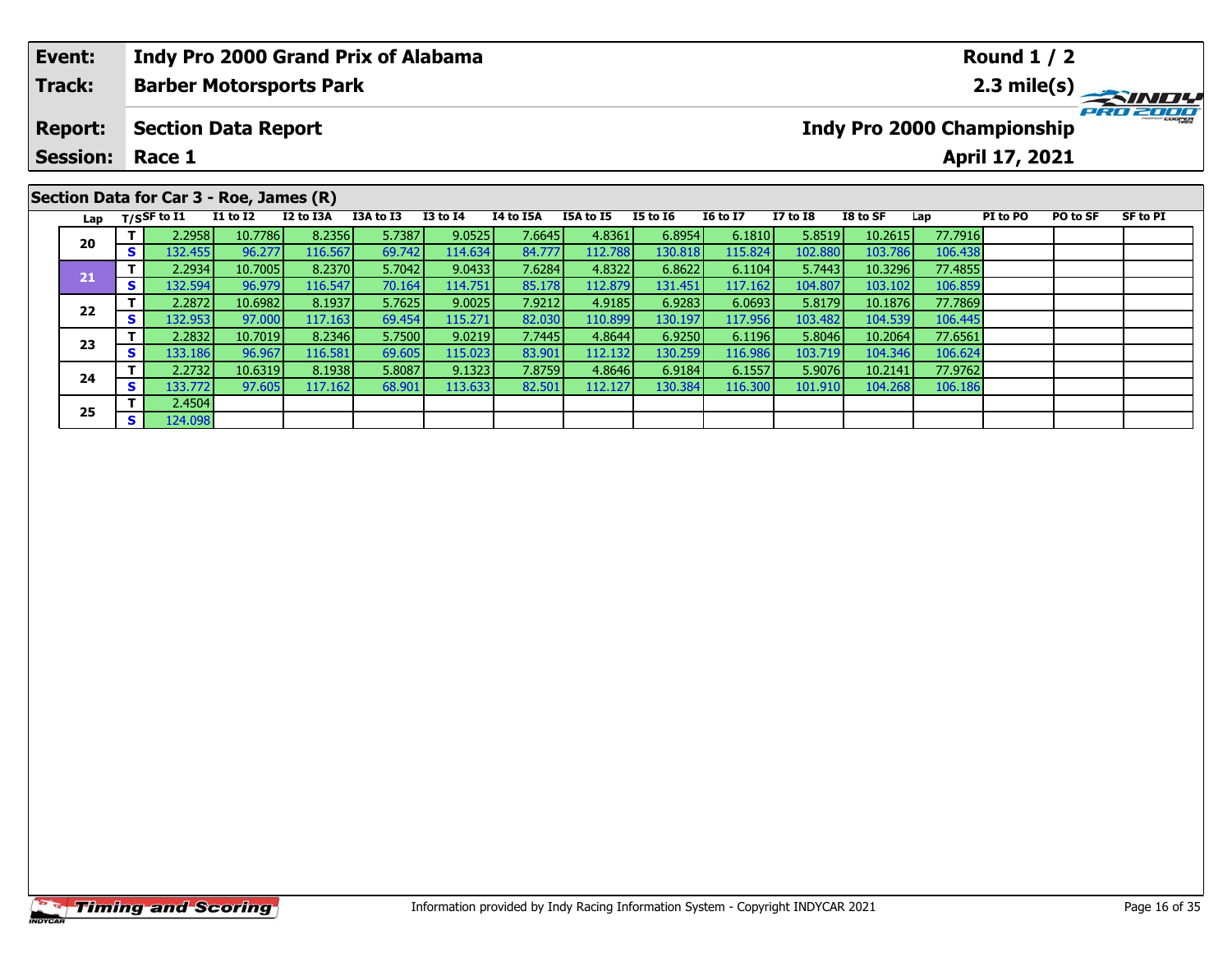| Event: | Indy Pro 2000 Grand Prix of Alabama | Round 1 / 2 |
|---|---|---|
| Track: | Barber Motorsports Park | 2.3 mile(s) |
| Report: | Section Data Report | Indy Pro 2000 Championship |
| Session: | Race 1 | April 17, 2021 |

## Section Data for Car 3 - Roe, James (R)

| Lap | T/S | SF to I1 | I1 to I2 | I2 to I3A | I3A to I3 | I3 to I4 | I4 to I5A | I5A to I5 | I5 to I6 | I6 to I7 | I7 to I8 | I8 to SF | Lap | PI to PO | PO to SF | SF to PI |
|---|---|---|---|---|---|---|---|---|---|---|---|---|---|---|---|---|
| 20 | T | 2.2958 | 10.7786 | 8.2356 | 5.7387 | 9.0525 | 7.6645 | 4.8361 | 6.8954 | 6.1810 | 5.8519 | 10.2615 | 77.7916 | | | |
| | S | 132.455 | 96.277 | 116.567 | 69.742 | 114.634 | 84.777 | 112.788 | 130.818 | 115.824 | 102.880 | 103.786 | 106.438 | | | |
| 21 | T | 2.2934 | 10.7005 | 8.2370 | 5.7042 | 9.0433 | 7.6284 | 4.8322 | 6.8622 | 6.1104 | 5.7443 | 10.3296 | 77.4855 | | | |
| | S | 132.594 | 96.979 | 116.547 | 70.164 | 114.751 | 85.178 | 112.879 | 131.451 | 117.162 | 104.807 | 103.102 | 106.859 | | | |
| 22 | T | 2.2872 | 10.6982 | 8.1937 | 5.7625 | 9.0025 | 7.9212 | 4.9185 | 6.9283 | 6.0693 | 5.8179 | 10.1876 | 77.7869 | | | |
| | S | 132.953 | 97.000 | 117.163 | 69.454 | 115.271 | 82.030 | 110.899 | 130.197 | 117.956 | 103.482 | 104.539 | 106.445 | | | |
| 23 | T | 2.2832 | 10.7019 | 8.2346 | 5.7500 | 9.0219 | 7.7445 | 4.8644 | 6.9250 | 6.1196 | 5.8046 | 10.2064 | 77.6561 | | | |
| | S | 133.186 | 96.967 | 116.581 | 69.605 | 115.023 | 83.901 | 112.132 | 130.259 | 116.986 | 103.719 | 104.346 | 106.624 | | | |
| 24 | T | 2.2732 | 10.6319 | 8.1938 | 5.8087 | 9.1323 | 7.8759 | 4.8646 | 6.9184 | 6.1557 | 5.9076 | 10.2141 | 77.9762 | | | |
| | S | 133.772 | 97.605 | 117.162 | 68.901 | 113.633 | 82.501 | 112.127 | 130.384 | 116.300 | 101.910 | 104.268 | 106.186 | | | |
| 25 | T | 2.4504 | | | | | | | | | | | | | | |
| | S | 124.098 | | | | | | | | | | | | | | |

Information provided by Indy Racing Information System - Copyright INDYCAR 2021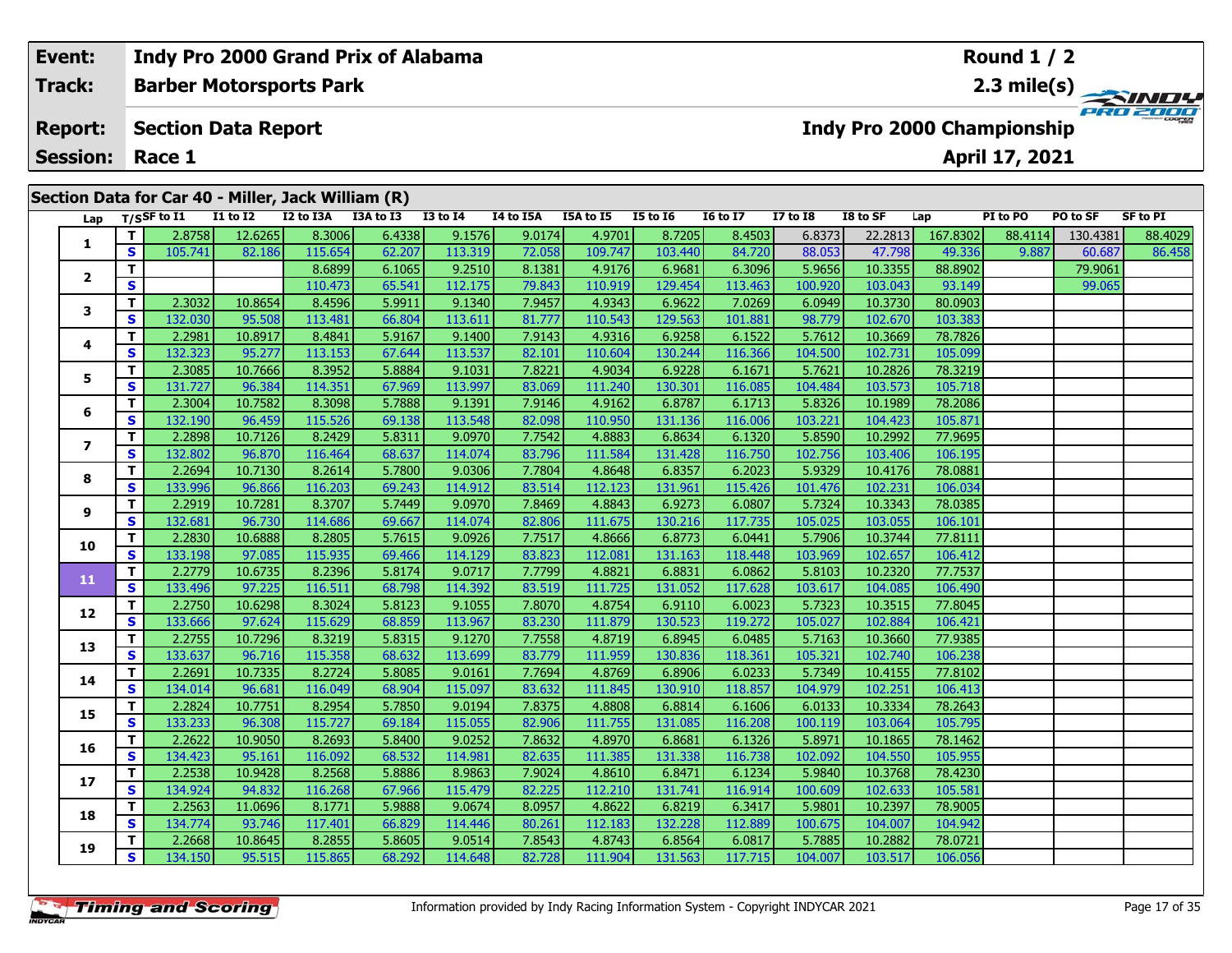| Event: | Indy Pro 2000 Grand Prix of Alabama | Round 1 / 2 |
|---|---|---|
| Track: | Barber Motorsports Park | 2.3 mile(s) |
| Report: | Section Data Report | Indy Pro 2000 Championship |
| Session: | Race 1 | April 17, 2021 |

## Section Data for Car 40 - Miller, Jack William (R)

| Lap | T/S | SF to I1 | I1 to I2 | I2 to I3A | I3A to I3 | I3 to I4 | I4 to I5A | I5A to I5 | I5 to I6 | I6 to I7 | I7 to I8 | I8 to SF | Lap | PI to PO | PO to SF | SF to PI |
|---|---|---|---|---|---|---|---|---|---|---|---|---|---|---|---|---|
| 1 | T | 2.8758 | 12.6265 | 8.3006 | 6.4338 | 9.1576 | 9.0174 | 4.9701 | 8.7205 | 8.4503 | 6.8373 | 22.2813 | 167.8302 | 88.4114 | 130.4381 | 88.4029 |
| | S | 105.741 | 82.186 | 115.654 | 62.207 | 113.319 | 72.058 | 109.747 | 103.440 | 84.720 | 88.053 | 47.798 | 49.336 | 9.887 | 60.687 | 86.458 |
| 2 | T | | | 8.6899 | 6.1065 | 9.2510 | 8.1381 | 4.9176 | 6.9681 | 6.3096 | 5.9656 | 10.3355 | 88.8902 | | 79.9061 | |
| | S | | | 110.473 | 65.541 | 112.175 | 79.843 | 110.919 | 129.454 | 113.463 | 100.920 | 103.043 | 93.149 | | 99.065 | |
| 3 | T | 2.3032 | 10.8654 | 8.4596 | 5.9911 | 9.1340 | 7.9457 | 4.9343 | 6.9622 | 7.0269 | 6.0949 | 10.3730 | 80.0903 | | | |
| | S | 132.030 | 95.508 | 113.481 | 66.804 | 113.611 | 81.777 | 110.543 | 129.563 | 101.881 | 98.779 | 102.670 | 103.383 | | | |
| 4 | T | 2.2981 | 10.8917 | 8.4841 | 5.9167 | 9.1400 | 7.9143 | 4.9316 | 6.9258 | 6.1522 | 5.7612 | 10.3669 | 78.7826 | | | |
| | S | 132.323 | 95.277 | 113.153 | 67.644 | 113.537 | 82.101 | 110.604 | 130.244 | 116.366 | 104.500 | 102.731 | 105.099 | | | |
| 5 | T | 2.3085 | 10.7666 | 8.3952 | 5.8884 | 9.1031 | 7.8221 | 4.9034 | 6.9228 | 6.1671 | 5.7621 | 10.2826 | 78.3219 | | | |
| | S | 131.727 | 96.384 | 114.351 | 67.969 | 113.997 | 83.069 | 111.240 | 130.301 | 116.085 | 104.484 | 103.573 | 105.718 | | | |
| 6 | T | 2.3004 | 10.7582 | 8.3098 | 5.7888 | 9.1391 | 7.9146 | 4.9162 | 6.8787 | 6.1713 | 5.8326 | 10.1989 | 78.2086 | | | |
| | S | 132.190 | 96.459 | 115.526 | 69.138 | 113.548 | 82.098 | 110.950 | 131.136 | 116.006 | 103.221 | 104.423 | 105.871 | | | |
| 7 | T | 2.2898 | 10.7126 | 8.2429 | 5.8311 | 9.0970 | 7.7542 | 4.8883 | 6.8634 | 6.1320 | 5.8590 | 10.2992 | 77.9695 | | | |
| | S | 132.802 | 96.870 | 116.464 | 68.637 | 114.074 | 83.796 | 111.584 | 131.428 | 116.750 | 102.756 | 103.406 | 106.195 | | | |
| 8 | T | 2.2694 | 10.7130 | 8.2614 | 5.7800 | 9.0306 | 7.7804 | 4.8648 | 6.8357 | 6.2023 | 5.9329 | 10.4176 | 78.0881 | | | |
| | S | 133.996 | 96.866 | 116.203 | 69.243 | 114.912 | 83.514 | 112.123 | 131.961 | 115.426 | 101.476 | 102.231 | 106.034 | | | |
| 9 | T | 2.2919 | 10.7281 | 8.3707 | 5.7449 | 9.0970 | 7.8469 | 4.8843 | 6.9273 | 6.0807 | 5.7324 | 10.3343 | 78.0385 | | | |
| | S | 132.681 | 96.730 | 114.686 | 69.667 | 114.074 | 82.806 | 111.675 | 130.216 | 117.735 | 105.025 | 103.055 | 106.101 | | | |
| 10 | T | 2.2830 | 10.6888 | 8.2805 | 5.7615 | 9.0926 | 7.7517 | 4.8666 | 6.8773 | 6.0441 | 5.7906 | 10.3744 | 77.8111 | | | |
| | S | 133.198 | 97.085 | 115.935 | 69.466 | 114.129 | 83.823 | 112.081 | 131.163 | 118.448 | 103.969 | 102.657 | 106.412 | | | |
| 11 | T | 2.2779 | 10.6735 | 8.2396 | 5.8174 | 9.0717 | 7.7799 | 4.8821 | 6.8831 | 6.0862 | 5.8103 | 10.2320 | 77.7537 | | | |
| | S | 133.496 | 97.225 | 116.511 | 68.798 | 114.392 | 83.519 | 111.725 | 131.052 | 117.628 | 103.617 | 104.085 | 106.490 | | | |
| 12 | T | 2.2750 | 10.6298 | 8.3024 | 5.8123 | 9.1055 | 7.8070 | 4.8754 | 6.9110 | 6.0023 | 5.7323 | 10.3515 | 77.8045 | | | |
| | S | 133.666 | 97.624 | 115.629 | 68.859 | 113.967 | 83.230 | 111.879 | 130.523 | 119.272 | 105.027 | 102.884 | 106.421 | | | |
| 13 | T | 2.2755 | 10.7296 | 8.3219 | 5.8315 | 9.1270 | 7.7558 | 4.8719 | 6.8945 | 6.0485 | 5.7163 | 10.3660 | 77.9385 | | | |
| | S | 133.637 | 96.716 | 115.358 | 68.632 | 113.699 | 83.779 | 111.959 | 130.836 | 118.361 | 105.321 | 102.740 | 106.238 | | | |
| 14 | T | 2.2691 | 10.7335 | 8.2724 | 5.8085 | 9.0161 | 7.7694 | 4.8769 | 6.8906 | 6.0233 | 5.7349 | 10.4155 | 77.8102 | | | |
| | S | 134.014 | 96.681 | 116.049 | 68.904 | 115.097 | 83.632 | 111.845 | 130.910 | 118.857 | 104.979 | 102.251 | 106.413 | | | |
| 15 | T | 2.2824 | 10.7751 | 8.2954 | 5.7850 | 9.0194 | 7.8375 | 4.8808 | 6.8814 | 6.1606 | 6.0133 | 10.3334 | 78.2643 | | | |
| | S | 133.233 | 96.308 | 115.727 | 69.184 | 115.055 | 82.906 | 111.755 | 131.085 | 116.208 | 100.119 | 103.064 | 105.795 | | | |
| 16 | T | 2.2622 | 10.9050 | 8.2693 | 5.8400 | 9.0252 | 7.8632 | 4.8970 | 6.8681 | 6.1326 | 5.8971 | 10.1865 | 78.1462 | | | |
| | S | 134.423 | 95.161 | 116.092 | 68.532 | 114.981 | 82.635 | 111.385 | 131.338 | 116.738 | 102.092 | 104.550 | 105.955 | | | |
| 17 | T | 2.2538 | 10.9428 | 8.2568 | 5.8886 | 8.9863 | 7.9024 | 4.8610 | 6.8471 | 6.1234 | 5.9840 | 10.3768 | 78.4230 | | | |
| | S | 134.924 | 94.832 | 116.268 | 67.966 | 115.479 | 82.225 | 112.210 | 131.741 | 116.914 | 100.609 | 102.633 | 105.581 | | | |
| 18 | T | 2.2563 | 11.0696 | 8.1771 | 5.9888 | 9.0674 | 8.0957 | 4.8622 | 6.8219 | 6.3417 | 5.9801 | 10.2397 | 78.9005 | | | |
| | S | 134.774 | 93.746 | 117.401 | 66.829 | 114.446 | 80.261 | 112.183 | 132.228 | 112.889 | 100.675 | 104.007 | 104.942 | | | |
| 19 | T | 2.2668 | 10.8645 | 8.2855 | 5.8605 | 9.0514 | 7.8543 | 4.8743 | 6.8564 | 6.0817 | 5.7885 | 10.2882 | 78.0721 | | | |
| | S | 134.150 | 95.515 | 115.865 | 68.292 | 114.648 | 82.728 | 111.904 | 131.563 | 117.715 | 104.007 | 103.517 | 106.056 | | | |

Information provided by Indy Racing Information System - Copyright INDYCAR 2021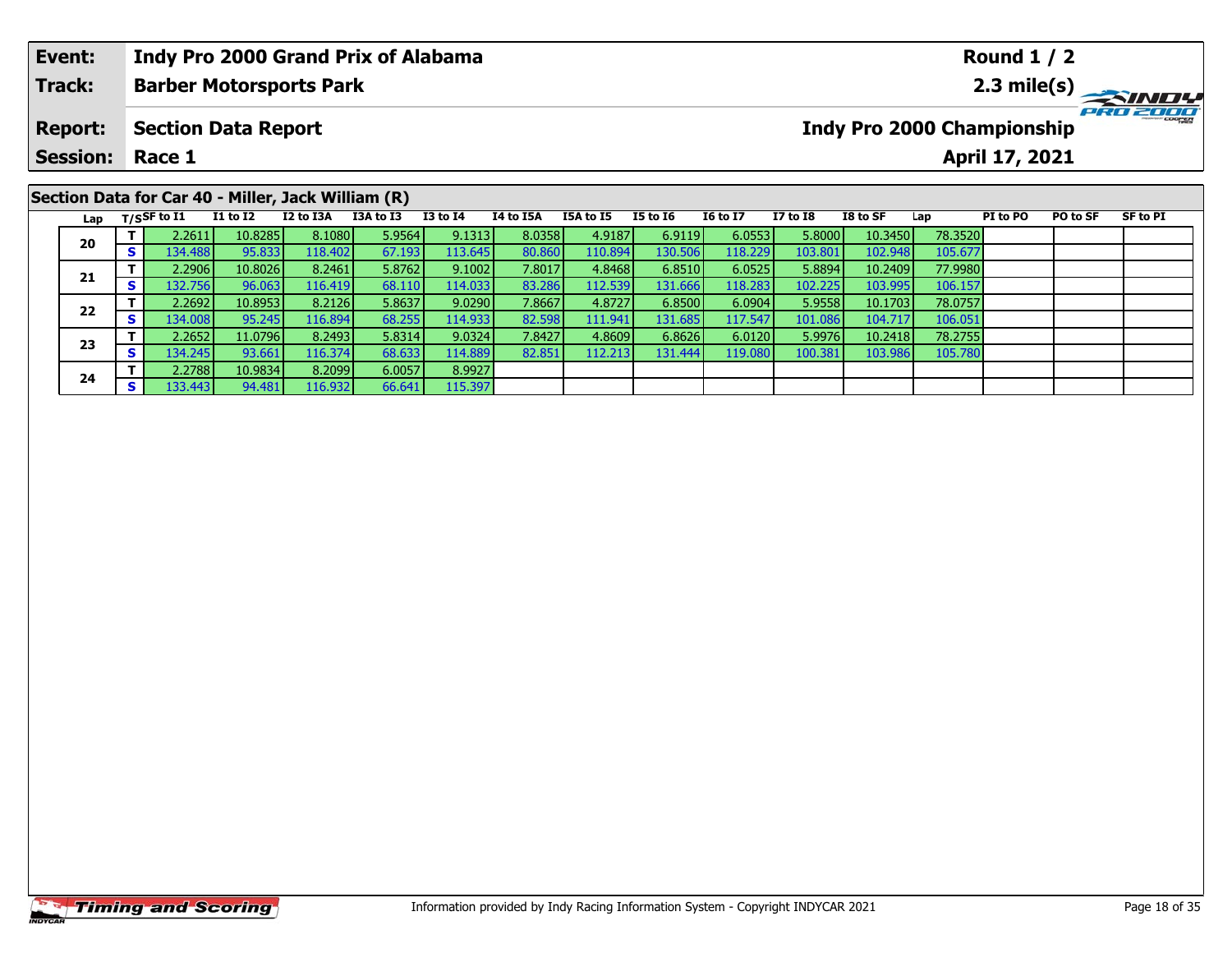| Event: | Indy Pro 2000 Grand Prix of Alabama | Round 1 / 2 |
|---|---|---|
| Track: | Barber Motorsports Park | 2.3 mile(s) |
| Report: | Section Data Report | Indy Pro 2000 Championship |
| Session: | Race 1 | April 17, 2021 |

## Section Data for Car 40 - Miller, Jack William (R)

| Lap | T/S | SF to I1 | I1 to I2 | I2 to I3A | I3A to I3 | I3 to I4 | I4 to I5A | I5A to I5 | I5 to I6 | I6 to I7 | I7 to I8 | I8 to SF | Lap | PI to PO | PO to SF | SF to PI |
|---|---|---|---|---|---|---|---|---|---|---|---|---|---|---|---|---|
| 20 | T | 2.2611 | 10.8285 | 8.1080 | 5.9564 | 9.1313 | 8.0358 | 4.9187 | 6.9119 | 6.0553 | 5.8000 | 10.3450 | 78.3520 | | | |
| | S | 134.488 | 95.833 | 118.402 | 67.193 | 113.645 | 80.860 | 110.894 | 130.506 | 118.229 | 103.801 | 102.948 | 105.677 | | | |
| 21 | T | 2.2906 | 10.8026 | 8.2461 | 5.8762 | 9.1002 | 7.8017 | 4.8468 | 6.8510 | 6.0525 | 5.8894 | 10.2409 | 77.9980 | | | |
| | S | 132.756 | 96.063 | 116.419 | 68.110 | 114.033 | 83.286 | 112.539 | 131.666 | 118.283 | 102.225 | 103.995 | 106.157 | | | |
| 22 | T | 2.2692 | 10.8953 | 8.2126 | 5.8637 | 9.0290 | 7.8667 | 4.8727 | 6.8500 | 6.0904 | 5.9558 | 10.1703 | 78.0757 | | | |
| | S | 134.008 | 95.245 | 116.894 | 68.255 | 114.933 | 82.598 | 111.941 | 131.685 | 117.547 | 101.086 | 104.717 | 106.051 | | | |
| 23 | T | 2.2652 | 11.0796 | 8.2493 | 5.8314 | 9.0324 | 7.8427 | 4.8609 | 6.8626 | 6.0120 | 5.9976 | 10.2418 | 78.2755 | | | |
| | S | 134.245 | 93.661 | 116.374 | 68.633 | 114.889 | 82.851 | 112.213 | 131.444 | 119.080 | 100.381 | 103.986 | 105.780 | | | |
| 24 | T | 2.2788 | 10.9834 | 8.2099 | 6.0057 | 8.9927 | | | | | | | | | | |
| | S | 133.443 | 94.481 | 116.932 | 66.641 | 115.397 | | | | | | | | | | |

Information provided by Indy Racing Information System - Copyright INDYCAR 2021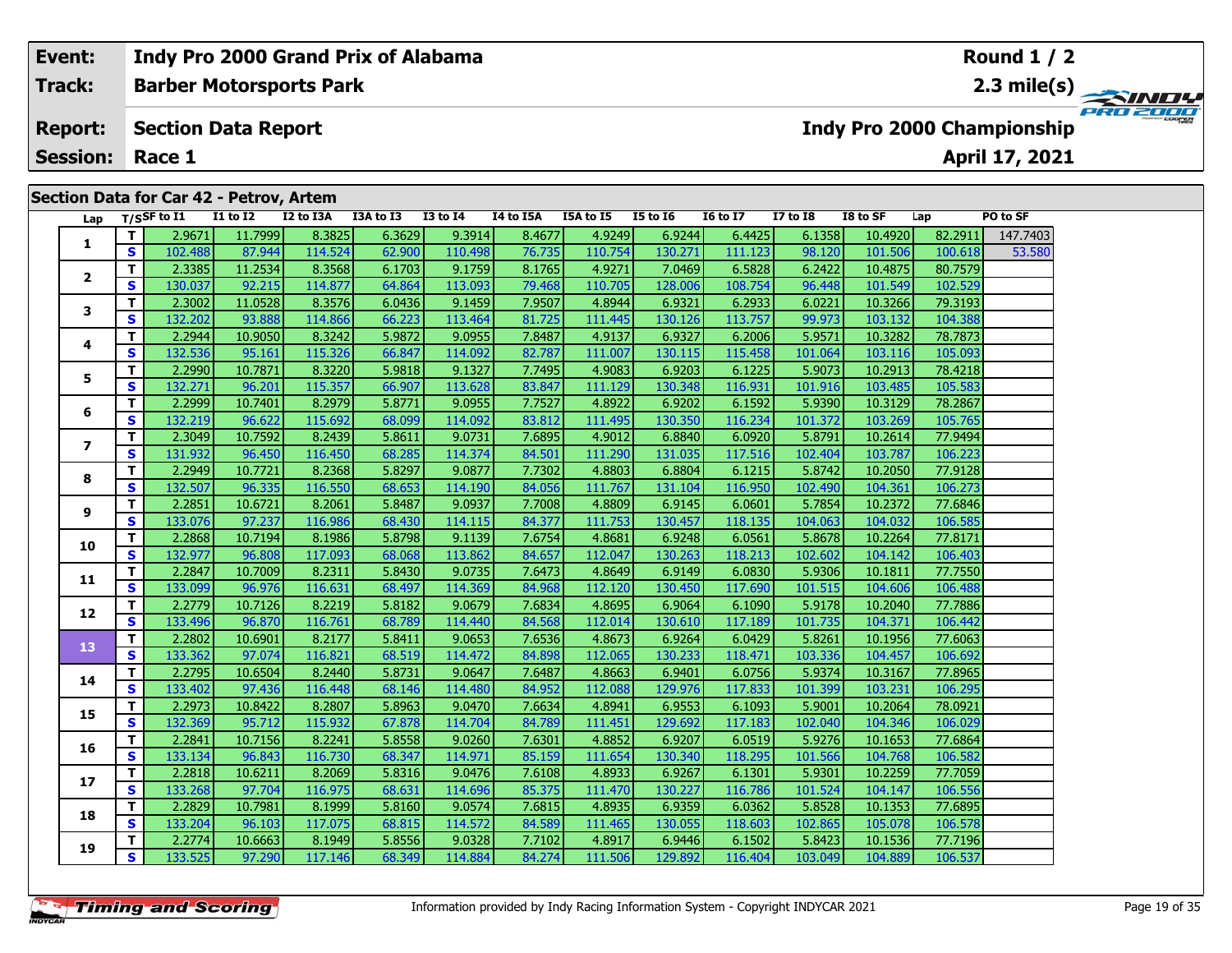| Event: | Indy Pro 2000 Grand Prix of Alabama | Round 1 / 2 |
|---|---|---|
| Track: | Barber Motorsports Park | 2.3 mile(s) |
| Report: | Section Data Report | Indy Pro 2000 Championship |
| Session: | Race 1 | April 17, 2021 |

## Section Data for Car 42 - Petrov, Artem

| Lap | T/S | SF to I1 | I1 to I2 | I2 to I3A | I3A to I3 | I3 to I4 | I4 to I5A | I5A to I5 | I5 to I6 | I6 to I7 | I7 to I8 | I8 to SF | Lap | PO to SF |
|---|---|---|---|---|---|---|---|---|---|---|---|---|---|---|
| 1 | T | 2.9671 | 11.7999 | 8.3825 | 6.3629 | 9.3914 | 8.4677 | 4.9249 | 6.9244 | 6.4425 | 6.1358 | 10.4920 | 82.2911 | 147.7403 |
| | S | 102.488 | 87.944 | 114.524 | 62.900 | 110.498 | 76.735 | 110.754 | 130.271 | 111.123 | 98.120 | 101.506 | 100.618 | 53.580 |
| 2 | T | 2.3385 | 11.2534 | 8.3568 | 6.1703 | 9.1759 | 8.1765 | 4.9271 | 7.0469 | 6.5828 | 6.2422 | 10.4875 | 80.7579 | |
| | S | 130.037 | 92.215 | 114.877 | 64.864 | 113.093 | 79.468 | 110.705 | 128.006 | 108.754 | 96.448 | 101.549 | 102.529 | |
| 3 | T | 2.3002 | 11.0528 | 8.3576 | 6.0436 | 9.1459 | 7.9507 | 4.8944 | 6.9321 | 6.2933 | 6.0221 | 10.3266 | 79.3193 | |
| | S | 132.202 | 93.888 | 114.866 | 66.223 | 113.464 | 81.725 | 111.445 | 130.126 | 113.757 | 99.973 | 103.132 | 104.388 | |
| 4 | T | 2.2944 | 10.9050 | 8.3242 | 5.9872 | 9.0955 | 7.8487 | 4.9137 | 6.9327 | 6.2006 | 5.9571 | 10.3282 | 78.7873 | |
| | S | 132.536 | 95.161 | 115.326 | 66.847 | 114.092 | 82.787 | 111.007 | 130.115 | 115.458 | 101.064 | 103.116 | 105.093 | |
| 5 | T | 2.2990 | 10.7871 | 8.3220 | 5.9818 | 9.1327 | 7.7495 | 4.9083 | 6.9203 | 6.1225 | 5.9073 | 10.2913 | 78.4218 | |
| | S | 132.271 | 96.201 | 115.357 | 66.907 | 113.628 | 83.847 | 111.129 | 130.348 | 116.931 | 101.916 | 103.485 | 105.583 | |
| 6 | T | 2.2999 | 10.7401 | 8.2979 | 5.8771 | 9.0955 | 7.7527 | 4.8922 | 6.9202 | 6.1592 | 5.9390 | 10.3129 | 78.2867 | |
| | S | 132.219 | 96.622 | 115.692 | 68.099 | 114.092 | 83.812 | 111.495 | 130.350 | 116.234 | 101.372 | 103.269 | 105.765 | |
| 7 | T | 2.3049 | 10.7592 | 8.2439 | 5.8611 | 9.0731 | 7.6895 | 4.9012 | 6.8840 | 6.0920 | 5.8791 | 10.2614 | 77.9494 | |
| | S | 131.932 | 96.450 | 116.450 | 68.285 | 114.374 | 84.501 | 111.290 | 131.035 | 117.516 | 102.404 | 103.787 | 106.223 | |
| 8 | T | 2.2949 | 10.7721 | 8.2368 | 5.8297 | 9.0877 | 7.7302 | 4.8803 | 6.8804 | 6.1215 | 5.8742 | 10.2050 | 77.9128 | |
| | S | 132.507 | 96.335 | 116.550 | 68.653 | 114.190 | 84.056 | 111.767 | 131.104 | 116.950 | 102.490 | 104.361 | 106.273 | |
| 9 | T | 2.2851 | 10.6721 | 8.2061 | 5.8487 | 9.0937 | 7.7008 | 4.8809 | 6.9145 | 6.0601 | 5.7854 | 10.2372 | 77.6846 | |
| | S | 133.076 | 97.237 | 116.986 | 68.430 | 114.115 | 84.377 | 111.753 | 130.457 | 118.135 | 104.063 | 104.032 | 106.585 | |
| 10 | T | 2.2868 | 10.7194 | 8.1986 | 5.8798 | 9.1139 | 7.6754 | 4.8681 | 6.9248 | 6.0561 | 5.8678 | 10.2264 | 77.8171 | |
| | S | 132.977 | 96.808 | 117.093 | 68.068 | 113.862 | 84.657 | 112.047 | 130.263 | 118.213 | 102.602 | 104.142 | 106.403 | |
| 11 | T | 2.2847 | 10.7009 | 8.2311 | 5.8430 | 9.0735 | 7.6473 | 4.8649 | 6.9149 | 6.0830 | 5.9306 | 10.1811 | 77.7550 | |
| | S | 133.099 | 96.976 | 116.631 | 68.497 | 114.369 | 84.968 | 112.120 | 130.450 | 117.690 | 101.515 | 104.606 | 106.488 | |
| 12 | T | 2.2779 | 10.7126 | 8.2219 | 5.8182 | 9.0679 | 7.6834 | 4.8695 | 6.9064 | 6.1090 | 5.9178 | 10.2040 | 77.7886 | |
| | S | 133.496 | 96.870 | 116.761 | 68.789 | 114.440 | 84.568 | 112.014 | 130.610 | 117.189 | 101.735 | 104.371 | 106.442 | |
| 13 | T | 2.2802 | 10.6901 | 8.2177 | 5.8411 | 9.0653 | 7.6536 | 4.8673 | 6.9264 | 6.0429 | 5.8261 | 10.1956 | 77.6063 | |
| | S | 133.362 | 97.074 | 116.821 | 68.519 | 114.472 | 84.898 | 112.065 | 130.233 | 118.471 | 103.336 | 104.457 | 106.692 | |
| 14 | T | 2.2795 | 10.6504 | 8.2440 | 5.8731 | 9.0647 | 7.6487 | 4.8663 | 6.9401 | 6.0756 | 5.9374 | 10.3167 | 77.8965 | |
| | S | 133.402 | 97.436 | 116.448 | 68.146 | 114.480 | 84.952 | 112.088 | 129.976 | 117.833 | 101.399 | 103.231 | 106.295 | |
| 15 | T | 2.2973 | 10.8422 | 8.2807 | 5.8963 | 9.0470 | 7.6634 | 4.8941 | 6.9553 | 6.1093 | 5.9001 | 10.2064 | 78.0921 | |
| | S | 132.369 | 95.712 | 115.932 | 67.878 | 114.704 | 84.789 | 111.451 | 129.692 | 117.183 | 102.040 | 104.346 | 106.029 | |
| 16 | T | 2.2841 | 10.7156 | 8.2241 | 5.8558 | 9.0260 | 7.6301 | 4.8852 | 6.9207 | 6.0519 | 5.9276 | 10.1653 | 77.6864 | |
| | S | 133.134 | 96.843 | 116.730 | 68.347 | 114.971 | 85.159 | 111.654 | 130.340 | 118.295 | 101.566 | 104.768 | 106.582 | |
| 17 | T | 2.2818 | 10.6211 | 8.2069 | 5.8316 | 9.0476 | 7.6108 | 4.8933 | 6.9267 | 6.1301 | 5.9301 | 10.2259 | 77.7059 | |
| | S | 133.268 | 97.704 | 116.975 | 68.631 | 114.696 | 85.375 | 111.470 | 130.227 | 116.786 | 101.524 | 104.147 | 106.556 | |
| 18 | T | 2.2829 | 10.7981 | 8.1999 | 5.8160 | 9.0574 | 7.6815 | 4.8935 | 6.9359 | 6.0362 | 5.8528 | 10.1353 | 77.6895 | |
| | S | 133.204 | 96.103 | 117.075 | 68.815 | 114.572 | 84.589 | 111.465 | 130.055 | 118.603 | 102.865 | 105.078 | 106.578 | |
| 19 | T | 2.2774 | 10.6663 | 8.1949 | 5.8556 | 9.0328 | 7.7102 | 4.8917 | 6.9446 | 6.1502 | 5.8423 | 10.1536 | 77.7196 | |
| | S | 133.525 | 97.290 | 117.146 | 68.349 | 114.884 | 84.274 | 111.506 | 129.892 | 116.404 | 103.049 | 104.889 | 106.537 | |

Information provided by Indy Racing Information System - Copyright INDYCAR 2021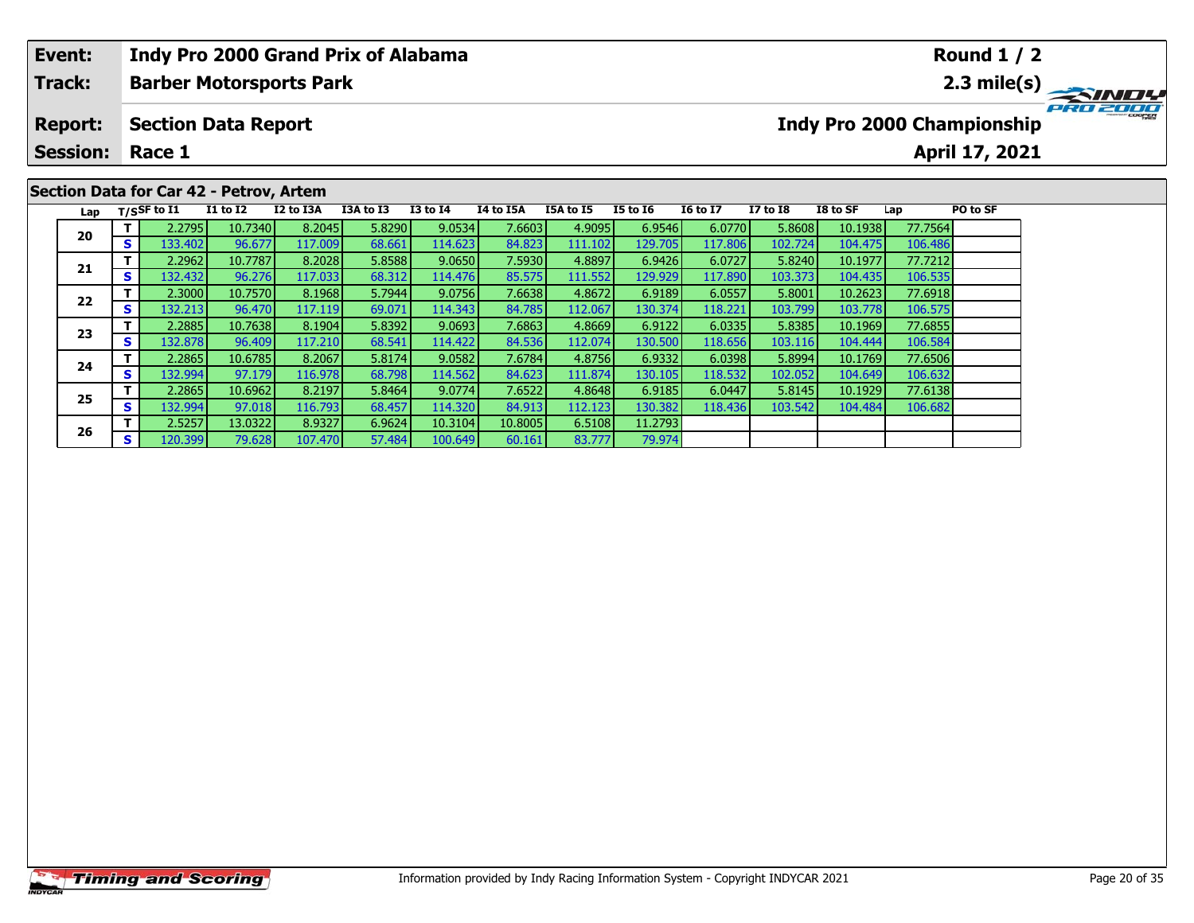| **Event:** | **Indy Pro 2000 Grand Prix of Alabama** | **Round 1 / 2** |
|---|---|---|
| **Track:** | **Barber Motorsports Park** | **2.3 mile(s)** |
| **Report:** | **Section Data Report** | **Indy Pro 2000 Championship** |
| **Session:** | **Race 1** | **April 17, 2021** |

## Section Data for Car 42 - Petrov, Artem

| Lap | T/S | SF to I1 | I1 to I2 | I2 to I3A | I3A to I3 | I3 to I4 | I4 to I5A | I5A to I5 | I5 to I6 | I6 to I7 | I7 to I8 | I8 to SF | Lap | PO to SF |
|---|---|---|---|---|---|---|---|---|---|---|---|---|---|---|
| 20 | T | 2.2795 | 10.7340 | 8.2045 | 5.8290 | 9.0534 | 7.6603 | 4.9095 | 6.9546 | 6.0770 | 5.8608 | 10.1938 | 77.7564 | |
| | S | 133.402 | 96.677 | 117.009 | 68.661 | 114.623 | 84.823 | 111.102 | 129.705 | 117.806 | 102.724 | 104.475 | 106.486 | |
| 21 | T | 2.2962 | 10.7787 | 8.2028 | 5.8588 | 9.0650 | 7.5930 | 4.8897 | 6.9426 | 6.0727 | 5.8240 | 10.1977 | 77.7212 | |
| | S | 132.432 | 96.276 | 117.033 | 68.312 | 114.476 | 85.575 | 111.552 | 129.929 | 117.890 | 103.373 | 104.435 | 106.535 | |
| 22 | T | 2.3000 | 10.7570 | 8.1968 | 5.7944 | 9.0756 | 7.6638 | 4.8672 | 6.9189 | 6.0557 | 5.8001 | 10.2623 | 77.6918 | |
| | S | 132.213 | 96.470 | 117.119 | 69.071 | 114.343 | 84.785 | 112.067 | 130.374 | 118.221 | 103.799 | 103.778 | 106.575 | |
| 23 | T | 2.2885 | 10.7638 | 8.1904 | 5.8392 | 9.0693 | 7.6863 | 4.8669 | 6.9122 | 6.0335 | 5.8385 | 10.1969 | 77.6855 | |
| | S | 132.878 | 96.409 | 117.210 | 68.541 | 114.422 | 84.536 | 112.074 | 130.500 | 118.656 | 103.116 | 104.444 | 106.584 | |
| 24 | T | 2.2865 | 10.6785 | 8.2067 | 5.8174 | 9.0582 | 7.6784 | 4.8756 | 6.9332 | 6.0398 | 5.8994 | 10.1769 | 77.6506 | |
| | S | 132.994 | 97.179 | 116.978 | 68.798 | 114.562 | 84.623 | 111.874 | 130.105 | 118.532 | 102.052 | 104.649 | 106.632 | |
| 25 | T | 2.2865 | 10.6962 | 8.2197 | 5.8464 | 9.0774 | 7.6522 | 4.8648 | 6.9185 | 6.0447 | 5.8145 | 10.1929 | 77.6138 | |
| | S | 132.994 | 97.018 | 116.793 | 68.457 | 114.320 | 84.913 | 112.123 | 130.382 | 118.436 | 103.542 | 104.484 | 106.682 | |
| 26 | T | 2.5257 | 13.0322 | 8.9327 | 6.9624 | 10.3104 | 10.8005 | 6.5108 | 11.2793 | | | | | |
| | S | 120.399 | 79.628 | 107.470 | 57.484 | 100.649 | 60.161 | 83.777 | 79.974 | | | | | |

Information provided by Indy Racing Information System - Copyright INDYCAR 2021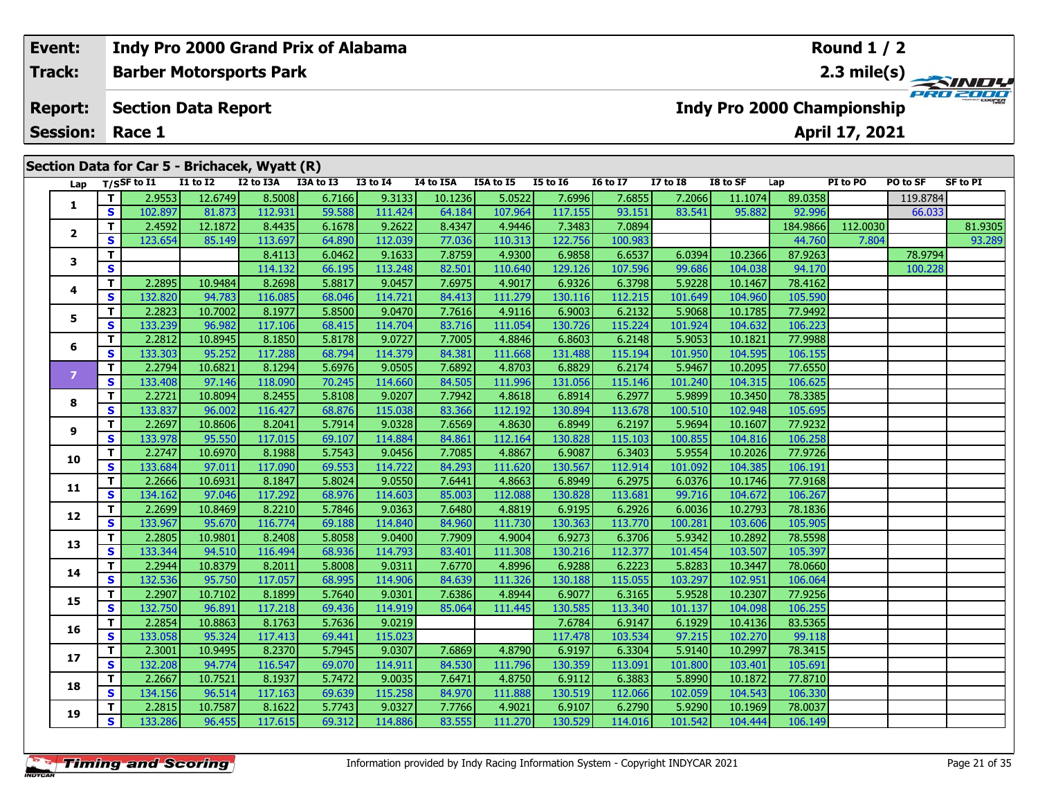| Event: | Indy Pro 2000 Grand Prix of Alabama | Round 1 / 2 |
|---|---|---|
| Track: | Barber Motorsports Park | 2.3 mile(s) |
| Report: | Section Data Report | Indy Pro 2000 Championship |
| Session: | Race 1 | April 17, 2021 |

## Section Data for Car 5 - Brichacek, Wyatt (R)

| Lap | T/S | SF to I1 | I1 to I2 | I2 to I3A | I3A to I3 | I3 to I4 | I4 to I5A | I5A to I5 | I5 to I6 | I6 to I7 | I7 to I8 | I8 to SF | Lap | PI to PO | PO to SF | SF to PI |
|---|---|---|---|---|---|---|---|---|---|---|---|---|---|---|---|---|
| 1 | T | 2.9553 | 12.6749 | 8.5008 | 6.7166 | 9.3133 | 10.1236 | 5.0522 | 7.6996 | 7.6855 | 7.2066 | 11.1074 | 89.0358 | | 119.8784 | |
| | S | 102.897 | 81.873 | 112.931 | 59.588 | 111.424 | 64.184 | 107.964 | 117.155 | 93.151 | 83.541 | 95.882 | 92.996 | | 66.033 | |
| 2 | T | 2.4592 | 12.1872 | 8.4435 | 6.1678 | 9.2622 | 8.4347 | 4.9446 | 7.3483 | 7.0894 | | | 184.9866 | 112.0030 | | 81.9305 |
| | S | 123.654 | 85.149 | 113.697 | 64.890 | 112.039 | 77.036 | 110.313 | 122.756 | 100.983 | | | 44.760 | 7.804 | | 93.289 |
| 3 | T | | | 8.4113 | 6.0462 | 9.1633 | 7.8759 | 4.9300 | 6.9858 | 6.6537 | 6.0394 | 10.2366 | 87.9263 | | 78.9794 | |
| | S | | | 114.132 | 66.195 | 113.248 | 82.501 | 110.640 | 129.126 | 107.596 | 99.686 | 104.038 | 94.170 | | 100.228 | |
| 4 | T | 2.2895 | 10.9484 | 8.2698 | 5.8817 | 9.0457 | 7.6975 | 4.9017 | 6.9326 | 6.3798 | 5.9228 | 10.1467 | 78.4162 | | | |
| | S | 132.820 | 94.783 | 116.085 | 68.046 | 114.721 | 84.413 | 111.279 | 130.116 | 112.215 | 101.649 | 104.960 | 105.590 | | | |
| 5 | T | 2.2823 | 10.7002 | 8.1977 | 5.8500 | 9.0470 | 7.7616 | 4.9116 | 6.9003 | 6.2132 | 5.9068 | 10.1785 | 77.9492 | | | |
| | S | 133.239 | 96.982 | 117.106 | 68.415 | 114.704 | 83.716 | 111.054 | 130.726 | 115.224 | 101.924 | 104.632 | 106.223 | | | |
| 6 | T | 2.2812 | 10.8945 | 8.1850 | 5.8178 | 9.0727 | 7.7005 | 4.8846 | 6.8603 | 6.2148 | 5.9053 | 10.1821 | 77.9988 | | | |
| | S | 133.303 | 95.252 | 117.288 | 68.794 | 114.379 | 84.381 | 111.668 | 131.488 | 115.194 | 101.950 | 104.595 | 106.155 | | | |
| 7 | T | 2.2794 | 10.6821 | 8.1294 | 5.6976 | 9.0505 | 7.6892 | 4.8703 | 6.8829 | 6.2174 | 5.9467 | 10.2095 | 77.6550 | | | |
| | S | 133.408 | 97.146 | 118.090 | 70.245 | 114.660 | 84.505 | 111.996 | 131.056 | 115.146 | 101.240 | 104.315 | 106.625 | | | |
| 8 | T | 2.2721 | 10.8094 | 8.2455 | 5.8108 | 9.0207 | 7.7942 | 4.8618 | 6.8914 | 6.2977 | 5.9899 | 10.3450 | 78.3385 | | | |
| | S | 133.837 | 96.002 | 116.427 | 68.876 | 115.038 | 83.366 | 112.192 | 130.894 | 113.678 | 100.510 | 102.948 | 105.695 | | | |
| 9 | T | 2.2697 | 10.8606 | 8.2041 | 5.7914 | 9.0328 | 7.6569 | 4.8630 | 6.8949 | 6.2197 | 5.9694 | 10.1607 | 77.9232 | | | |
| | S | 133.978 | 95.550 | 117.015 | 69.107 | 114.884 | 84.861 | 112.164 | 130.828 | 115.103 | 100.855 | 104.816 | 106.258 | | | |
| 10 | T | 2.2747 | 10.6970 | 8.1988 | 5.7543 | 9.0456 | 7.7085 | 4.8867 | 6.9087 | 6.3403 | 5.9554 | 10.2026 | 77.9726 | | | |
| | S | 133.684 | 97.011 | 117.090 | 69.553 | 114.722 | 84.293 | 111.620 | 130.567 | 112.914 | 101.092 | 104.385 | 106.191 | | | |
| 11 | T | 2.2666 | 10.6931 | 8.1847 | 5.8024 | 9.0550 | 7.6441 | 4.8663 | 6.8949 | 6.2975 | 6.0376 | 10.1746 | 77.9168 | | | |
| | S | 134.162 | 97.046 | 117.292 | 68.976 | 114.603 | 85.003 | 112.088 | 130.828 | 113.681 | 99.716 | 104.672 | 106.267 | | | |
| 12 | T | 2.2699 | 10.8469 | 8.2210 | 5.7846 | 9.0363 | 7.6480 | 4.8819 | 6.9195 | 6.2926 | 6.0036 | 10.2793 | 78.1836 | | | |
| | S | 133.967 | 95.670 | 116.774 | 69.188 | 114.840 | 84.960 | 111.730 | 130.363 | 113.770 | 100.281 | 103.606 | 105.905 | | | |
| 13 | T | 2.2805 | 10.9801 | 8.2408 | 5.8058 | 9.0400 | 7.7909 | 4.9004 | 6.9273 | 6.3706 | 5.9342 | 10.2892 | 78.5598 | | | |
| | S | 133.344 | 94.510 | 116.494 | 68.936 | 114.793 | 83.401 | 111.308 | 130.216 | 112.377 | 101.454 | 103.507 | 105.397 | | | |
| 14 | T | 2.2944 | 10.8379 | 8.2011 | 5.8008 | 9.0311 | 7.6770 | 4.8996 | 6.9288 | 6.2223 | 5.8283 | 10.3447 | 78.0660 | | | |
| | S | 132.536 | 95.750 | 117.057 | 68.995 | 114.906 | 84.639 | 111.326 | 130.188 | 115.055 | 103.297 | 102.951 | 106.064 | | | |
| 15 | T | 2.2907 | 10.7102 | 8.1899 | 5.7640 | 9.0301 | 7.6386 | 4.8944 | 6.9077 | 6.3165 | 5.9528 | 10.2307 | 77.9256 | | | |
| | S | 132.750 | 96.891 | 117.218 | 69.436 | 114.919 | 85.064 | 111.445 | 130.585 | 113.340 | 101.137 | 104.098 | 106.255 | | | |
| 16 | T | 2.2854 | 10.8863 | 8.1763 | 5.7636 | 9.0219 | | | 7.6784 | 6.9147 | 6.1929 | 10.4136 | 83.5365 | | | |
| | S | 133.058 | 95.324 | 117.413 | 69.441 | 115.023 | | | 117.478 | 103.534 | 97.215 | 102.270 | 99.118 | | | |
| 17 | T | 2.3001 | 10.9495 | 8.2370 | 5.7945 | 9.0307 | 7.6869 | 4.8790 | 6.9197 | 6.3304 | 5.9140 | 10.2997 | 78.3415 | | | |
| | S | 132.208 | 94.774 | 116.547 | 69.070 | 114.911 | 84.530 | 111.796 | 130.359 | 113.091 | 101.800 | 103.401 | 105.691 | | | |
| 18 | T | 2.2667 | 10.7521 | 8.1937 | 5.7472 | 9.0035 | 7.6471 | 4.8750 | 6.9112 | 6.3883 | 5.8990 | 10.1872 | 77.8710 | | | |
| | S | 134.156 | 96.514 | 117.163 | 69.639 | 115.258 | 84.970 | 111.888 | 130.519 | 112.066 | 102.059 | 104.543 | 106.330 | | | |
| 19 | T | 2.2815 | 10.7587 | 8.1622 | 5.7743 | 9.0327 | 7.7766 | 4.9021 | 6.9107 | 6.2790 | 5.9290 | 10.1969 | 78.0037 | | | |
| | S | 133.286 | 96.455 | 117.615 | 69.312 | 114.886 | 83.555 | 111.270 | 130.529 | 114.016 | 101.542 | 104.444 | 106.149 | | | |

Information provided by Indy Racing Information System - Copyright INDYCAR 2021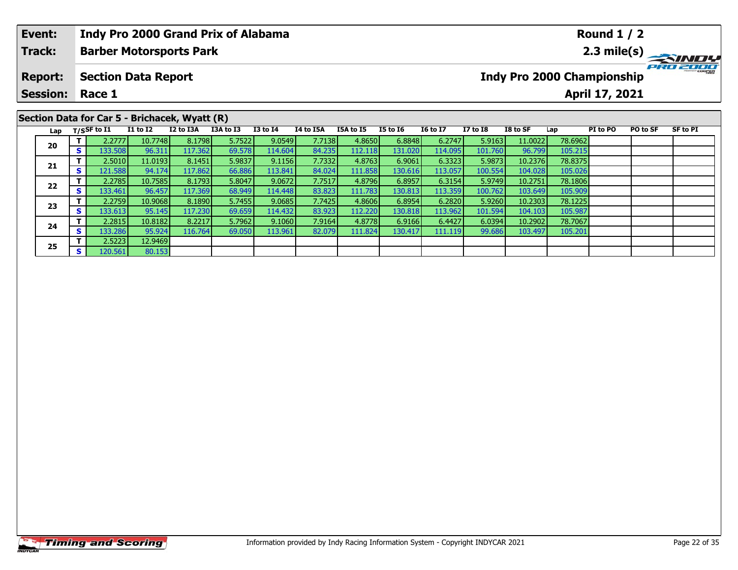| Event: | Indy Pro 2000 Grand Prix of Alabama | Round 1 / 2 |
|---|---|---|
| Track: | Barber Motorsports Park | 2.3 mile(s) |
| Report: | Section Data Report | Indy Pro 2000 Championship |
| Session: | Race 1 | April 17, 2021 |

## Section Data for Car 5 - Brichacek, Wyatt (R)

| Lap | T/S | SF to I1 | I1 to I2 | I2 to I3A | I3A to I3 | I3 to I4 | I4 to I5A | I5A to I5 | I5 to I6 | I6 to I7 | I7 to I8 | I8 to SF | Lap | PI to PO | PO to SF | SF to PI |
|---|---|---|---|---|---|---|---|---|---|---|---|---|---|---|---|---|
| 20 | T | 2.2777 | 10.7748 | 8.1798 | 5.7522 | 9.0549 | 7.7138 | 4.8650 | 6.8848 | 6.2747 | 5.9163 | 11.0022 | 78.6962 | | | |
| | S | 133.508 | 96.311 | 117.362 | 69.578 | 114.604 | 84.235 | 112.118 | 131.020 | 114.095 | 101.760 | 96.799 | 105.215 | | | |
| 21 | T | 2.5010 | 11.0193 | 8.1451 | 5.9837 | 9.1156 | 7.7332 | 4.8763 | 6.9061 | 6.3323 | 5.9873 | 10.2376 | 78.8375 | | | |
| | S | 121.588 | 94.174 | 117.862 | 66.886 | 113.841 | 84.024 | 111.858 | 130.616 | 113.057 | 100.554 | 104.028 | 105.026 | | | |
| 22 | T | 2.2785 | 10.7585 | 8.1793 | 5.8047 | 9.0672 | 7.7517 | 4.8796 | 6.8957 | 6.3154 | 5.9749 | 10.2751 | 78.1806 | | | |
| | S | 133.461 | 96.457 | 117.369 | 68.949 | 114.448 | 83.823 | 111.783 | 130.813 | 113.359 | 100.762 | 103.649 | 105.909 | | | |
| 23 | T | 2.2759 | 10.9068 | 8.1890 | 5.7455 | 9.0685 | 7.7425 | 4.8606 | 6.8954 | 6.2820 | 5.9260 | 10.2303 | 78.1225 | | | |
| | S | 133.613 | 95.145 | 117.230 | 69.659 | 114.432 | 83.923 | 112.220 | 130.818 | 113.962 | 101.594 | 104.103 | 105.987 | | | |
| 24 | T | 2.2815 | 10.8182 | 8.2217 | 5.7962 | 9.1060 | 7.9164 | 4.8778 | 6.9166 | 6.4427 | 6.0394 | 10.2902 | 78.7067 | | | |
| | S | 133.286 | 95.924 | 116.764 | 69.050 | 113.961 | 82.079 | 111.824 | 130.417 | 111.119 | 99.686 | 103.497 | 105.201 | | | |
| 25 | T | 2.5223 | 12.9469 | | | | | | | | | | | | | |
| | S | 120.561 | 80.153 | | | | | | | | | | | | | |

Information provided by Indy Racing Information System - Copyright INDYCAR 2021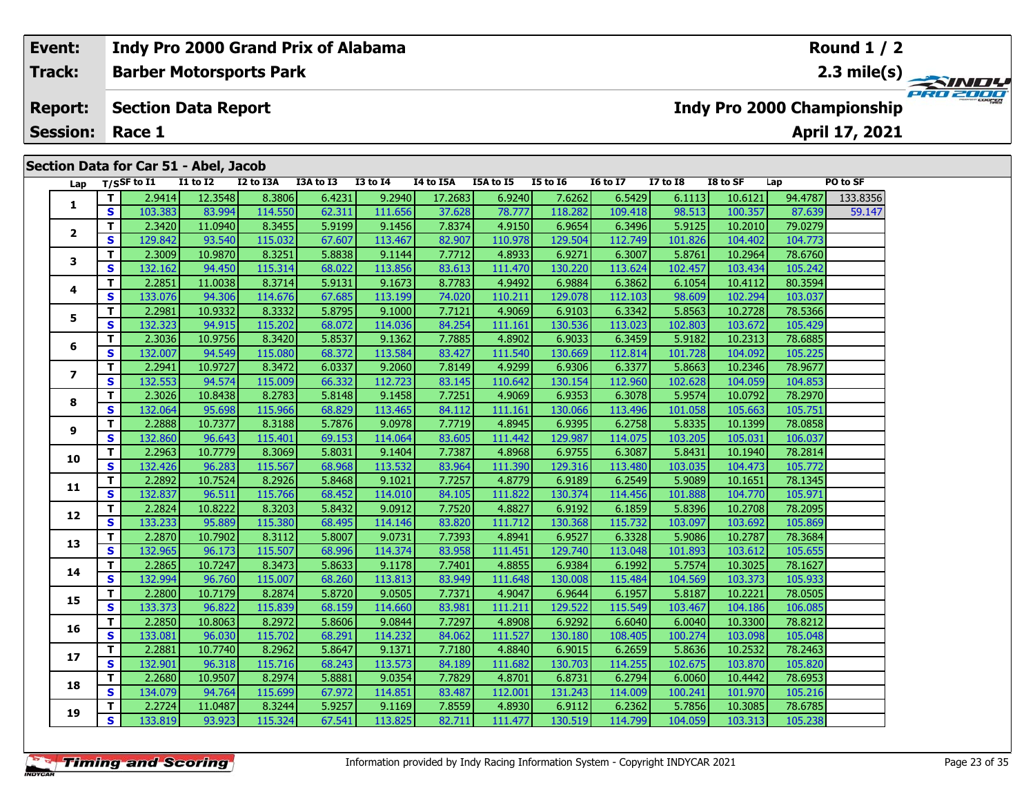| Event: | Indy Pro 2000 Grand Prix of Alabama | Round 1 / 2 |
|---|---|---|
| Track: | Barber Motorsports Park | 2.3 mile(s) |
| Report: | Section Data Report | Indy Pro 2000 Championship |
| Session: | Race 1 | April 17, 2021 |

## Section Data for Car 51 - Abel, Jacob

| Lap | T/S | SF to I1 | I1 to I2 | I2 to I3A | I3A to I3 | I3 to I4 | I4 to I5A | I5A to I5 | I5 to I6 | I6 to I7 | I7 to I8 | I8 to SF | Lap | PO to SF |
|---|---|---|---|---|---|---|---|---|---|---|---|---|---|---|
| 1 | T | 2.9414 | 12.3548 | 8.3806 | 6.4231 | 9.2940 | 17.2683 | 6.9240 | 7.6262 | 6.5429 | 6.1113 | 10.6121 | 94.4787 | 133.8356 |
| | S | 103.383 | 83.994 | 114.550 | 62.311 | 111.656 | 37.628 | 78.777 | 118.282 | 109.418 | 98.513 | 100.357 | 87.639 | 59.147 |
| 2 | T | 2.3420 | 11.0940 | 8.3455 | 5.9199 | 9.1456 | 7.8374 | 4.9150 | 6.9654 | 6.3496 | 5.9125 | 10.2010 | 79.0279 | |
| | S | 129.842 | 93.540 | 115.032 | 67.607 | 113.467 | 82.907 | 110.978 | 129.504 | 112.749 | 101.826 | 104.402 | 104.773 | |
| 3 | T | 2.3009 | 10.9870 | 8.3251 | 5.8838 | 9.1144 | 7.7712 | 4.8933 | 6.9271 | 6.3007 | 5.8761 | 10.2964 | 78.6760 | |
| | S | 132.162 | 94.450 | 115.314 | 68.022 | 113.856 | 83.613 | 111.470 | 130.220 | 113.624 | 102.457 | 103.434 | 105.242 | |
| 4 | T | 2.2851 | 11.0038 | 8.3714 | 5.9131 | 9.1673 | 8.7783 | 4.9492 | 6.9884 | 6.3862 | 6.1054 | 10.4112 | 80.3594 | |
| | S | 133.076 | 94.306 | 114.676 | 67.685 | 113.199 | 74.020 | 110.211 | 129.078 | 112.103 | 98.609 | 102.294 | 103.037 | |
| 5 | T | 2.2981 | 10.9332 | 8.3332 | 5.8795 | 9.1000 | 7.7121 | 4.9069 | 6.9103 | 6.3342 | 5.8563 | 10.2728 | 78.5366 | |
| | S | 132.323 | 94.915 | 115.202 | 68.072 | 114.036 | 84.254 | 111.161 | 130.536 | 113.023 | 102.803 | 103.672 | 105.429 | |
| 6 | T | 2.3036 | 10.9756 | 8.3420 | 5.8537 | 9.1362 | 7.7885 | 4.8902 | 6.9033 | 6.3459 | 5.9182 | 10.2313 | 78.6885 | |
| | S | 132.007 | 94.549 | 115.080 | 68.372 | 113.584 | 83.427 | 111.540 | 130.669 | 112.814 | 101.728 | 104.092 | 105.225 | |
| 7 | T | 2.2941 | 10.9727 | 8.3472 | 6.0337 | 9.2060 | 7.8149 | 4.9299 | 6.9306 | 6.3377 | 5.8663 | 10.2346 | 78.9677 | |
| | S | 132.553 | 94.574 | 115.009 | 66.332 | 112.723 | 83.145 | 110.642 | 130.154 | 112.960 | 102.628 | 104.059 | 104.853 | |
| 8 | T | 2.3026 | 10.8438 | 8.2783 | 5.8148 | 9.1458 | 7.7251 | 4.9069 | 6.9353 | 6.3078 | 5.9574 | 10.0792 | 78.2970 | |
| | S | 132.064 | 95.698 | 115.966 | 68.829 | 113.465 | 84.112 | 111.161 | 130.066 | 113.496 | 101.058 | 105.663 | 105.751 | |
| 9 | T | 2.2888 | 10.7377 | 8.3188 | 5.7876 | 9.0978 | 7.7719 | 4.8945 | 6.9395 | 6.2758 | 5.8335 | 10.1399 | 78.0858 | |
| | S | 132.860 | 96.643 | 115.401 | 69.153 | 114.064 | 83.605 | 111.442 | 129.987 | 114.075 | 103.205 | 105.031 | 106.037 | |
| 10 | T | 2.2963 | 10.7779 | 8.3069 | 5.8031 | 9.1404 | 7.7387 | 4.8968 | 6.9755 | 6.3087 | 5.8431 | 10.1940 | 78.2814 | |
| | S | 132.426 | 96.283 | 115.567 | 68.968 | 113.532 | 83.964 | 111.390 | 129.316 | 113.480 | 103.035 | 104.473 | 105.772 | |
| 11 | T | 2.2892 | 10.7524 | 8.2926 | 5.8468 | 9.1021 | 7.7257 | 4.8779 | 6.9189 | 6.2549 | 5.9089 | 10.1651 | 78.1345 | |
| | S | 132.837 | 96.511 | 115.766 | 68.452 | 114.010 | 84.105 | 111.822 | 130.374 | 114.456 | 101.888 | 104.770 | 105.971 | |
| 12 | T | 2.2824 | 10.8222 | 8.3203 | 5.8432 | 9.0912 | 7.7520 | 4.8827 | 6.9192 | 6.1859 | 5.8396 | 10.2708 | 78.2095 | |
| | S | 133.233 | 95.889 | 115.380 | 68.495 | 114.146 | 83.820 | 111.712 | 130.368 | 115.732 | 103.097 | 103.692 | 105.869 | |
| 13 | T | 2.2870 | 10.7902 | 8.3112 | 5.8007 | 9.0731 | 7.7393 | 4.8941 | 6.9527 | 6.3328 | 5.9086 | 10.2787 | 78.3684 | |
| | S | 132.965 | 96.173 | 115.507 | 68.996 | 114.374 | 83.958 | 111.451 | 129.740 | 113.048 | 101.893 | 103.612 | 105.655 | |
| 14 | T | 2.2865 | 10.7247 | 8.3473 | 5.8633 | 9.1178 | 7.7401 | 4.8855 | 6.9384 | 6.1992 | 5.7574 | 10.3025 | 78.1627 | |
| | S | 132.994 | 96.760 | 115.007 | 68.260 | 113.813 | 83.949 | 111.648 | 130.008 | 115.484 | 104.569 | 103.373 | 105.933 | |
| 15 | T | 2.2800 | 10.7179 | 8.2874 | 5.8720 | 9.0505 | 7.7371 | 4.9047 | 6.9644 | 6.1957 | 5.8187 | 10.2221 | 78.0505 | |
| | S | 133.373 | 96.822 | 115.839 | 68.159 | 114.660 | 83.981 | 111.211 | 129.522 | 115.549 | 103.467 | 104.186 | 106.085 | |
| 16 | T | 2.2850 | 10.8063 | 8.2972 | 5.8606 | 9.0844 | 7.7297 | 4.8908 | 6.9292 | 6.6040 | 6.0040 | 10.3300 | 78.8212 | |
| | S | 133.081 | 96.030 | 115.702 | 68.291 | 114.232 | 84.062 | 111.527 | 130.180 | 108.405 | 100.274 | 103.098 | 105.048 | |
| 17 | T | 2.2881 | 10.7740 | 8.2962 | 5.8647 | 9.1371 | 7.7180 | 4.8840 | 6.9015 | 6.2659 | 5.8636 | 10.2532 | 78.2463 | |
| | S | 132.901 | 96.318 | 115.716 | 68.243 | 113.573 | 84.189 | 111.682 | 130.703 | 114.255 | 102.675 | 103.870 | 105.820 | |
| 18 | T | 2.2680 | 10.9507 | 8.2974 | 5.8881 | 9.0354 | 7.7829 | 4.8701 | 6.8731 | 6.2794 | 6.0060 | 10.4442 | 78.6953 | |
| | S | 134.079 | 94.764 | 115.699 | 67.972 | 114.851 | 83.487 | 112.001 | 131.243 | 114.009 | 100.241 | 101.970 | 105.216 | |
| 19 | T | 2.2724 | 11.0487 | 8.3244 | 5.9257 | 9.1169 | 7.8559 | 4.8930 | 6.9112 | 6.2362 | 5.7856 | 10.3085 | 78.6785 | |
| | S | 133.819 | 93.923 | 115.324 | 67.541 | 113.825 | 82.711 | 111.477 | 130.519 | 114.799 | 104.059 | 103.313 | 105.238 | |

Information provided by Indy Racing Information System - Copyright INDYCAR 2021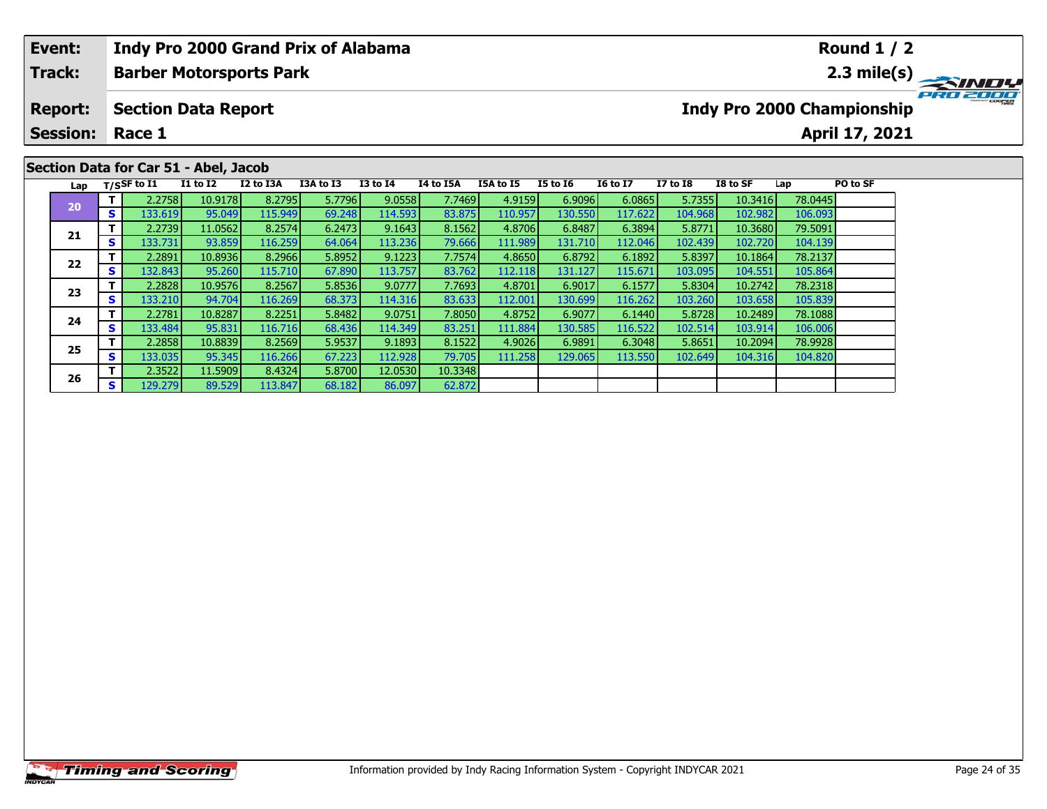| Event: | Indy Pro 2000 Grand Prix of Alabama | Round 1 / 2 |
|---|---|---|
| Track: | Barber Motorsports Park | 2.3 mile(s) |
| Report: | Section Data Report | Indy Pro 2000 Championship |
| Session: | Race 1 | April 17, 2021 |

## Section Data for Car 51 - Abel, Jacob

| Lap | T/S | SF to I1 | I1 to I2 | I2 to I3A | I3A to I3 | I3 to I4 | I4 to I5A | I5A to I5 | I5 to I6 | I6 to I7 | I7 to I8 | I8 to SF | Lap | PO to SF |
|---|---|---|---|---|---|---|---|---|---|---|---|---|---|---|
| 20 | T | 2.2758 | 10.9178 | 8.2795 | 5.7796 | 9.0558 | 7.7469 | 4.9159 | 6.9096 | 6.0865 | 5.7355 | 10.3416 | 78.0445 | |
| | S | 133.619 | 95.049 | 115.949 | 69.248 | 114.593 | 83.875 | 110.957 | 130.550 | 117.622 | 104.968 | 102.982 | 106.093 | |
| 21 | T | 2.2739 | 11.0562 | 8.2574 | 6.2473 | 9.1643 | 8.1562 | 4.8706 | 6.8487 | 6.3894 | 5.8771 | 10.3680 | 79.5091 | |
| | S | 133.731 | 93.859 | 116.259 | 64.064 | 113.236 | 79.666 | 111.989 | 131.710 | 112.046 | 102.439 | 102.720 | 104.139 | |
| 22 | T | 2.2891 | 10.8936 | 8.2966 | 5.8952 | 9.1223 | 7.7574 | 4.8650 | 6.8792 | 6.1892 | 5.8397 | 10.1864 | 78.2137 | |
| | S | 132.843 | 95.260 | 115.710 | 67.890 | 113.757 | 83.762 | 112.118 | 131.127 | 115.671 | 103.095 | 104.551 | 105.864 | |
| 23 | T | 2.2828 | 10.9576 | 8.2567 | 5.8536 | 9.0777 | 7.7693 | 4.8701 | 6.9017 | 6.1577 | 5.8304 | 10.2742 | 78.2318 | |
| | S | 133.210 | 94.704 | 116.269 | 68.373 | 114.316 | 83.633 | 112.001 | 130.699 | 116.262 | 103.260 | 103.658 | 105.839 | |
| 24 | T | 2.2781 | 10.8287 | 8.2251 | 5.8482 | 9.0751 | 7.8050 | 4.8752 | 6.9077 | 6.1440 | 5.8728 | 10.2489 | 78.1088 | |
| | S | 133.484 | 95.831 | 116.716 | 68.436 | 114.349 | 83.251 | 111.884 | 130.585 | 116.522 | 102.514 | 103.914 | 106.006 | |
| 25 | T | 2.2858 | 10.8839 | 8.2569 | 5.9537 | 9.1893 | 8.1522 | 4.9026 | 6.9891 | 6.3048 | 5.8651 | 10.2094 | 78.9928 | |
| | S | 133.035 | 95.345 | 116.266 | 67.223 | 112.928 | 79.705 | 111.258 | 129.065 | 113.550 | 102.649 | 104.316 | 104.820 | |
| 26 | T | 2.3522 | 11.5909 | 8.4324 | 5.8700 | 12.0530 | 10.3348 | | | | | | | |
| | S | 129.279 | 89.529 | 113.847 | 68.182 | 86.097 | 62.872 | | | | | | | |

Information provided by Indy Racing Information System - Copyright INDYCAR 2021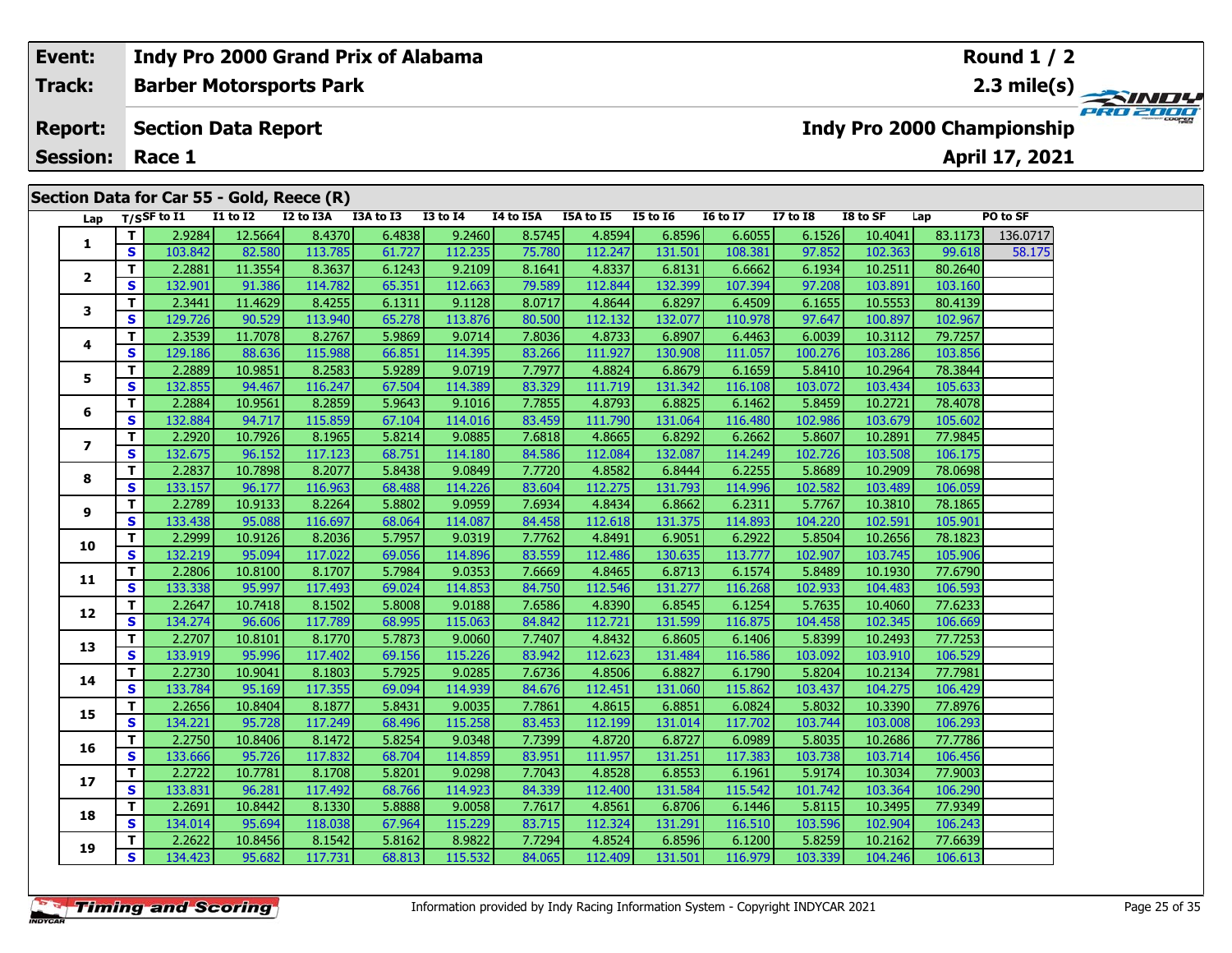| Event: | Indy Pro 2000 Grand Prix of Alabama | Round 1 / 2 |
|---|---|---|
| Track: | Barber Motorsports Park | 2.3 mile(s) |
| Report: | Section Data Report | Indy Pro 2000 Championship |
| Session: | Race 1 | April 17, 2021 |

## Section Data for Car 55 - Gold, Reece (R)

| Lap | T/S | SF to I1 | I1 to I2 | I2 to I3A | I3A to I3 | I3 to I4 | I4 to I5A | I5A to I5 | I5 to I6 | I6 to I7 | I7 to I8 | I8 to SF | Lap | PO to SF |
|---|---|---|---|---|---|---|---|---|---|---|---|---|---|---|
| 1 | T | 2.9284 | 12.5664 | 8.4370 | 6.4838 | 9.2460 | 8.5745 | 4.8594 | 6.8596 | 6.6055 | 6.1526 | 10.4041 | 83.1173 | 136.0717 |
| | S | 103.842 | 82.580 | 113.785 | 61.727 | 112.235 | 75.780 | 112.247 | 131.501 | 108.381 | 97.852 | 102.363 | 99.618 | 58.175 |
| 2 | T | 2.2881 | 11.3554 | 8.3637 | 6.1243 | 9.2109 | 8.1641 | 4.8337 | 6.8131 | 6.6662 | 6.1934 | 10.2511 | 80.2640 | |
| | S | 132.901 | 91.386 | 114.782 | 65.351 | 112.663 | 79.589 | 112.844 | 132.399 | 107.394 | 97.208 | 103.891 | 103.160 | |
| 3 | T | 2.3441 | 11.4629 | 8.4255 | 6.1311 | 9.1128 | 8.0717 | 4.8644 | 6.8297 | 6.4509 | 6.1655 | 10.5553 | 80.4139 | |
| | S | 129.726 | 90.529 | 113.940 | 65.278 | 113.876 | 80.500 | 112.132 | 132.077 | 110.978 | 97.647 | 100.897 | 102.967 | |
| 4 | T | 2.3539 | 11.7078 | 8.2767 | 5.9869 | 9.0714 | 7.8036 | 4.8733 | 6.8907 | 6.4463 | 6.0039 | 10.3112 | 79.7257 | |
| | S | 129.186 | 88.636 | 115.988 | 66.851 | 114.395 | 83.266 | 111.927 | 130.908 | 111.057 | 100.276 | 103.286 | 103.856 | |
| 5 | T | 2.2889 | 10.9851 | 8.2583 | 5.9289 | 9.0719 | 7.7977 | 4.8824 | 6.8679 | 6.1659 | 5.8410 | 10.2964 | 78.3844 | |
| | S | 132.855 | 94.467 | 116.247 | 67.504 | 114.389 | 83.329 | 111.719 | 131.342 | 116.108 | 103.072 | 103.434 | 105.633 | |
| 6 | T | 2.2884 | 10.9561 | 8.2859 | 5.9643 | 9.1016 | 7.7855 | 4.8793 | 6.8825 | 6.1462 | 5.8459 | 10.2721 | 78.4078 | |
| | S | 132.884 | 94.717 | 115.859 | 67.104 | 114.016 | 83.459 | 111.790 | 131.064 | 116.480 | 102.986 | 103.679 | 105.602 | |
| 7 | T | 2.2920 | 10.7926 | 8.1965 | 5.8214 | 9.0885 | 7.6818 | 4.8665 | 6.8292 | 6.2662 | 5.8607 | 10.2891 | 77.9845 | |
| | S | 132.675 | 96.152 | 117.123 | 68.751 | 114.180 | 84.586 | 112.084 | 132.087 | 114.249 | 102.726 | 103.508 | 106.175 | |
| 8 | T | 2.2837 | 10.7898 | 8.2077 | 5.8438 | 9.0849 | 7.7720 | 4.8582 | 6.8444 | 6.2255 | 5.8689 | 10.2909 | 78.0698 | |
| | S | 133.157 | 96.177 | 116.963 | 68.488 | 114.226 | 83.604 | 112.275 | 131.793 | 114.996 | 102.582 | 103.489 | 106.059 | |
| 9 | T | 2.2789 | 10.9133 | 8.2264 | 5.8802 | 9.0959 | 7.6934 | 4.8434 | 6.8662 | 6.2311 | 5.7767 | 10.3810 | 78.1865 | |
| | S | 133.438 | 95.088 | 116.697 | 68.064 | 114.087 | 84.458 | 112.618 | 131.375 | 114.893 | 104.220 | 102.591 | 105.901 | |
| 10 | T | 2.2999 | 10.9126 | 8.2036 | 5.7957 | 9.0319 | 7.7762 | 4.8491 | 6.9051 | 6.2922 | 5.8504 | 10.2656 | 78.1823 | |
| | S | 132.219 | 95.094 | 117.022 | 69.056 | 114.896 | 83.559 | 112.486 | 130.635 | 113.777 | 102.907 | 103.745 | 105.906 | |
| 11 | T | 2.2806 | 10.8100 | 8.1707 | 5.7984 | 9.0353 | 7.6669 | 4.8465 | 6.8713 | 6.1574 | 5.8489 | 10.1930 | 77.6790 | |
| | S | 133.338 | 95.997 | 117.493 | 69.024 | 114.853 | 84.750 | 112.546 | 131.277 | 116.268 | 102.933 | 104.483 | 106.593 | |
| 12 | T | 2.2647 | 10.7418 | 8.1502 | 5.8008 | 9.0188 | 7.6586 | 4.8390 | 6.8545 | 6.1254 | 5.7635 | 10.4060 | 77.6233 | |
| | S | 134.274 | 96.606 | 117.789 | 68.995 | 115.063 | 84.842 | 112.721 | 131.599 | 116.875 | 104.458 | 102.345 | 106.669 | |
| 13 | T | 2.2707 | 10.8101 | 8.1770 | 5.7873 | 9.0060 | 7.7407 | 4.8432 | 6.8605 | 6.1406 | 5.8399 | 10.2493 | 77.7253 | |
| | S | 133.919 | 95.996 | 117.402 | 69.156 | 115.226 | 83.942 | 112.623 | 131.484 | 116.586 | 103.092 | 103.910 | 106.529 | |
| 14 | T | 2.2730 | 10.9041 | 8.1803 | 5.7925 | 9.0285 | 7.6736 | 4.8506 | 6.8827 | 6.1790 | 5.8204 | 10.2134 | 77.7981 | |
| | S | 133.784 | 95.169 | 117.355 | 69.094 | 114.939 | 84.676 | 112.451 | 131.060 | 115.862 | 103.437 | 104.275 | 106.429 | |
| 15 | T | 2.2656 | 10.8404 | 8.1877 | 5.8431 | 9.0035 | 7.7861 | 4.8615 | 6.8851 | 6.0824 | 5.8032 | 10.3390 | 77.8976 | |
| | S | 134.221 | 95.728 | 117.249 | 68.496 | 115.258 | 83.453 | 112.199 | 131.014 | 117.702 | 103.744 | 103.008 | 106.293 | |
| 16 | T | 2.2750 | 10.8406 | 8.1472 | 5.8254 | 9.0348 | 7.7399 | 4.8720 | 6.8727 | 6.0989 | 5.8035 | 10.2686 | 77.7786 | |
| | S | 133.666 | 95.726 | 117.832 | 68.704 | 114.859 | 83.951 | 111.957 | 131.251 | 117.383 | 103.738 | 103.714 | 106.456 | |
| 17 | T | 2.2722 | 10.7781 | 8.1708 | 5.8201 | 9.0298 | 7.7043 | 4.8528 | 6.8553 | 6.1961 | 5.9174 | 10.3034 | 77.9003 | |
| | S | 133.831 | 96.281 | 117.492 | 68.766 | 114.923 | 84.339 | 112.400 | 131.584 | 115.542 | 101.742 | 103.364 | 106.290 | |
| 18 | T | 2.2691 | 10.8442 | 8.1330 | 5.8888 | 9.0058 | 7.7617 | 4.8561 | 6.8706 | 6.1446 | 5.8115 | 10.3495 | 77.9349 | |
| | S | 134.014 | 95.694 | 118.038 | 67.964 | 115.229 | 83.715 | 112.324 | 131.291 | 116.510 | 103.596 | 102.904 | 106.243 | |
| 19 | T | 2.2622 | 10.8456 | 8.1542 | 5.8162 | 8.9822 | 7.7294 | 4.8524 | 6.8596 | 6.1200 | 5.8259 | 10.2162 | 77.6639 | |
| | S | 134.423 | 95.682 | 117.731 | 68.813 | 115.532 | 84.065 | 112.409 | 131.501 | 116.979 | 103.339 | 104.246 | 106.613 | |

Information provided by Indy Racing Information System - Copyright INDYCAR 2021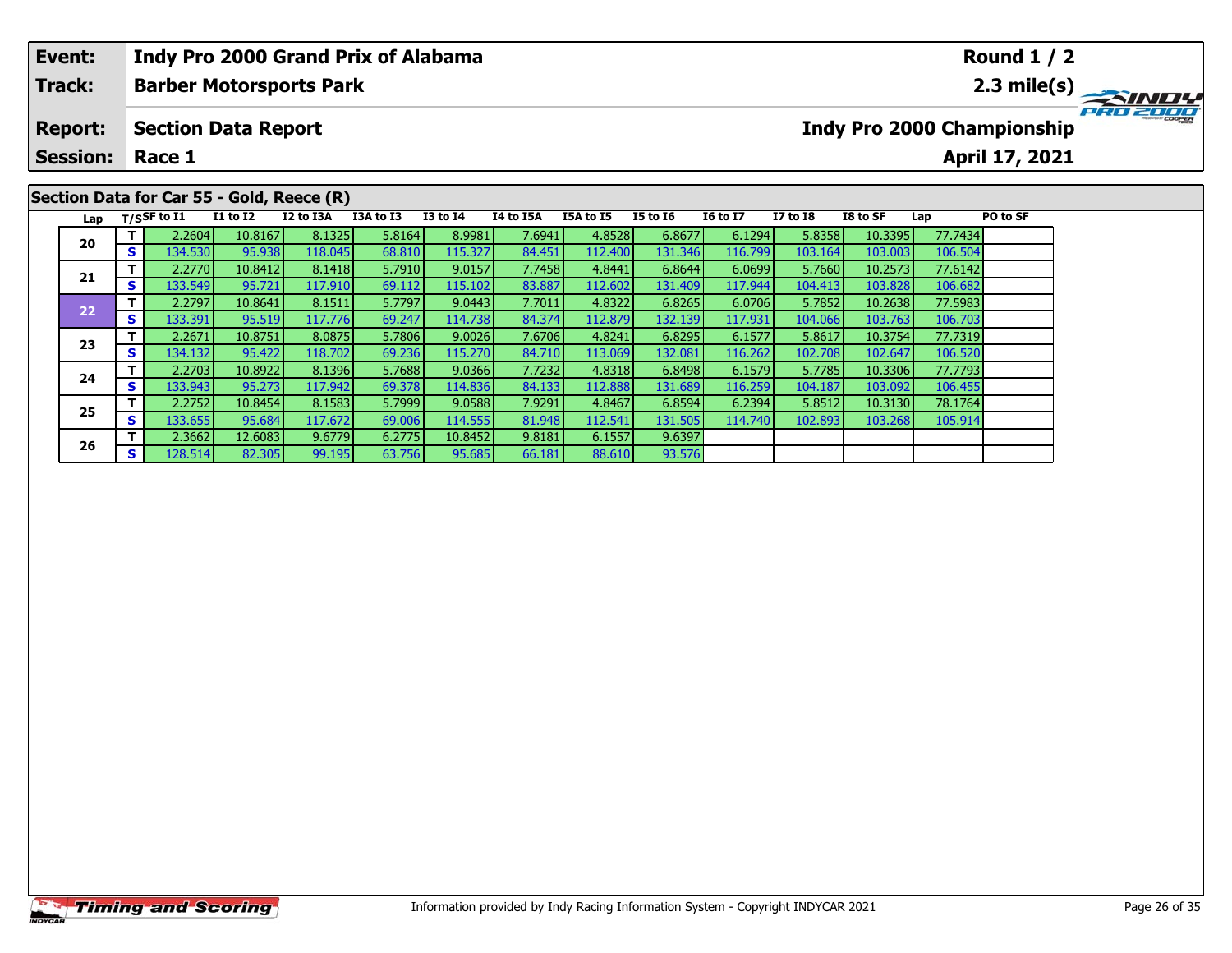| Event: | Indy Pro 2000 Grand Prix of Alabama | Round 1 / 2 |
|---|---|---|
| Track: | Barber Motorsports Park | 2.3 mile(s) |
| Report: | Section Data Report | Indy Pro 2000 Championship |
| Session: | Race 1 | April 17, 2021 |

## Section Data for Car 55 - Gold, Reece (R)

| Lap | T/S | SF to I1 | I1 to I2 | I2 to I3A | I3A to I3 | I3 to I4 | I4 to I5A | I5A to I5 | I5 to I6 | I6 to I7 | I7 to I8 | I8 to SF | Lap | PO to SF |
|---|---|---|---|---|---|---|---|---|---|---|---|---|---|---|
| 20 | T | 2.2604 | 10.8167 | 8.1325 | 5.8164 | 8.9981 | 7.6941 | 4.8528 | 6.8677 | 6.1294 | 5.8358 | 10.3395 | 77.7434 | |
| | S | 134.530 | 95.938 | 118.045 | 68.810 | 115.327 | 84.451 | 112.400 | 131.346 | 116.799 | 103.164 | 103.003 | 106.504 | |
| 21 | T | 2.2770 | 10.8412 | 8.1418 | 5.7910 | 9.0157 | 7.7458 | 4.8441 | 6.8644 | 6.0699 | 5.7660 | 10.2573 | 77.6142 | |
| | S | 133.549 | 95.721 | 117.910 | 69.112 | 115.102 | 83.887 | 112.602 | 131.409 | 117.944 | 104.413 | 103.828 | 106.682 | |
| 22 | T | 2.2797 | 10.8641 | 8.1511 | 5.7797 | 9.0443 | 7.7011 | 4.8322 | 6.8265 | 6.0706 | 5.7852 | 10.2638 | 77.5983 | |
| | S | 133.391 | 95.519 | 117.776 | 69.247 | 114.738 | 84.374 | 112.879 | 132.139 | 117.931 | 104.066 | 103.763 | 106.703 | |
| 23 | T | 2.2671 | 10.8751 | 8.0875 | 5.7806 | 9.0026 | 7.6706 | 4.8241 | 6.8295 | 6.1577 | 5.8617 | 10.3754 | 77.7319 | |
| | S | 134.132 | 95.422 | 118.702 | 69.236 | 115.270 | 84.710 | 113.069 | 132.081 | 116.262 | 102.708 | 102.647 | 106.520 | |
| 24 | T | 2.2703 | 10.8922 | 8.1396 | 5.7688 | 9.0366 | 7.7232 | 4.8318 | 6.8498 | 6.1579 | 5.7785 | 10.3306 | 77.7793 | |
| | S | 133.943 | 95.273 | 117.942 | 69.378 | 114.836 | 84.133 | 112.888 | 131.689 | 116.259 | 104.187 | 103.092 | 106.455 | |
| 25 | T | 2.2752 | 10.8454 | 8.1583 | 5.7999 | 9.0588 | 7.9291 | 4.8467 | 6.8594 | 6.2394 | 5.8512 | 10.3130 | 78.1764 | |
| | S | 133.655 | 95.684 | 117.672 | 69.006 | 114.555 | 81.948 | 112.541 | 131.505 | 114.740 | 102.893 | 103.268 | 105.914 | |
| 26 | T | 2.3662 | 12.6083 | 9.6779 | 6.2775 | 10.8452 | 9.8181 | 6.1557 | 9.6397 | | | | | |
| | S | 128.514 | 82.305 | 99.195 | 63.756 | 95.685 | 66.181 | 88.610 | 93.576 | | | | | |

Information provided by Indy Racing Information System - Copyright INDYCAR 2021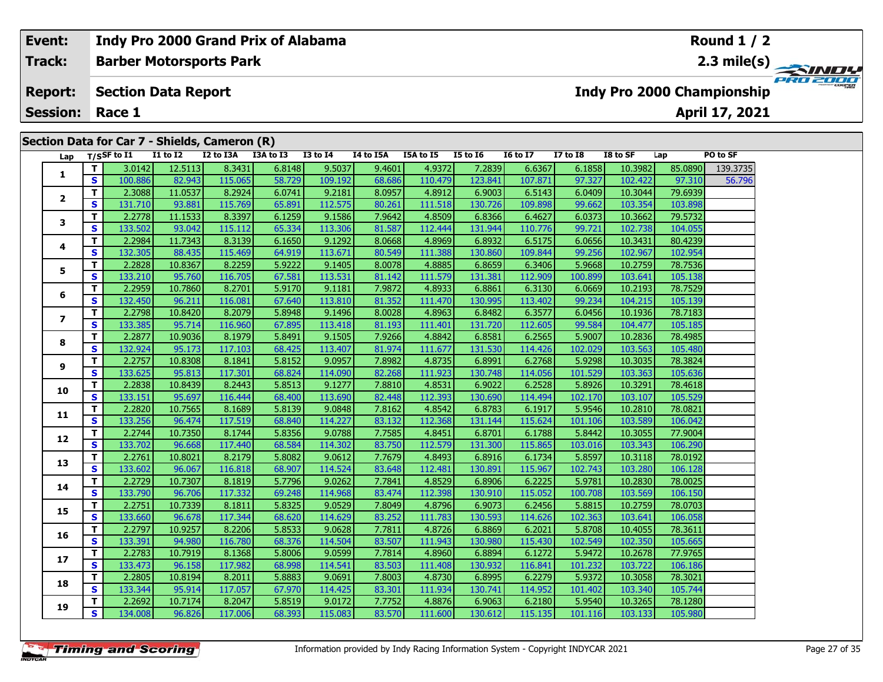| Event: | Indy Pro 2000 Grand Prix of Alabama | Round 1 / 2 |
|---|---|---|
| Track: | Barber Motorsports Park | 2.3 mile(s) |
| Report: | Section Data Report | Indy Pro 2000 Championship |
| Session: | Race 1 | April 17, 2021 |

## Section Data for Car 7 - Shields, Cameron (R)

| Lap | T/S | SF to I1 | I1 to I2 | I2 to I3A | I3A to I3 | I3 to I4 | I4 to I5A | I5A to I5 | I5 to I6 | I6 to I7 | I7 to I8 | I8 to SF | Lap | PO to SF |
|---|---|---|---|---|---|---|---|---|---|---|---|---|---|---|
| 1 | T | 3.0142 | 12.5113 | 8.3431 | 6.8148 | 9.5037 | 9.4601 | 4.9372 | 7.2839 | 6.6367 | 6.1858 | 10.3982 | 85.0890 | 139.3735 |
| | S | 100.886 | 82.943 | 115.065 | 58.729 | 109.192 | 68.686 | 110.479 | 123.841 | 107.871 | 97.327 | 102.422 | 97.310 | 56.796 |
| 2 | T | 2.3088 | 11.0537 | 8.2924 | 6.0741 | 9.2181 | 8.0957 | 4.8912 | 6.9003 | 6.5143 | 6.0409 | 10.3044 | 79.6939 | |
| | S | 131.710 | 93.881 | 115.769 | 65.891 | 112.575 | 80.261 | 111.518 | 130.726 | 109.898 | 99.662 | 103.354 | 103.898 | |
| 3 | T | 2.2778 | 11.1533 | 8.3397 | 6.1259 | 9.1586 | 7.9642 | 4.8509 | 6.8366 | 6.4627 | 6.0373 | 10.3662 | 79.5732 | |
| | S | 133.502 | 93.042 | 115.112 | 65.334 | 113.306 | 81.587 | 112.444 | 131.944 | 110.776 | 99.721 | 102.738 | 104.055 | |
| 4 | T | 2.2984 | 11.7343 | 8.3139 | 6.1650 | 9.1292 | 8.0668 | 4.8969 | 6.8932 | 6.5175 | 6.0656 | 10.3431 | 80.4239 | |
| | S | 132.305 | 88.435 | 115.469 | 64.919 | 113.671 | 80.549 | 111.388 | 130.860 | 109.844 | 99.256 | 102.967 | 102.954 | |
| 5 | T | 2.2828 | 10.8367 | 8.2259 | 5.9222 | 9.1405 | 8.0078 | 4.8885 | 6.8659 | 6.3406 | 5.9668 | 10.2759 | 78.7536 | |
| | S | 133.210 | 95.760 | 116.705 | 67.581 | 113.531 | 81.142 | 111.579 | 131.381 | 112.909 | 100.899 | 103.641 | 105.138 | |
| 6 | T | 2.2959 | 10.7860 | 8.2701 | 5.9170 | 9.1181 | 7.9872 | 4.8933 | 6.8861 | 6.3130 | 6.0669 | 10.2193 | 78.7529 | |
| | S | 132.450 | 96.211 | 116.081 | 67.640 | 113.810 | 81.352 | 111.470 | 130.995 | 113.402 | 99.234 | 104.215 | 105.139 | |
| 7 | T | 2.2798 | 10.8420 | 8.2079 | 5.8948 | 9.1496 | 8.0028 | 4.8963 | 6.8482 | 6.3577 | 6.0456 | 10.1936 | 78.7183 | |
| | S | 133.385 | 95.714 | 116.960 | 67.895 | 113.418 | 81.193 | 111.401 | 131.720 | 112.605 | 99.584 | 104.477 | 105.185 | |
| 8 | T | 2.2877 | 10.9036 | 8.1979 | 5.8491 | 9.1505 | 7.9266 | 4.8842 | 6.8581 | 6.2565 | 5.9007 | 10.2836 | 78.4985 | |
| | S | 132.924 | 95.173 | 117.103 | 68.425 | 113.407 | 81.974 | 111.677 | 131.530 | 114.426 | 102.029 | 103.563 | 105.480 | |
| 9 | T | 2.2757 | 10.8308 | 8.1841 | 5.8152 | 9.0957 | 7.8982 | 4.8735 | 6.8991 | 6.2768 | 5.9298 | 10.3035 | 78.3824 | |
| | S | 133.625 | 95.813 | 117.301 | 68.824 | 114.090 | 82.268 | 111.923 | 130.748 | 114.056 | 101.529 | 103.363 | 105.636 | |
| 10 | T | 2.2838 | 10.8439 | 8.2443 | 5.8513 | 9.1277 | 7.8810 | 4.8531 | 6.9022 | 6.2528 | 5.8926 | 10.3291 | 78.4618 | |
| | S | 133.151 | 95.697 | 116.444 | 68.400 | 113.690 | 82.448 | 112.393 | 130.690 | 114.494 | 102.170 | 103.107 | 105.529 | |
| 11 | T | 2.2820 | 10.7565 | 8.1689 | 5.8139 | 9.0848 | 7.8162 | 4.8542 | 6.8783 | 6.1917 | 5.9546 | 10.2810 | 78.0821 | |
| | S | 133.256 | 96.474 | 117.519 | 68.840 | 114.227 | 83.132 | 112.368 | 131.144 | 115.624 | 101.106 | 103.589 | 106.042 | |
| 12 | T | 2.2744 | 10.7350 | 8.1744 | 5.8356 | 9.0788 | 7.7585 | 4.8451 | 6.8701 | 6.1788 | 5.8442 | 10.3055 | 77.9004 | |
| | S | 133.702 | 96.668 | 117.440 | 68.584 | 114.302 | 83.750 | 112.579 | 131.300 | 115.865 | 103.016 | 103.343 | 106.290 | |
| 13 | T | 2.2761 | 10.8021 | 8.2179 | 5.8082 | 9.0612 | 7.7679 | 4.8493 | 6.8916 | 6.1734 | 5.8597 | 10.3118 | 78.0192 | |
| | S | 133.602 | 96.067 | 116.818 | 68.907 | 114.524 | 83.648 | 112.481 | 130.891 | 115.967 | 102.743 | 103.280 | 106.128 | |
| 14 | T | 2.2729 | 10.7307 | 8.1819 | 5.7796 | 9.0262 | 7.7841 | 4.8529 | 6.8906 | 6.2225 | 5.9781 | 10.2830 | 78.0025 | |
| | S | 133.790 | 96.706 | 117.332 | 69.248 | 114.968 | 83.474 | 112.398 | 130.910 | 115.052 | 100.708 | 103.569 | 106.150 | |
| 15 | T | 2.2751 | 10.7339 | 8.1811 | 5.8325 | 9.0529 | 7.8049 | 4.8796 | 6.9073 | 6.2456 | 5.8815 | 10.2759 | 78.0703 | |
| | S | 133.660 | 96.678 | 117.344 | 68.620 | 114.629 | 83.252 | 111.783 | 130.593 | 114.626 | 102.363 | 103.641 | 106.058 | |
| 16 | T | 2.2797 | 10.9257 | 8.2206 | 5.8533 | 9.0628 | 7.7811 | 4.8726 | 6.8869 | 6.2021 | 5.8708 | 10.4055 | 78.3611 | |
| | S | 133.391 | 94.980 | 116.780 | 68.376 | 114.504 | 83.507 | 111.943 | 130.980 | 115.430 | 102.549 | 102.350 | 105.665 | |
| 17 | T | 2.2783 | 10.7919 | 8.1368 | 5.8006 | 9.0599 | 7.7814 | 4.8960 | 6.8894 | 6.1272 | 5.9472 | 10.2678 | 77.9765 | |
| | S | 133.473 | 96.158 | 117.982 | 68.998 | 114.541 | 83.503 | 111.408 | 130.932 | 116.841 | 101.232 | 103.722 | 106.186 | |
| 18 | T | 2.2805 | 10.8194 | 8.2011 | 5.8883 | 9.0691 | 7.8003 | 4.8730 | 6.8995 | 6.2279 | 5.9372 | 10.3058 | 78.3021 | |
| | S | 133.344 | 95.914 | 117.057 | 67.970 | 114.425 | 83.301 | 111.934 | 130.741 | 114.952 | 101.402 | 103.340 | 105.744 | |
| 19 | T | 2.2692 | 10.7174 | 8.2047 | 5.8519 | 9.0172 | 7.7752 | 4.8876 | 6.9063 | 6.2180 | 5.9540 | 10.3265 | 78.1280 | |
| | S | 134.008 | 96.826 | 117.006 | 68.393 | 115.083 | 83.570 | 111.600 | 130.612 | 115.135 | 101.116 | 103.133 | 105.980 | |

Information provided by Indy Racing Information System - Copyright INDYCAR 2021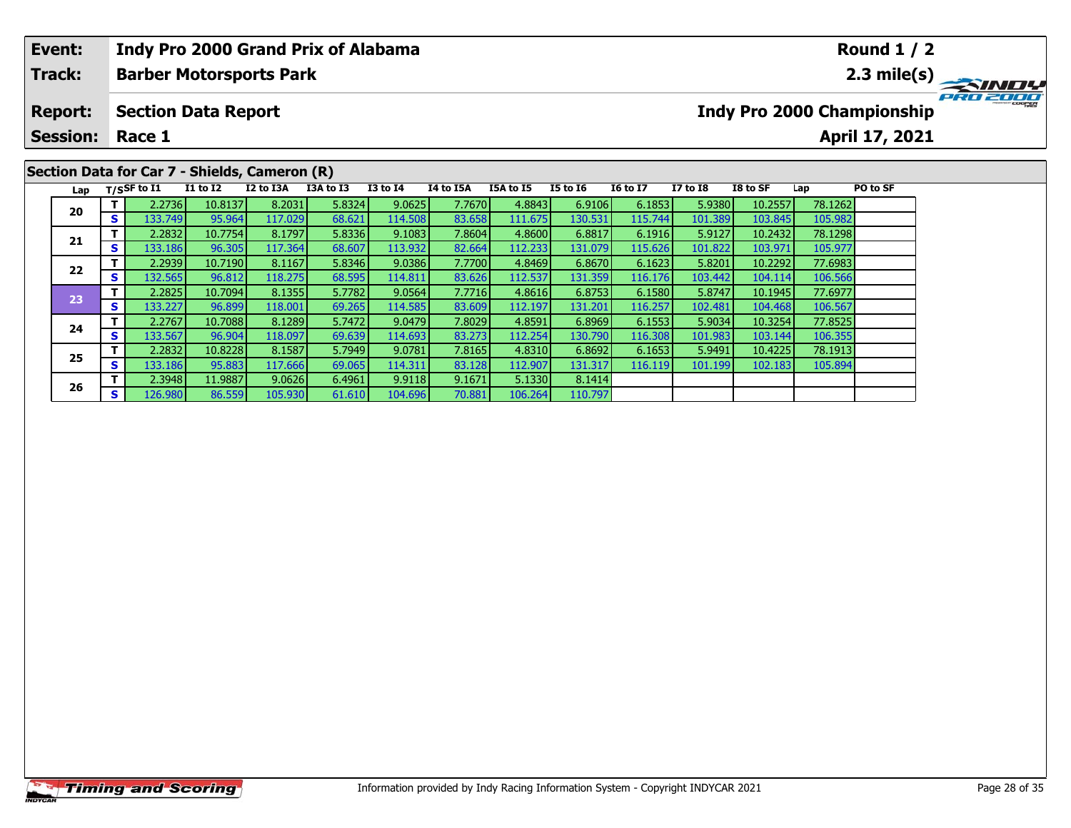| Event: | Indy Pro 2000 Grand Prix of Alabama | Round 1 / 2 |
|---|---|---|
| Track: | Barber Motorsports Park | 2.3 mile(s) |
| Report: | Section Data Report | Indy Pro 2000 Championship |
| Session: | Race 1 | April 17, 2021 |

## Section Data for Car 7 - Shields, Cameron (R)

| Lap | T/S | SF to I1 | I1 to I2 | I2 to I3A | I3A to I3 | I3 to I4 | I4 to I5A | I5A to I5 | I5 to I6 | I6 to I7 | I7 to I8 | I8 to SF | Lap | PO to SF |
|---|---|---|---|---|---|---|---|---|---|---|---|---|---|---|
| 20 | T | 2.2736 | 10.8137 | 8.2031 | 5.8324 | 9.0625 | 7.7670 | 4.8843 | 6.9106 | 6.1853 | 5.9380 | 10.2557 | 78.1262 | |
| | S | 133.749 | 95.964 | 117.029 | 68.621 | 114.508 | 83.658 | 111.675 | 130.531 | 115.744 | 101.389 | 103.845 | 105.982 | |
| 21 | T | 2.2832 | 10.7754 | 8.1797 | 5.8336 | 9.1083 | 7.8604 | 4.8600 | 6.8817 | 6.1916 | 5.9127 | 10.2432 | 78.1298 | |
| | S | 133.186 | 96.305 | 117.364 | 68.607 | 113.932 | 82.664 | 112.233 | 131.079 | 115.626 | 101.822 | 103.971 | 105.977 | |
| 22 | T | 2.2939 | 10.7190 | 8.1167 | 5.8346 | 9.0386 | 7.7700 | 4.8469 | 6.8670 | 6.1623 | 5.8201 | 10.2292 | 77.6983 | |
| | S | 132.565 | 96.812 | 118.275 | 68.595 | 114.811 | 83.626 | 112.537 | 131.359 | 116.176 | 103.442 | 104.114 | 106.566 | |
| 23 | T | 2.2825 | 10.7094 | 8.1355 | 5.7782 | 9.0564 | 7.7716 | 4.8616 | 6.8753 | 6.1580 | 5.8747 | 10.1945 | 77.6977 | |
| | S | 133.227 | 96.899 | 118.001 | 69.265 | 114.585 | 83.609 | 112.197 | 131.201 | 116.257 | 102.481 | 104.468 | 106.567 | |
| 24 | T | 2.2767 | 10.7088 | 8.1289 | 5.7472 | 9.0479 | 7.8029 | 4.8591 | 6.8969 | 6.1553 | 5.9034 | 10.3254 | 77.8525 | |
| | S | 133.567 | 96.904 | 118.097 | 69.639 | 114.693 | 83.273 | 112.254 | 130.790 | 116.308 | 101.983 | 103.144 | 106.355 | |
| 25 | T | 2.2832 | 10.8228 | 8.1587 | 5.7949 | 9.0781 | 7.8165 | 4.8310 | 6.8692 | 6.1653 | 5.9491 | 10.4225 | 78.1913 | |
| | S | 133.186 | 95.883 | 117.666 | 69.065 | 114.311 | 83.128 | 112.907 | 131.317 | 116.119 | 101.199 | 102.183 | 105.894 | |
| 26 | T | 2.3948 | 11.9887 | 9.0626 | 6.4961 | 9.9118 | 9.1671 | 5.1330 | 8.1414 | | | | | |
| | S | 126.980 | 86.559 | 105.930 | 61.610 | 104.696 | 70.881 | 106.264 | 110.797 | | | | | |

Information provided by Indy Racing Information System - Copyright INDYCAR 2021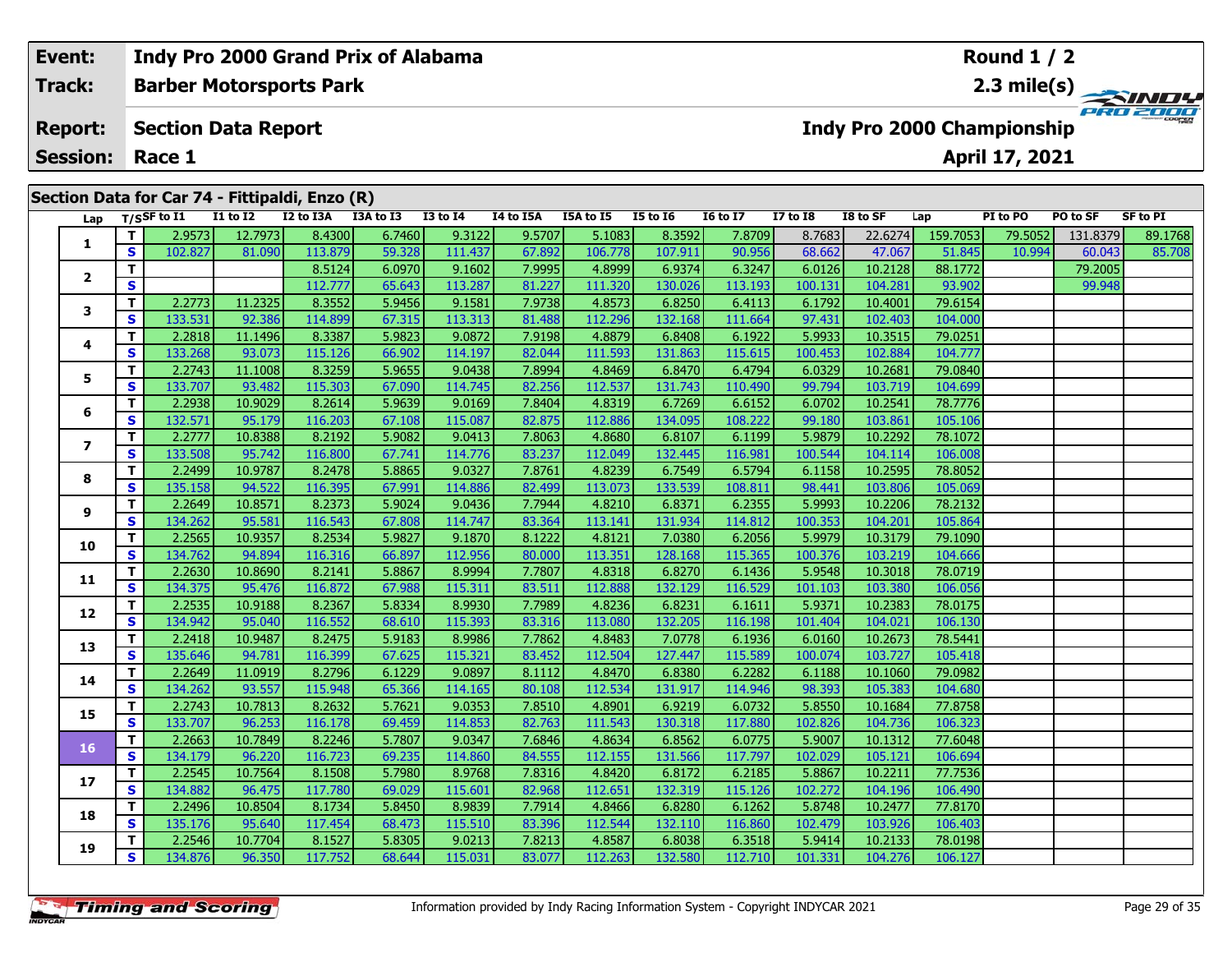| Event: | Indy Pro 2000 Grand Prix of Alabama | Round 1 / 2 |
|---|---|---|
| Track: | Barber Motorsports Park | 2.3 mile(s) |
| Report: | Section Data Report | Indy Pro 2000 Championship |
| Session: | Race 1 | April 17, 2021 |

## Section Data for Car 74 - Fittipaldi, Enzo (R)

| Lap | T/S | SF to I1 | I1 to I2 | I2 to I3A | I3A to I3 | I3 to I4 | I4 to I5A | I5A to I5 | I5 to I6 | I6 to I7 | I7 to I8 | I8 to SF | Lap | PI to PO | PO to SF | SF to PI |
|---|---|---|---|---|---|---|---|---|---|---|---|---|---|---|---|---|
| 1 | T | 2.9573 | 12.7973 | 8.4300 | 6.7460 | 9.3122 | 9.5707 | 5.1083 | 8.3592 | 7.8709 | 8.7683 | 22.6274 | 159.7053 | 79.5052 | 131.8379 | 89.1768 |
| | S | 102.827 | 81.090 | 113.879 | 59.328 | 111.437 | 67.892 | 106.778 | 107.911 | 90.956 | 68.662 | 47.067 | 51.845 | 10.994 | 60.043 | 85.708 |
| 2 | T | | | 8.5124 | 6.0970 | 9.1602 | 7.9995 | 4.8999 | 6.9374 | 6.3247 | 6.0126 | 10.2128 | 88.1772 | | 79.2005 | |
| | S | | | 112.777 | 65.643 | 113.287 | 81.227 | 111.320 | 130.026 | 113.193 | 100.131 | 104.281 | 93.902 | | 99.948 | |
| 3 | T | 2.2773 | 11.2325 | 8.3552 | 5.9456 | 9.1581 | 7.9738 | 4.8573 | 6.8250 | 6.4113 | 6.1792 | 10.4001 | 79.6154 | | | |
| | S | 133.531 | 92.386 | 114.899 | 67.315 | 113.313 | 81.488 | 112.296 | 132.168 | 111.664 | 97.431 | 102.403 | 104.000 | | | |
| 4 | T | 2.2818 | 11.1496 | 8.3387 | 5.9823 | 9.0872 | 7.9198 | 4.8879 | 6.8408 | 6.1922 | 5.9933 | 10.3515 | 79.0251 | | | |
| | S | 133.268 | 93.073 | 115.126 | 66.902 | 114.197 | 82.044 | 111.593 | 131.863 | 115.615 | 100.453 | 102.884 | 104.777 | | | |
| 5 | T | 2.2743 | 11.1008 | 8.3259 | 5.9655 | 9.0438 | 7.8994 | 4.8469 | 6.8470 | 6.4794 | 6.0329 | 10.2681 | 79.0840 | | | |
| | S | 133.707 | 93.482 | 115.303 | 67.090 | 114.745 | 82.256 | 112.537 | 131.743 | 110.490 | 99.794 | 103.719 | 104.699 | | | |
| 6 | T | 2.2938 | 10.9029 | 8.2614 | 5.9639 | 9.0169 | 7.8404 | 4.8319 | 6.7269 | 6.6152 | 6.0702 | 10.2541 | 78.7776 | | | |
| | S | 132.571 | 95.179 | 116.203 | 67.108 | 115.087 | 82.875 | 112.886 | 134.095 | 108.222 | 99.180 | 103.861 | 105.106 | | | |
| 7 | T | 2.2777 | 10.8388 | 8.2192 | 5.9082 | 9.0413 | 7.8063 | 4.8680 | 6.8107 | 6.1199 | 5.9879 | 10.2292 | 78.1072 | | | |
| | S | 133.508 | 95.742 | 116.800 | 67.741 | 114.776 | 83.237 | 112.049 | 132.445 | 116.981 | 100.544 | 104.114 | 106.008 | | | |
| 8 | T | 2.2499 | 10.9787 | 8.2478 | 5.8865 | 9.0327 | 7.8761 | 4.8239 | 6.7549 | 6.5794 | 6.1158 | 10.2595 | 78.8052 | | | |
| | S | 135.158 | 94.522 | 116.395 | 67.991 | 114.886 | 82.499 | 113.073 | 133.539 | 108.811 | 98.441 | 103.806 | 105.069 | | | |
| 9 | T | 2.2649 | 10.8571 | 8.2373 | 5.9024 | 9.0436 | 7.7944 | 4.8210 | 6.8371 | 6.2355 | 5.9993 | 10.2206 | 78.2132 | | | |
| | S | 134.262 | 95.581 | 116.543 | 67.808 | 114.747 | 83.364 | 113.141 | 131.934 | 114.812 | 100.353 | 104.201 | 105.864 | | | |
| 10 | T | 2.2565 | 10.9357 | 8.2534 | 5.9827 | 9.1870 | 8.1222 | 4.8121 | 7.0380 | 6.2056 | 5.9979 | 10.3179 | 79.1090 | | | |
| | S | 134.762 | 94.894 | 116.316 | 66.897 | 112.956 | 80.000 | 113.351 | 128.168 | 115.365 | 100.376 | 103.219 | 104.666 | | | |
| 11 | T | 2.2630 | 10.8690 | 8.2141 | 5.8867 | 8.9994 | 7.7807 | 4.8318 | 6.8270 | 6.1436 | 5.9548 | 10.3018 | 78.0719 | | | |
| | S | 134.375 | 95.476 | 116.872 | 67.988 | 115.311 | 83.511 | 112.888 | 132.129 | 116.529 | 101.103 | 103.380 | 106.056 | | | |
| 12 | T | 2.2535 | 10.9188 | 8.2367 | 5.8334 | 8.9930 | 7.7989 | 4.8236 | 6.8231 | 6.1611 | 5.9371 | 10.2383 | 78.0175 | | | |
| | S | 134.942 | 95.040 | 116.552 | 68.610 | 115.393 | 83.316 | 113.080 | 132.205 | 116.198 | 101.404 | 104.021 | 106.130 | | | |
| 13 | T | 2.2418 | 10.9487 | 8.2475 | 5.9183 | 8.9986 | 7.7862 | 4.8483 | 7.0778 | 6.1936 | 6.0160 | 10.2673 | 78.5441 | | | |
| | S | 135.646 | 94.781 | 116.399 | 67.625 | 115.321 | 83.452 | 112.504 | 127.447 | 115.589 | 100.074 | 103.727 | 105.418 | | | |
| 14 | T | 2.2649 | 11.0919 | 8.2796 | 6.1229 | 9.0897 | 8.1112 | 4.8470 | 6.8380 | 6.2282 | 6.1188 | 10.1060 | 79.0982 | | | |
| | S | 134.262 | 93.557 | 115.948 | 65.366 | 114.165 | 80.108 | 112.534 | 131.917 | 114.946 | 98.393 | 105.383 | 104.680 | | | |
| 15 | T | 2.2743 | 10.7813 | 8.2632 | 5.7621 | 9.0353 | 7.8510 | 4.8901 | 6.9219 | 6.0732 | 5.8550 | 10.1684 | 77.8758 | | | |
| | S | 133.707 | 96.253 | 116.178 | 69.459 | 114.853 | 82.763 | 111.543 | 130.318 | 117.880 | 102.826 | 104.736 | 106.323 | | | |
| 16 | T | 2.2663 | 10.7849 | 8.2246 | 5.7807 | 9.0347 | 7.6846 | 4.8634 | 6.8562 | 6.0775 | 5.9007 | 10.1312 | 77.6048 | | | |
| | S | 134.179 | 96.220 | 116.723 | 69.235 | 114.860 | 84.555 | 112.155 | 131.566 | 117.797 | 102.029 | 105.121 | 106.694 | | | |
| 17 | T | 2.2545 | 10.7564 | 8.1508 | 5.7980 | 8.9768 | 7.8316 | 4.8420 | 6.8172 | 6.2185 | 5.8867 | 10.2211 | 77.7536 | | | |
| | S | 134.882 | 96.475 | 117.780 | 69.029 | 115.601 | 82.968 | 112.651 | 132.319 | 115.126 | 102.272 | 104.196 | 106.490 | | | |
| 18 | T | 2.2496 | 10.8504 | 8.1734 | 5.8450 | 8.9839 | 7.7914 | 4.8466 | 6.8280 | 6.1262 | 5.8748 | 10.2477 | 77.8170 | | | |
| | S | 135.176 | 95.640 | 117.454 | 68.473 | 115.510 | 83.396 | 112.544 | 132.110 | 116.860 | 102.479 | 103.926 | 106.403 | | | |
| 19 | T | 2.2546 | 10.7704 | 8.1527 | 5.8305 | 9.0213 | 7.8213 | 4.8587 | 6.8038 | 6.3518 | 5.9414 | 10.2133 | 78.0198 | | | |
| | S | 134.876 | 96.350 | 117.752 | 68.644 | 115.031 | 83.077 | 112.263 | 132.580 | 112.710 | 101.331 | 104.276 | 106.127 | | | |

Information provided by Indy Racing Information System - Copyright INDYCAR 2021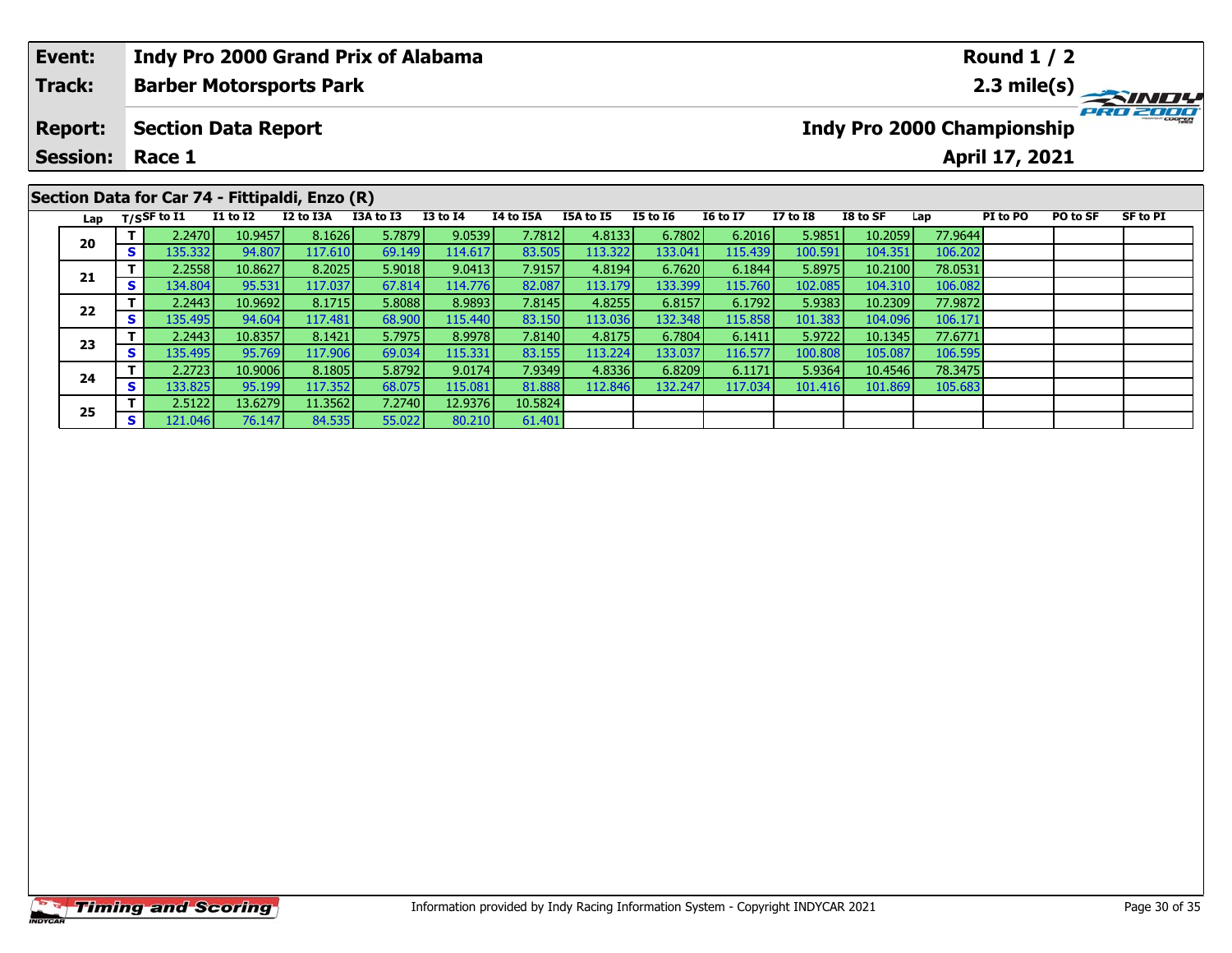| Event: | Indy Pro 2000 Grand Prix of Alabama | Round 1 / 2 |
|---|---|---|
| Track: | Barber Motorsports Park | 2.3 mile(s) |
| Report: | Section Data Report | Indy Pro 2000 Championship |
| Session: | Race 1 | April 17, 2021 |

## Section Data for Car 74 - Fittipaldi, Enzo (R)

| Lap | T/S | SF to I1 | I1 to I2 | I2 to I3A | I3A to I3 | I3 to I4 | I4 to I5A | I5A to I5 | I5 to I6 | I6 to I7 | I7 to I8 | I8 to SF | Lap | PI to PO | PO to SF | SF to PI |
|---|---|---|---|---|---|---|---|---|---|---|---|---|---|---|---|---|
| 20 | T | 2.2470 | 10.9457 | 8.1626 | 5.7879 | 9.0539 | 7.7812 | 4.8133 | 6.7802 | 6.2016 | 5.9851 | 10.2059 | 77.9644 | | | |
| | S | 135.332 | 94.807 | 117.610 | 69.149 | 114.617 | 83.505 | 113.322 | 133.041 | 115.439 | 100.591 | 104.351 | 106.202 | | | |
| 21 | T | 2.2558 | 10.8627 | 8.2025 | 5.9018 | 9.0413 | 7.9157 | 4.8194 | 6.7620 | 6.1844 | 5.8975 | 10.2100 | 78.0531 | | | |
| | S | 134.804 | 95.531 | 117.037 | 67.814 | 114.776 | 82.087 | 113.179 | 133.399 | 115.760 | 102.085 | 104.310 | 106.082 | | | |
| 22 | T | 2.2443 | 10.9692 | 8.1715 | 5.8088 | 8.9893 | 7.8145 | 4.8255 | 6.8157 | 6.1792 | 5.9383 | 10.2309 | 77.9872 | | | |
| | S | 135.495 | 94.604 | 117.481 | 68.900 | 115.440 | 83.150 | 113.036 | 132.348 | 115.858 | 101.383 | 104.096 | 106.171 | | | |
| 23 | T | 2.2443 | 10.8357 | 8.1421 | 5.7975 | 8.9978 | 7.8140 | 4.8175 | 6.7804 | 6.1411 | 5.9722 | 10.1345 | 77.6771 | | | |
| | S | 135.495 | 95.769 | 117.906 | 69.034 | 115.331 | 83.155 | 113.224 | 133.037 | 116.577 | 100.808 | 105.087 | 106.595 | | | |
| 24 | T | 2.2723 | 10.9006 | 8.1805 | 5.8792 | 9.0174 | 7.9349 | 4.8336 | 6.8209 | 6.1171 | 5.9364 | 10.4546 | 78.3475 | | | |
| | S | 133.825 | 95.199 | 117.352 | 68.075 | 115.081 | 81.888 | 112.846 | 132.247 | 117.034 | 101.416 | 101.869 | 105.683 | | | |
| 25 | T | 2.5122 | 13.6279 | 11.3562 | 7.2740 | 12.9376 | 10.5824 | | | | | | | | | |
| | S | 121.046 | 76.147 | 84.535 | 55.022 | 80.210 | 61.401 | | | | | | | | | |

Information provided by Indy Racing Information System - Copyright INDYCAR 2021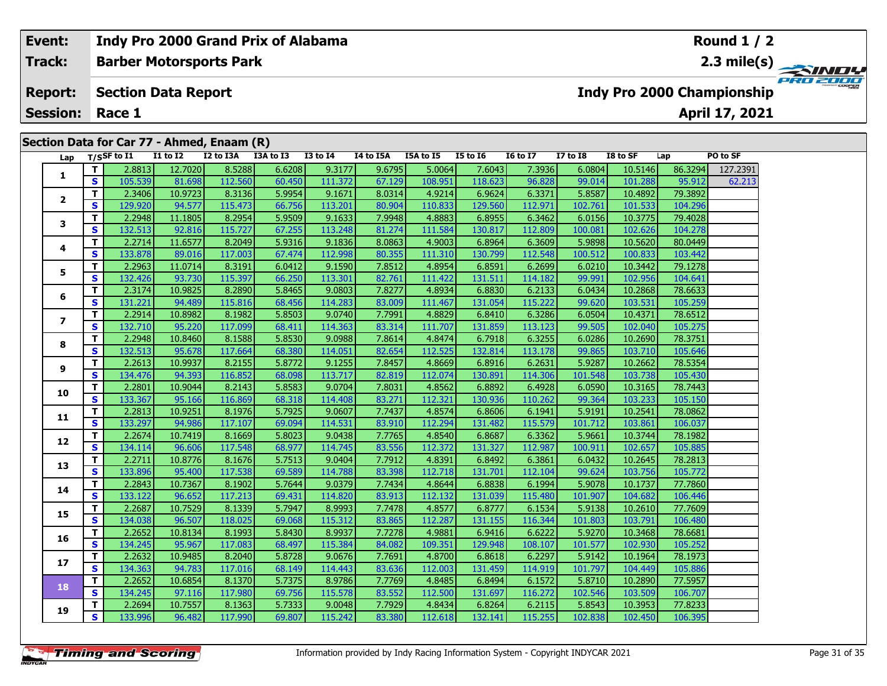| Event: | Indy Pro 2000 Grand Prix of Alabama | Round 1 / 2 |
|---|---|---|
| Track: | Barber Motorsports Park | 2.3 mile(s) |
| Report: | Section Data Report | Indy Pro 2000 Championship |
| Session: | Race 1 | April 17, 2021 |

## Section Data for Car 77 - Ahmed, Enaam (R)

| Lap | T/S | SF to I1 | I1 to I2 | I2 to I3A | I3A to I3 | I3 to I4 | I4 to I5A | I5A to I5 | I5 to I6 | I6 to I7 | I7 to I8 | I8 to SF | Lap | PO to SF |
|---|---|---|---|---|---|---|---|---|---|---|---|---|---|---|
| 1 | T | 2.8813 | 12.7020 | 8.5288 | 6.6208 | 9.3177 | 9.6795 | 5.0064 | 7.6043 | 7.3936 | 6.0804 | 10.5146 | 86.3294 | 127.2391 |
| | S | 105.539 | 81.698 | 112.560 | 60.450 | 111.372 | 67.129 | 108.951 | 118.623 | 96.828 | 99.014 | 101.288 | 95.912 | 62.213 |
| 2 | T | 2.3406 | 10.9723 | 8.3136 | 5.9954 | 9.1671 | 8.0314 | 4.9214 | 6.9624 | 6.3371 | 5.8587 | 10.4892 | 79.3892 | |
| | S | 129.920 | 94.577 | 115.473 | 66.756 | 113.201 | 80.904 | 110.833 | 129.560 | 112.971 | 102.761 | 101.533 | 104.296 | |
| 3 | T | 2.2948 | 11.1805 | 8.2954 | 5.9509 | 9.1633 | 7.9948 | 4.8883 | 6.8955 | 6.3462 | 6.0156 | 10.3775 | 79.4028 | |
| | S | 132.513 | 92.816 | 115.727 | 67.255 | 113.248 | 81.274 | 111.584 | 130.817 | 112.809 | 100.081 | 102.626 | 104.278 | |
| 4 | T | 2.2714 | 11.6577 | 8.2049 | 5.9316 | 9.1836 | 8.0863 | 4.9003 | 6.8964 | 6.3609 | 5.9898 | 10.5620 | 80.0449 | |
| | S | 133.878 | 89.016 | 117.003 | 67.474 | 112.998 | 80.355 | 111.310 | 130.799 | 112.548 | 100.512 | 100.833 | 103.442 | |
| 5 | T | 2.2963 | 11.0714 | 8.3191 | 6.0412 | 9.1590 | 7.8512 | 4.8954 | 6.8591 | 6.2699 | 6.0210 | 10.3442 | 79.1278 | |
| | S | 132.426 | 93.730 | 115.397 | 66.250 | 113.301 | 82.761 | 111.422 | 131.511 | 114.182 | 99.991 | 102.956 | 104.641 | |
| 6 | T | 2.3174 | 10.9825 | 8.2890 | 5.8465 | 9.0803 | 7.8277 | 4.8934 | 6.8830 | 6.2133 | 6.0434 | 10.2868 | 78.6633 | |
| | S | 131.221 | 94.489 | 115.816 | 68.456 | 114.283 | 83.009 | 111.467 | 131.054 | 115.222 | 99.620 | 103.531 | 105.259 | |
| 7 | T | 2.2914 | 10.8982 | 8.1982 | 5.8503 | 9.0740 | 7.7991 | 4.8829 | 6.8410 | 6.3286 | 6.0504 | 10.4371 | 78.6512 | |
| | S | 132.710 | 95.220 | 117.099 | 68.411 | 114.363 | 83.314 | 111.707 | 131.859 | 113.123 | 99.505 | 102.040 | 105.275 | |
| 8 | T | 2.2948 | 10.8460 | 8.1588 | 5.8530 | 9.0988 | 7.8614 | 4.8474 | 6.7918 | 6.3255 | 6.0286 | 10.2690 | 78.3751 | |
| | S | 132.513 | 95.678 | 117.664 | 68.380 | 114.051 | 82.654 | 112.525 | 132.814 | 113.178 | 99.865 | 103.710 | 105.646 | |
| 9 | T | 2.2613 | 10.9937 | 8.2155 | 5.8772 | 9.1255 | 7.8457 | 4.8669 | 6.8916 | 6.2631 | 5.9287 | 10.2662 | 78.5354 | |
| | S | 134.476 | 94.393 | 116.852 | 68.098 | 113.717 | 82.819 | 112.074 | 130.891 | 114.306 | 101.548 | 103.738 | 105.430 | |
| 10 | T | 2.2801 | 10.9044 | 8.2143 | 5.8583 | 9.0704 | 7.8031 | 4.8562 | 6.8892 | 6.4928 | 6.0590 | 10.3165 | 78.7443 | |
| | S | 133.367 | 95.166 | 116.869 | 68.318 | 114.408 | 83.271 | 112.321 | 130.936 | 110.262 | 99.364 | 103.233 | 105.150 | |
| 11 | T | 2.2813 | 10.9251 | 8.1976 | 5.7925 | 9.0607 | 7.7437 | 4.8574 | 6.8606 | 6.1941 | 5.9191 | 10.2541 | 78.0862 | |
| | S | 133.297 | 94.986 | 117.107 | 69.094 | 114.531 | 83.910 | 112.294 | 131.482 | 115.579 | 101.712 | 103.861 | 106.037 | |
| 12 | T | 2.2674 | 10.7419 | 8.1669 | 5.8023 | 9.0438 | 7.7765 | 4.8540 | 6.8687 | 6.3362 | 5.9661 | 10.3744 | 78.1982 | |
| | S | 134.114 | 96.606 | 117.548 | 68.977 | 114.745 | 83.556 | 112.372 | 131.327 | 112.987 | 100.911 | 102.657 | 105.885 | |
| 13 | T | 2.2711 | 10.8776 | 8.1676 | 5.7513 | 9.0404 | 7.7912 | 4.8391 | 6.8492 | 6.3861 | 6.0432 | 10.2645 | 78.2813 | |
| | S | 133.896 | 95.400 | 117.538 | 69.589 | 114.788 | 83.398 | 112.718 | 131.701 | 112.104 | 99.624 | 103.756 | 105.772 | |
| 14 | T | 2.2843 | 10.7367 | 8.1902 | 5.7644 | 9.0379 | 7.7434 | 4.8644 | 6.8838 | 6.1994 | 5.9078 | 10.1737 | 77.7860 | |
| | S | 133.122 | 96.652 | 117.213 | 69.431 | 114.820 | 83.913 | 112.132 | 131.039 | 115.480 | 101.907 | 104.682 | 106.446 | |
| 15 | T | 2.2687 | 10.7529 | 8.1339 | 5.7947 | 8.9993 | 7.7478 | 4.8577 | 6.8777 | 6.1534 | 5.9138 | 10.2610 | 77.7609 | |
| | S | 134.038 | 96.507 | 118.025 | 69.068 | 115.312 | 83.865 | 112.287 | 131.155 | 116.344 | 101.803 | 103.791 | 106.480 | |
| 16 | T | 2.2652 | 10.8134 | 8.1993 | 5.8430 | 8.9937 | 7.7278 | 4.9881 | 6.9416 | 6.6222 | 5.9270 | 10.3468 | 78.6681 | |
| | S | 134.245 | 95.967 | 117.083 | 68.497 | 115.384 | 84.082 | 109.351 | 129.948 | 108.107 | 101.577 | 102.930 | 105.252 | |
| 17 | T | 2.2632 | 10.9485 | 8.2040 | 5.8728 | 9.0676 | 7.7691 | 4.8700 | 6.8618 | 6.2297 | 5.9142 | 10.1964 | 78.1973 | |
| | S | 134.363 | 94.783 | 117.016 | 68.149 | 114.443 | 83.636 | 112.003 | 131.459 | 114.919 | 101.797 | 104.449 | 105.886 | |
| 18 | T | 2.2652 | 10.6854 | 8.1370 | 5.7375 | 8.9786 | 7.7769 | 4.8485 | 6.8494 | 6.1572 | 5.8710 | 10.2890 | 77.5957 | |
| | S | 134.245 | 97.116 | 117.980 | 69.756 | 115.578 | 83.552 | 112.500 | 131.697 | 116.272 | 102.546 | 103.509 | 106.707 | |
| 19 | T | 2.2694 | 10.7557 | 8.1363 | 5.7333 | 9.0048 | 7.7929 | 4.8434 | 6.8264 | 6.2115 | 5.8543 | 10.3953 | 77.8233 | |
| | S | 133.996 | 96.482 | 117.990 | 69.807 | 115.242 | 83.380 | 112.618 | 132.141 | 115.255 | 102.838 | 102.450 | 106.395 | |

Information provided by Indy Racing Information System - Copyright INDYCAR 2021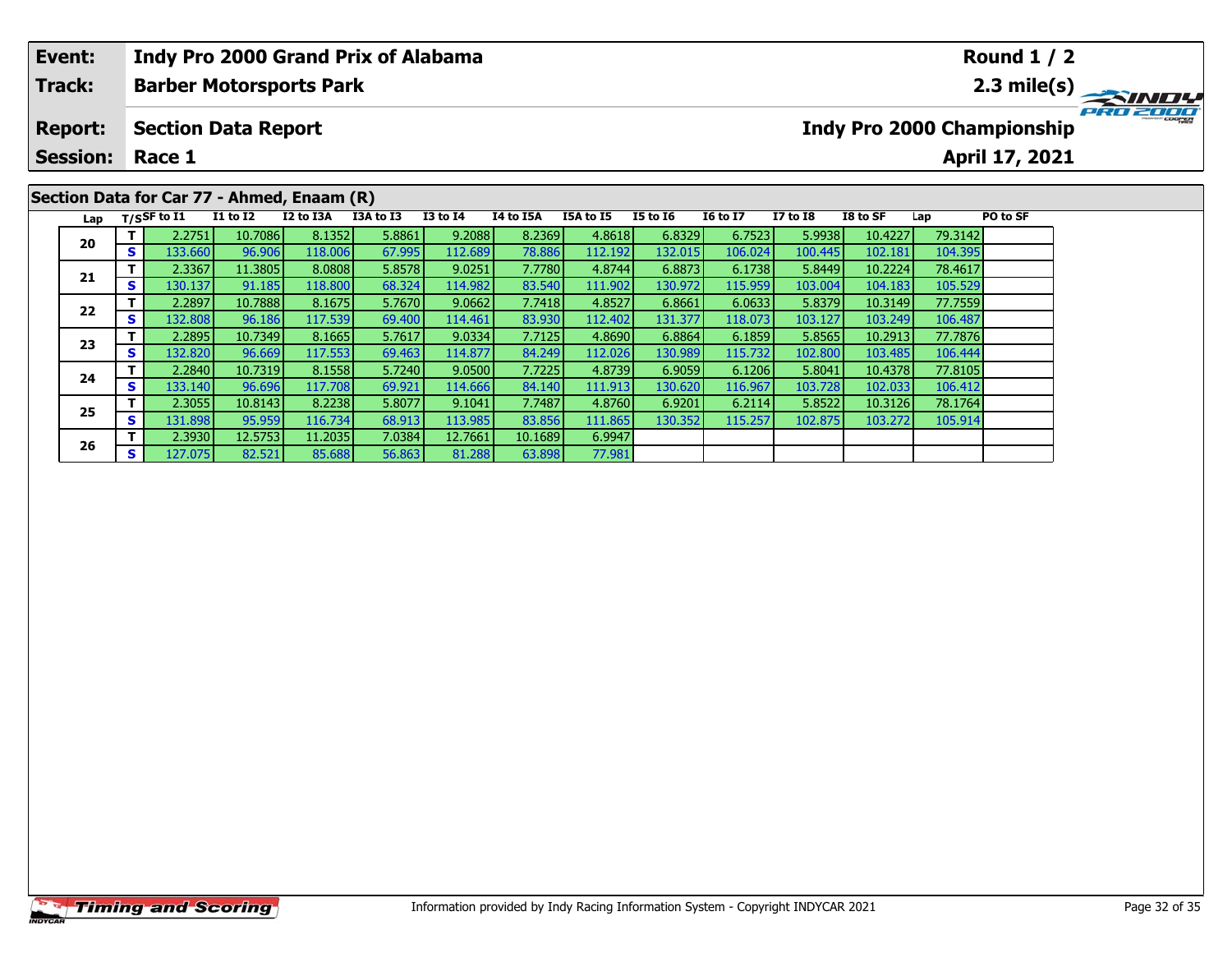| Event: | Indy Pro 2000 Grand Prix of Alabama | Round 1 / 2 |
|---|---|---|
| Track: | Barber Motorsports Park | 2.3 mile(s) |
| Report: | Section Data Report | Indy Pro 2000 Championship |
| Session: | Race 1 | April 17, 2021 |

## Section Data for Car 77 - Ahmed, Enaam (R)

| Lap | T/S | SF to I1 | I1 to I2 | I2 to I3A | I3A to I3 | I3 to I4 | I4 to I5A | I5A to I5 | I5 to I6 | I6 to I7 | I7 to I8 | I8 to SF | Lap | PO to SF |
|---|---|---|---|---|---|---|---|---|---|---|---|---|---|---|
| 20 | T | 2.2751 | 10.7086 | 8.1352 | 5.8861 | 9.2088 | 8.2369 | 4.8618 | 6.8329 | 6.7523 | 5.9938 | 10.4227 | 79.3142 | |
| | S | 133.660 | 96.906 | 118.006 | 67.995 | 112.689 | 78.886 | 112.192 | 132.015 | 106.024 | 100.445 | 102.181 | 104.395 | |
| 21 | T | 2.3367 | 11.3805 | 8.0808 | 5.8578 | 9.0251 | 7.7780 | 4.8744 | 6.8873 | 6.1738 | 5.8449 | 10.2224 | 78.4617 | |
| | S | 130.137 | 91.185 | 118.800 | 68.324 | 114.982 | 83.540 | 111.902 | 130.972 | 115.959 | 103.004 | 104.183 | 105.529 | |
| 22 | T | 2.2897 | 10.7888 | 8.1675 | 5.7670 | 9.0662 | 7.7418 | 4.8527 | 6.8661 | 6.0633 | 5.8379 | 10.3149 | 77.7559 | |
| | S | 132.808 | 96.186 | 117.539 | 69.400 | 114.461 | 83.930 | 112.402 | 131.377 | 118.073 | 103.127 | 103.249 | 106.487 | |
| 23 | T | 2.2895 | 10.7349 | 8.1665 | 5.7617 | 9.0334 | 7.7125 | 4.8690 | 6.8864 | 6.1859 | 5.8565 | 10.2913 | 77.7876 | |
| | S | 132.820 | 96.669 | 117.553 | 69.463 | 114.877 | 84.249 | 112.026 | 130.989 | 115.732 | 102.800 | 103.485 | 106.444 | |
| 24 | T | 2.2840 | 10.7319 | 8.1558 | 5.7240 | 9.0500 | 7.7225 | 4.8739 | 6.9059 | 6.1206 | 5.8041 | 10.4378 | 77.8105 | |
| | S | 133.140 | 96.696 | 117.708 | 69.921 | 114.666 | 84.140 | 111.913 | 130.620 | 116.967 | 103.728 | 102.033 | 106.412 | |
| 25 | T | 2.3055 | 10.8143 | 8.2238 | 5.8077 | 9.1041 | 7.7487 | 4.8760 | 6.9201 | 6.2114 | 5.8522 | 10.3126 | 78.1764 | |
| | S | 131.898 | 95.959 | 116.734 | 68.913 | 113.985 | 83.856 | 111.865 | 130.352 | 115.257 | 102.875 | 103.272 | 105.914 | |
| 26 | T | 2.3930 | 12.5753 | 11.2035 | 7.0384 | 12.7661 | 10.1689 | 6.9947 | | | | | | |
| | S | 127.075 | 82.521 | 85.688 | 56.863 | 81.288 | 63.898 | 77.981 | | | | | | |

Information provided by Indy Racing Information System - Copyright INDYCAR 2021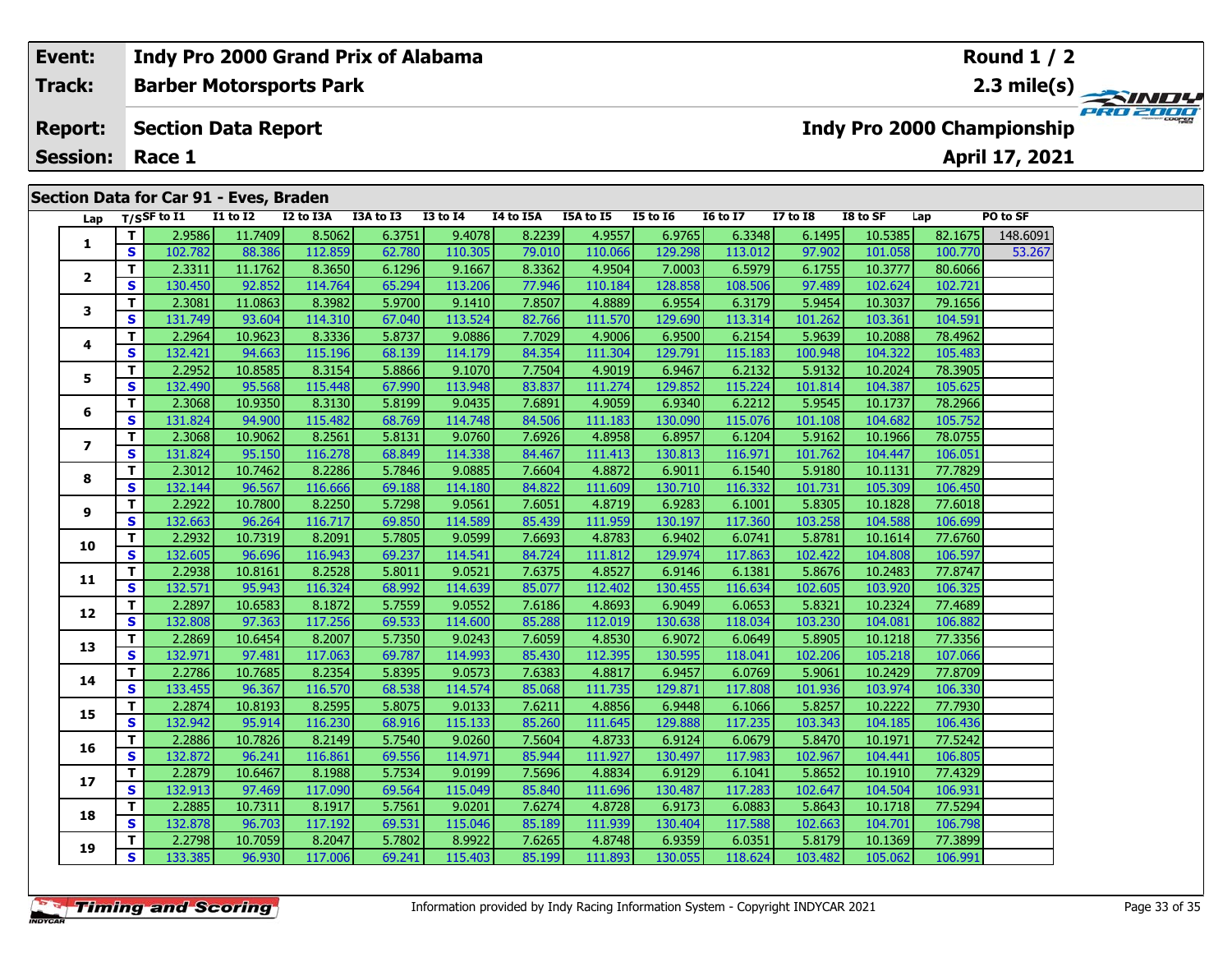| Event: | Indy Pro 2000 Grand Prix of Alabama | Round 1 / 2 |
|---|---|---|
| Track: | Barber Motorsports Park | 2.3 mile(s) |
| Report: | Section Data Report | Indy Pro 2000 Championship |
| Session: | Race 1 | April 17, 2021 |

## Section Data for Car 91 - Eves, Braden

| Lap | T/S | SF to I1 | I1 to I2 | I2 to I3A | I3A to I3 | I3 to I4 | I4 to I5A | I5A to I5 | I5 to I6 | I6 to I7 | I7 to I8 | I8 to SF | Lap | PO to SF |
|---|---|---|---|---|---|---|---|---|---|---|---|---|---|---|
| 1 | T | 2.9586 | 11.7409 | 8.5062 | 6.3751 | 9.4078 | 8.2239 | 4.9557 | 6.9765 | 6.3348 | 6.1495 | 10.5385 | 82.1675 | 148.6091 |
| | S | 102.782 | 88.386 | 112.859 | 62.780 | 110.305 | 79.010 | 110.066 | 129.298 | 113.012 | 97.902 | 101.058 | 100.770 | 53.267 |
| 2 | T | 2.3311 | 11.1762 | 8.3650 | 6.1296 | 9.1667 | 8.3362 | 4.9504 | 7.0003 | 6.5979 | 6.1755 | 10.3777 | 80.6066 | |
| | S | 130.450 | 92.852 | 114.764 | 65.294 | 113.206 | 77.946 | 110.184 | 128.858 | 108.506 | 97.489 | 102.624 | 102.721 | |
| 3 | T | 2.3081 | 11.0863 | 8.3982 | 5.9700 | 9.1410 | 7.8507 | 4.8889 | 6.9554 | 6.3179 | 5.9454 | 10.3037 | 79.1656 | |
| | S | 131.749 | 93.604 | 114.310 | 67.040 | 113.524 | 82.766 | 111.570 | 129.690 | 113.314 | 101.262 | 103.361 | 104.591 | |
| 4 | T | 2.2964 | 10.9623 | 8.3336 | 5.8737 | 9.0886 | 7.7029 | 4.9006 | 6.9500 | 6.2154 | 5.9639 | 10.2088 | 78.4962 | |
| | S | 132.421 | 94.663 | 115.196 | 68.139 | 114.179 | 84.354 | 111.304 | 129.791 | 115.183 | 100.948 | 104.322 | 105.483 | |
| 5 | T | 2.2952 | 10.8585 | 8.3154 | 5.8866 | 9.1070 | 7.7504 | 4.9019 | 6.9467 | 6.2132 | 5.9132 | 10.2024 | 78.3905 | |
| | S | 132.490 | 95.568 | 115.448 | 67.990 | 113.948 | 83.837 | 111.274 | 129.852 | 115.224 | 101.814 | 104.387 | 105.625 | |
| 6 | T | 2.3068 | 10.9350 | 8.3130 | 5.8199 | 9.0435 | 7.6891 | 4.9059 | 6.9340 | 6.2212 | 5.9545 | 10.1737 | 78.2966 | |
| | S | 131.824 | 94.900 | 115.482 | 68.769 | 114.748 | 84.506 | 111.183 | 130.090 | 115.076 | 101.108 | 104.682 | 105.752 | |
| 7 | T | 2.3068 | 10.9062 | 8.2561 | 5.8131 | 9.0760 | 7.6926 | 4.8958 | 6.8957 | 6.1204 | 5.9162 | 10.1966 | 78.0755 | |
| | S | 131.824 | 95.150 | 116.278 | 68.849 | 114.338 | 84.467 | 111.413 | 130.813 | 116.971 | 101.762 | 104.447 | 106.051 | |
| 8 | T | 2.3012 | 10.7462 | 8.2286 | 5.7846 | 9.0885 | 7.6604 | 4.8872 | 6.9011 | 6.1540 | 5.9180 | 10.1131 | 77.7829 | |
| | S | 132.144 | 96.567 | 116.666 | 69.188 | 114.180 | 84.822 | 111.609 | 130.710 | 116.332 | 101.731 | 105.309 | 106.450 | |
| 9 | T | 2.2922 | 10.7800 | 8.2250 | 5.7298 | 9.0561 | 7.6051 | 4.8719 | 6.9283 | 6.1001 | 5.8305 | 10.1828 | 77.6018 | |
| | S | 132.663 | 96.264 | 116.717 | 69.850 | 114.589 | 85.439 | 111.959 | 130.197 | 117.360 | 103.258 | 104.588 | 106.699 | |
| 10 | T | 2.2932 | 10.7319 | 8.2091 | 5.7805 | 9.0599 | 7.6693 | 4.8783 | 6.9402 | 6.0741 | 5.8781 | 10.1614 | 77.6760 | |
| | S | 132.605 | 96.696 | 116.943 | 69.237 | 114.541 | 84.724 | 111.812 | 129.974 | 117.863 | 102.422 | 104.808 | 106.597 | |
| 11 | T | 2.2938 | 10.8161 | 8.2528 | 5.8011 | 9.0521 | 7.6375 | 4.8527 | 6.9146 | 6.1381 | 5.8676 | 10.2483 | 77.8747 | |
| | S | 132.571 | 95.943 | 116.324 | 68.992 | 114.639 | 85.077 | 112.402 | 130.455 | 116.634 | 102.605 | 103.920 | 106.325 | |
| 12 | T | 2.2897 | 10.6583 | 8.1872 | 5.7559 | 9.0552 | 7.6186 | 4.8693 | 6.9049 | 6.0653 | 5.8321 | 10.2324 | 77.4689 | |
| | S | 132.808 | 97.363 | 117.256 | 69.533 | 114.600 | 85.288 | 112.019 | 130.638 | 118.034 | 103.230 | 104.081 | 106.882 | |
| 13 | T | 2.2869 | 10.6454 | 8.2007 | 5.7350 | 9.0243 | 7.6059 | 4.8530 | 6.9072 | 6.0649 | 5.8905 | 10.1218 | 77.3356 | |
| | S | 132.971 | 97.481 | 117.063 | 69.787 | 114.993 | 85.430 | 112.395 | 130.595 | 118.041 | 102.206 | 105.218 | 107.066 | |
| 14 | T | 2.2786 | 10.7685 | 8.2354 | 5.8395 | 9.0573 | 7.6383 | 4.8817 | 6.9457 | 6.0769 | 5.9061 | 10.2429 | 77.8709 | |
| | S | 133.455 | 96.367 | 116.570 | 68.538 | 114.574 | 85.068 | 111.735 | 129.871 | 117.808 | 101.936 | 103.974 | 106.330 | |
| 15 | T | 2.2874 | 10.8193 | 8.2595 | 5.8075 | 9.0133 | 7.6211 | 4.8856 | 6.9448 | 6.1066 | 5.8257 | 10.2222 | 77.7930 | |
| | S | 132.942 | 95.914 | 116.230 | 68.916 | 115.133 | 85.260 | 111.645 | 129.888 | 117.235 | 103.343 | 104.185 | 106.436 | |
| 16 | T | 2.2886 | 10.7826 | 8.2149 | 5.7540 | 9.0260 | 7.5604 | 4.8733 | 6.9124 | 6.0679 | 5.8470 | 10.1971 | 77.5242 | |
| | S | 132.872 | 96.241 | 116.861 | 69.556 | 114.971 | 85.944 | 111.927 | 130.497 | 117.983 | 102.967 | 104.441 | 106.805 | |
| 17 | T | 2.2879 | 10.6467 | 8.1988 | 5.7534 | 9.0199 | 7.5696 | 4.8834 | 6.9129 | 6.1041 | 5.8652 | 10.1910 | 77.4329 | |
| | S | 132.913 | 97.469 | 117.090 | 69.564 | 115.049 | 85.840 | 111.696 | 130.487 | 117.283 | 102.647 | 104.504 | 106.931 | |
| 18 | T | 2.2885 | 10.7311 | 8.1917 | 5.7561 | 9.0201 | 7.6274 | 4.8728 | 6.9173 | 6.0883 | 5.8643 | 10.1718 | 77.5294 | |
| | S | 132.878 | 96.703 | 117.192 | 69.531 | 115.046 | 85.189 | 111.939 | 130.404 | 117.588 | 102.663 | 104.701 | 106.798 | |
| 19 | T | 2.2798 | 10.7059 | 8.2047 | 5.7802 | 8.9922 | 7.6265 | 4.8748 | 6.9359 | 6.0351 | 5.8179 | 10.1369 | 77.3899 | |
| | S | 133.385 | 96.930 | 117.006 | 69.241 | 115.403 | 85.199 | 111.893 | 130.055 | 118.624 | 103.482 | 105.062 | 106.991 | |

Information provided by Indy Racing Information System - Copyright INDYCAR 2021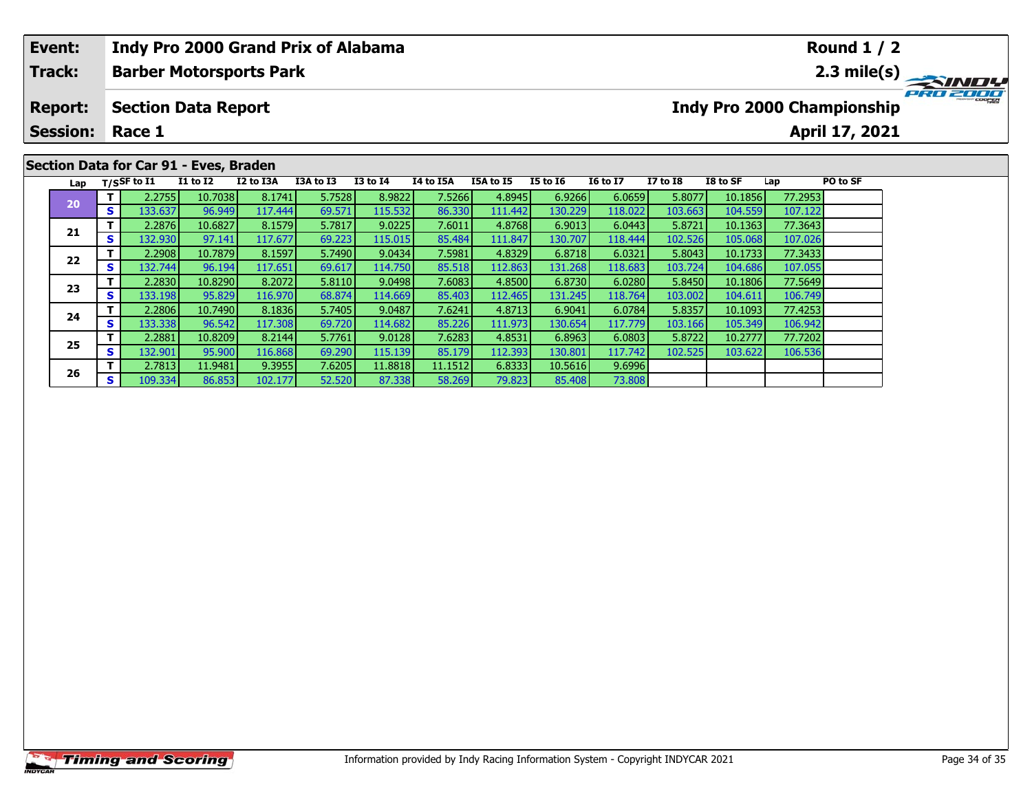| Event: | Indy Pro 2000 Grand Prix of Alabama | Round 1 / 2 |
|---|---|---|
| Track: | Barber Motorsports Park | 2.3 mile(s) |
| Report: | Section Data Report | Indy Pro 2000 Championship |
| Session: | Race 1 | April 17, 2021 |

## Section Data for Car 91 - Eves, Braden

| Lap | T/S | SF to I1 | I1 to I2 | I2 to I3A | I3A to I3 | I3 to I4 | I4 to I5A | I5A to I5 | I5 to I6 | I6 to I7 | I7 to I8 | I8 to SF | Lap | PO to SF |
|---|---|---|---|---|---|---|---|---|---|---|---|---|---|---|
| 20 | T | 2.2755 | 10.7038 | 8.1741 | 5.7528 | 8.9822 | 7.5266 | 4.8945 | 6.9266 | 6.0659 | 5.8077 | 10.1856 | 77.2953 | |
| | S | 133.637 | 96.949 | 117.444 | 69.571 | 115.532 | 86.330 | 111.442 | 130.229 | 118.022 | 103.663 | 104.559 | 107.122 | |
| 21 | T | 2.2876 | 10.6827 | 8.1579 | 5.7817 | 9.0225 | 7.6011 | 4.8768 | 6.9013 | 6.0443 | 5.8721 | 10.1363 | 77.3643 | |
| | S | 132.930 | 97.141 | 117.677 | 69.223 | 115.015 | 85.484 | 111.847 | 130.707 | 118.444 | 102.526 | 105.068 | 107.026 | |
| 22 | T | 2.2908 | 10.7879 | 8.1597 | 5.7490 | 9.0434 | 7.5981 | 4.8329 | 6.8718 | 6.0321 | 5.8043 | 10.1733 | 77.3433 | |
| | S | 132.744 | 96.194 | 117.651 | 69.617 | 114.750 | 85.518 | 112.863 | 131.268 | 118.683 | 103.724 | 104.686 | 107.055 | |
| 23 | T | 2.2830 | 10.8290 | 8.2072 | 5.8110 | 9.0498 | 7.6083 | 4.8500 | 6.8730 | 6.0280 | 5.8450 | 10.1806 | 77.5649 | |
| | S | 133.198 | 95.829 | 116.970 | 68.874 | 114.669 | 85.403 | 112.465 | 131.245 | 118.764 | 103.002 | 104.611 | 106.749 | |
| 24 | T | 2.2806 | 10.7490 | 8.1836 | 5.7405 | 9.0487 | 7.6241 | 4.8713 | 6.9041 | 6.0784 | 5.8357 | 10.1093 | 77.4253 | |
| | S | 133.338 | 96.542 | 117.308 | 69.720 | 114.682 | 85.226 | 111.973 | 130.654 | 117.779 | 103.166 | 105.349 | 106.942 | |
| 25 | T | 2.2881 | 10.8209 | 8.2144 | 5.7761 | 9.0128 | 7.6283 | 4.8531 | 6.8963 | 6.0803 | 5.8722 | 10.2777 | 77.7202 | |
| | S | 132.901 | 95.900 | 116.868 | 69.290 | 115.139 | 85.179 | 112.393 | 130.801 | 117.742 | 102.525 | 103.622 | 106.536 | |
| 26 | T | 2.7813 | 11.9481 | 9.3955 | 7.6205 | 11.8818 | 11.1512 | 6.8333 | 10.5616 | 9.6996 | | | | |
| | S | 109.334 | 86.853 | 102.177 | 52.520 | 87.338 | 58.269 | 79.823 | 85.408 | 73.808 | | | | |

Information provided by Indy Racing Information System - Copyright INDYCAR 2021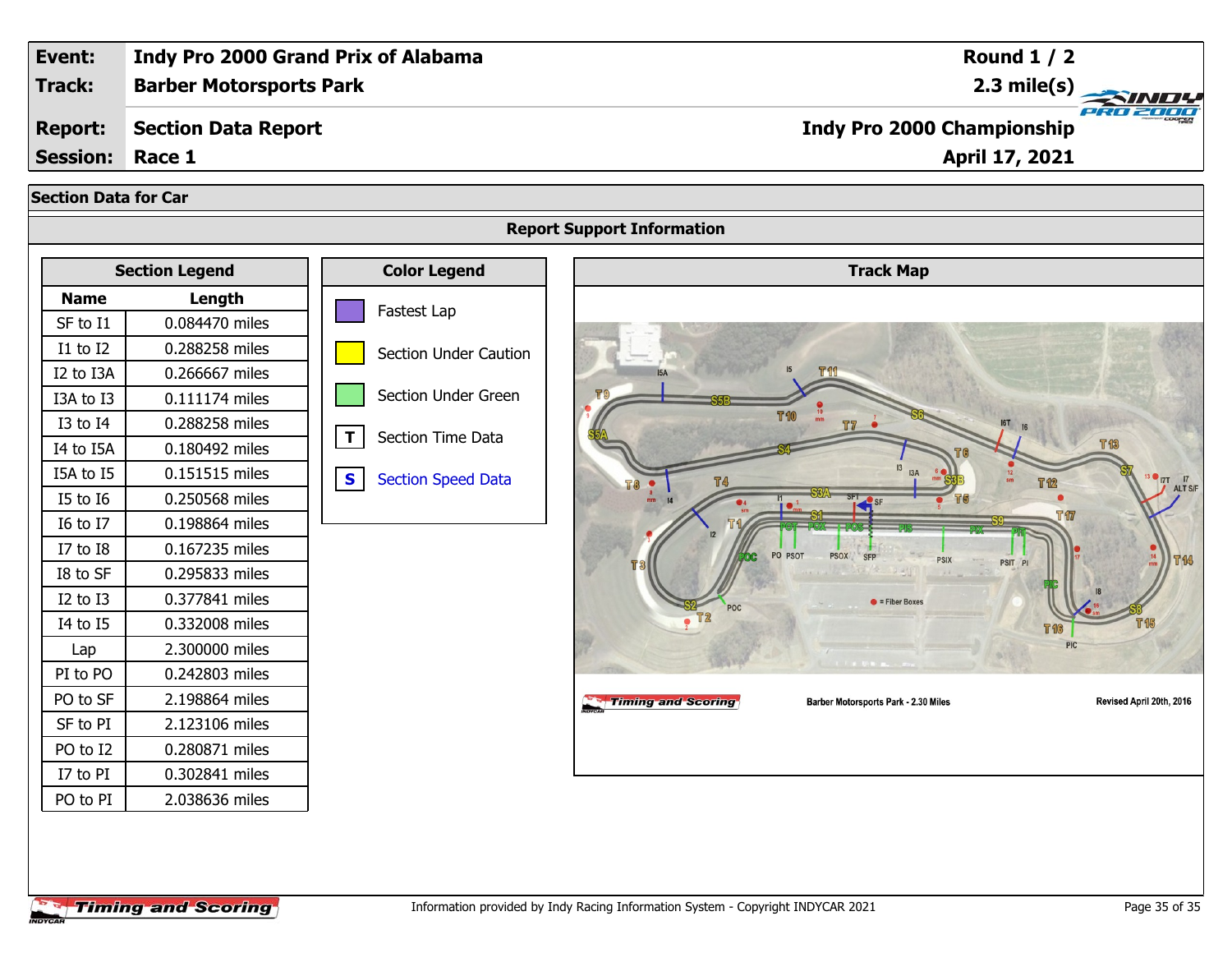| | | | |
|---|---|---|---|
| **Event:** | **Indy Pro 2000 Grand Prix of Alabama** | **Round 1 / 2** | |
| **Track:** | **Barber Motorsports Park** | **2.3 mile(s)** | |
| **Report:** | **Section Data Report** | **Indy Pro 2000 Championship** | |
| **Session:** | **Race 1** | **April 17, 2021** | |

## Section Data for Car

### Report Support Information

**Section Legend**

| Name | Length |
|---|---|
| SF to I1 | 0.084470 miles |
| I1 to I2 | 0.288258 miles |
| I2 to I3A | 0.266667 miles |
| I3A to I3 | 0.111174 miles |
| I3 to I4 | 0.288258 miles |
| I4 to I5A | 0.180492 miles |
| I5A to I5 | 0.151515 miles |
| I5 to I6 | 0.250568 miles |
| I6 to I7 | 0.198864 miles |
| I7 to I8 | 0.167235 miles |
| I8 to SF | 0.295833 miles |
| I2 to I3 | 0.377841 miles |
| I4 to I5 | 0.332008 miles |
| Lap | 2.300000 miles |
| PI to PO | 0.242803 miles |
| PO to SF | 2.198864 miles |
| SF to PI | 2.123106 miles |
| PO to I2 | 0.280871 miles |
| I7 to PI | 0.302841 miles |
| PO to PI | 2.038636 miles |

**Color Legend**

- Fastest Lap
- Section Under Caution
- Section Under Green
- T Section Time Data
- S Section Speed Data

**Track Map**

Barber Motorsports Park - 2.30 Miles

Revised April 20th, 2016

Information provided by Indy Racing Information System - Copyright INDYCAR 2021